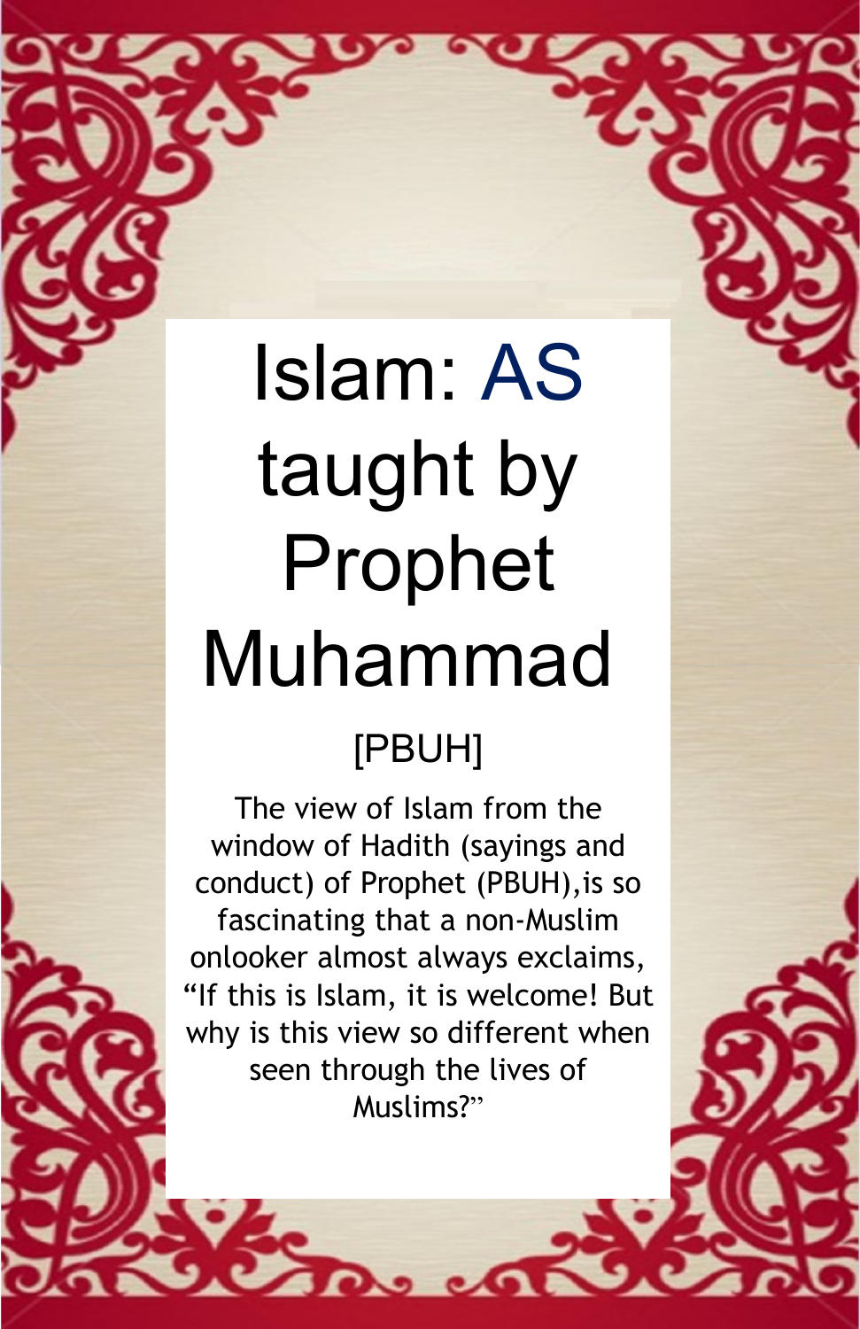# Islam: AS taught by Prophet Muhammad

[PBUH]

The view of Islam from the window of Hadith (sayings and conduct) of Prophet (PBUH),is so fascinating that a non-Muslim onlooker almost always exclaims, "If this is Islam, it is welcome! But why is this view so different when seen through the lives of Muslims?"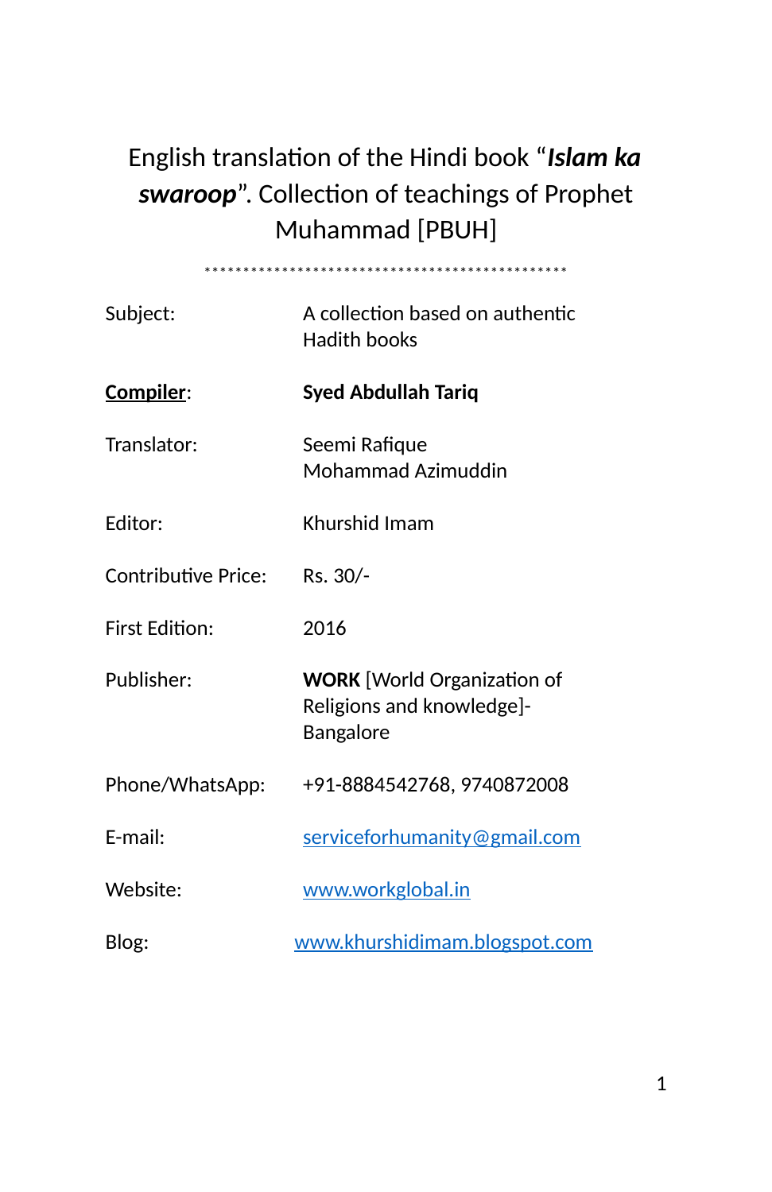# English translation of the Hindi book "***Islam ka swaroop***". Collection of teachings of Prophet Muhammad [PBUH]

\*\*\*\*\*\*\*\*\*\*\*\*\*\*\*\*\*\*\*\*\*\*\*\*\*\*\*\*\*\*\*\*\*\*\*\*\*\*\*\*\*\*\*\*\*\*\*\*

| | |
|---|---|
| Subject: | A collection based on authentic Hadith books |
| **Compiler**: | **Syed Abdullah Tariq** |
| Translator: | Seemi Rafique<br>Mohammad Azimuddin |
| Editor: | Khurshid Imam |
| Contributive Price: | Rs. 30/- |
| First Edition: | 2016 |
| Publisher: | **WORK** [World Organization of Religions and knowledge]-Bangalore |
| Phone/WhatsApp: | +91-8884542768, 9740872008 |
| E-mail: | serviceforhumanity@gmail.com |
| Website: | www.workglobal.in |
| Blog: | www.khurshidimam.blogspot.com |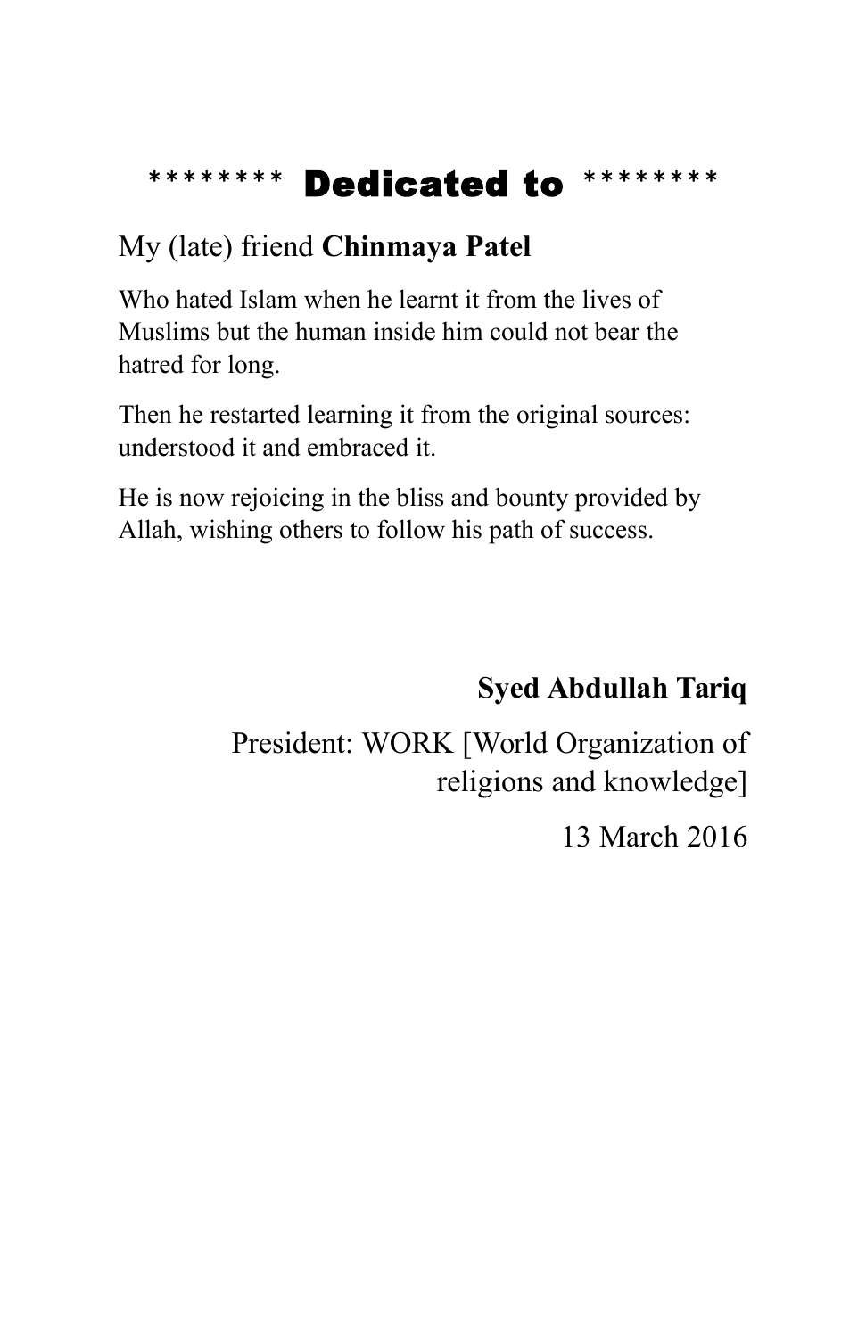# ******** Dedicated to ********

My (late) friend **Chinmaya Patel**

Who hated Islam when he learnt it from the lives of Muslims but the human inside him could not bear the hatred for long.

Then he restarted learning it from the original sources: understood it and embraced it.

He is now rejoicing in the bliss and bounty provided by Allah, wishing others to follow his path of success.

**Syed Abdullah Tariq**

President: WORK [World Organization of religions and knowledge]

13 March 2016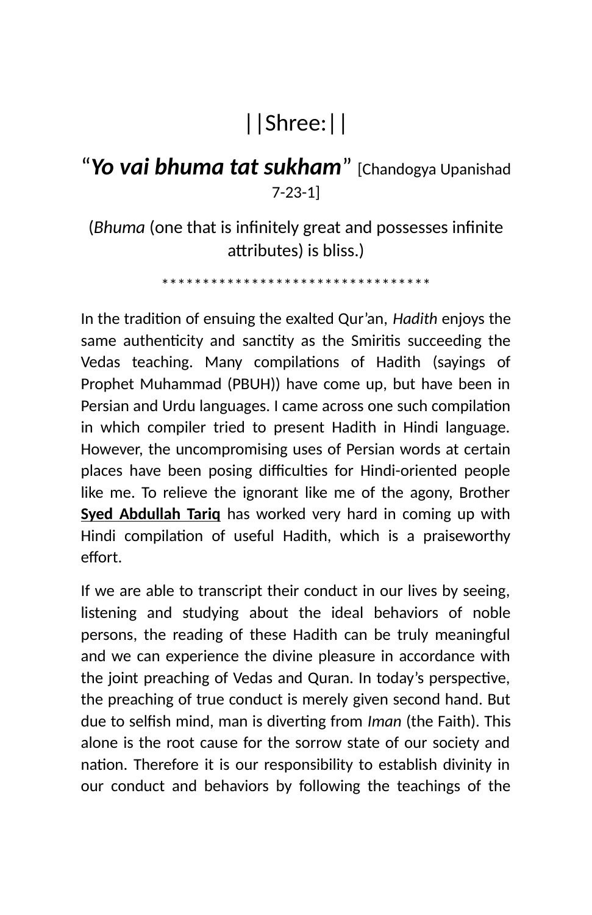||Shree:||

"***Yo vai bhuma tat sukham***" [Chandogya Upanishad 7-23-1]

(*Bhuma* (one that is infinitely great and possesses infinite attributes) is bliss.)

*********************************

In the tradition of ensuing the exalted Qur'an, *Hadith* enjoys the same authenticity and sanctity as the Smiritis succeeding the Vedas teaching. Many compilations of Hadith (sayings of Prophet Muhammad (PBUH)) have come up, but have been in Persian and Urdu languages. I came across one such compilation in which compiler tried to present Hadith in Hindi language. However, the uncompromising uses of Persian words at certain places have been posing difficulties for Hindi-oriented people like me. To relieve the ignorant like me of the agony, Brother **Syed Abdullah Tariq** has worked very hard in coming up with Hindi compilation of useful Hadith, which is a praiseworthy effort.

If we are able to transcript their conduct in our lives by seeing, listening and studying about the ideal behaviors of noble persons, the reading of these Hadith can be truly meaningful and we can experience the divine pleasure in accordance with the joint preaching of Vedas and Quran. In today's perspective, the preaching of true conduct is merely given second hand. But due to selfish mind, man is diverting from *Iman* (the Faith). This alone is the root cause for the sorrow state of our society and nation. Therefore it is our responsibility to establish divinity in our conduct and behaviors by following the teachings of the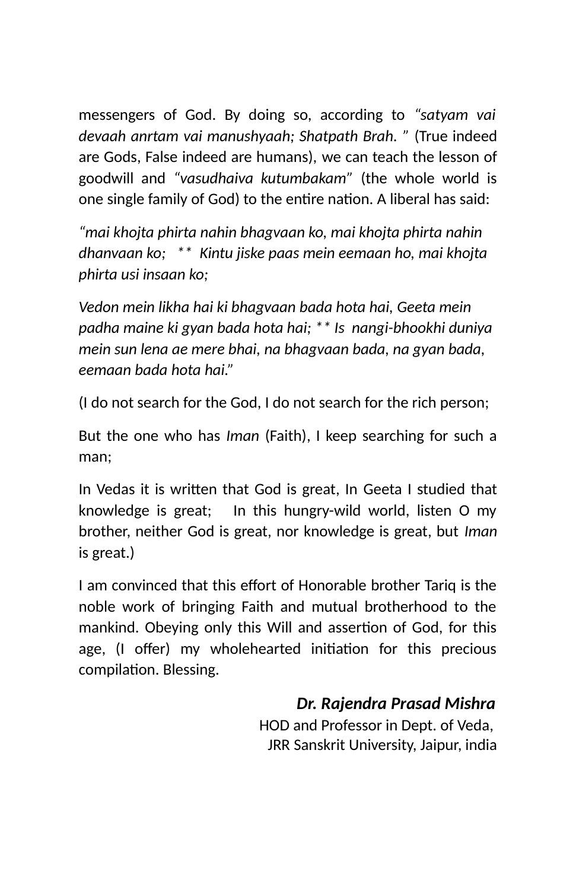messengers of God. By doing so, according to *"satyam vai devaah anrtam vai manushyaah; Shatpath Brah. "* (True indeed are Gods, False indeed are humans), we can teach the lesson of goodwill and *"vasudhaiva kutumbakam"* (the whole world is one single family of God) to the entire nation. A liberal has said:

*"mai khojta phirta nahin bhagvaan ko, mai khojta phirta nahin dhanvaan ko; \*\* Kintu jiske paas mein eemaan ho, mai khojta phirta usi insaan ko;*

*Vedon mein likha hai ki bhagvaan bada hota hai, Geeta mein padha maine ki gyan bada hota hai; \*\* Is nangi-bhookhi duniya mein sun lena ae mere bhai, na bhagvaan bada, na gyan bada, eemaan bada hota hai."*

(I do not search for the God, I do not search for the rich person;

But the one who has *Iman* (Faith), I keep searching for such a man;

In Vedas it is written that God is great, In Geeta I studied that knowledge is great; In this hungry-wild world, listen O my brother, neither God is great, nor knowledge is great, but *Iman* is great.)

I am convinced that this effort of Honorable brother Tariq is the noble work of bringing Faith and mutual brotherhood to the mankind. Obeying only this Will and assertion of God, for this age, (I offer) my wholehearted initiation for this precious compilation. Blessing.

***Dr. Rajendra Prasad Mishra***
HOD and Professor in Dept. of Veda,
JRR Sanskrit University, Jaipur, india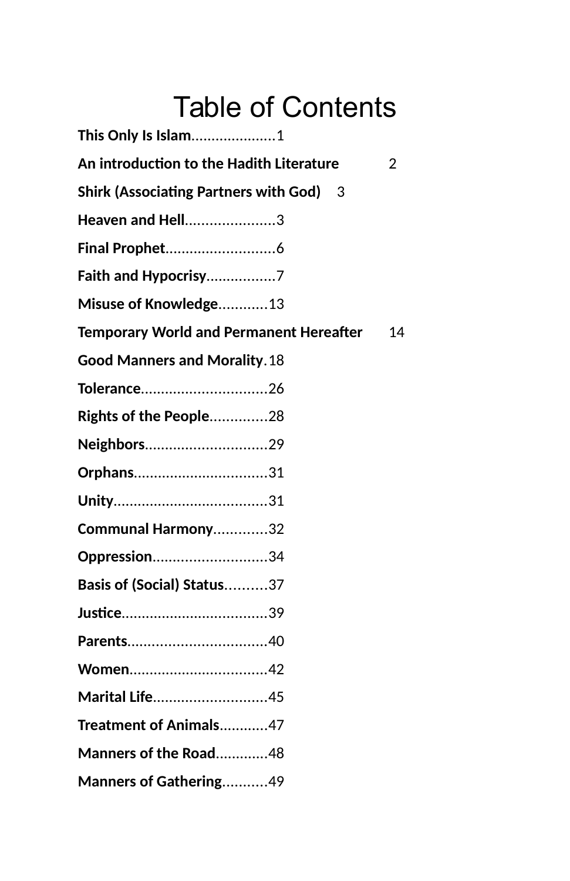# Table of Contents

**This Only Is Islam**.....................1

**An introduction to the Hadith Literature** 2

**Shirk (Associating Partners with God)** 3

**Heaven and Hell**......................3

**Final Prophet**...........................6

**Faith and Hypocrisy**.................7

**Misuse of Knowledge**............13

**Temporary World and Permanent Hereafter** 14

**Good Manners and Morality**.18

**Tolerance**................................26

**Rights of the People**..............28

**Neighbors**..............................29

**Orphans**.................................31

**Unity**......................................31

**Communal Harmony**.............32

**Oppression**............................34

**Basis of (Social) Status**..........37

**Justice**....................................39

**Parents**..................................40

**Women**..................................42

**Marital Life**............................45

**Treatment of Animals**............47

**Manners of the Road**.............48

**Manners of Gathering**...........49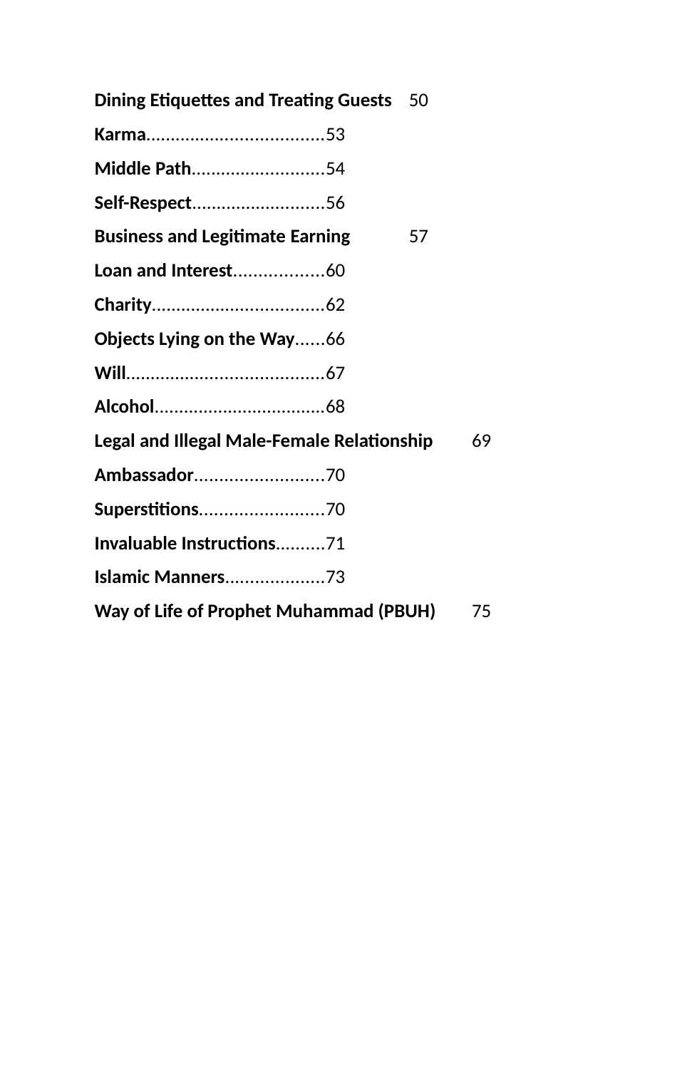**Dining Etiquettes and Treating Guests** 50

**Karma**....................................53

**Middle Path**...........................54

**Self-Respect**...........................56

**Business and Legitimate Earning** 57

**Loan and Interest**..................60

**Charity**...................................62

**Objects Lying on the Way**......66

**Will**........................................67

**Alcohol**...................................68

**Legal and Illegal Male-Female Relationship** 69

**Ambassador**..........................70

**Superstitions**.........................70

**Invaluable Instructions**..........71

**Islamic Manners**....................73

**Way of Life of Prophet Muhammad (PBUH)** 75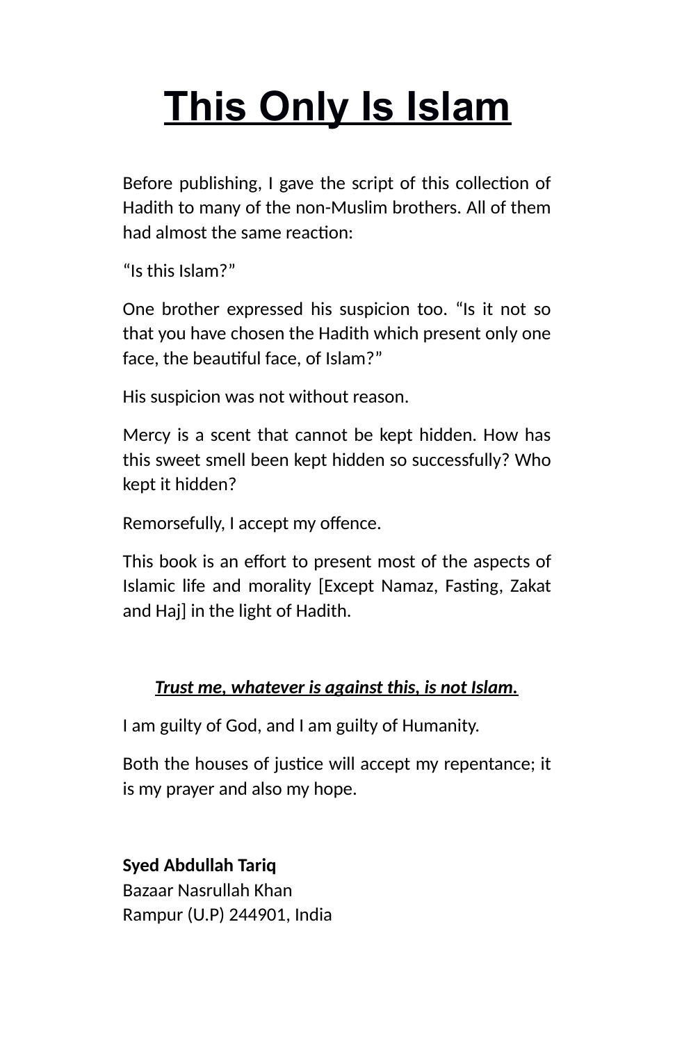# This Only Is Islam

Before publishing, I gave the script of this collection of Hadith to many of the non-Muslim brothers. All of them had almost the same reaction:

"Is this Islam?"

One brother expressed his suspicion too. "Is it not so that you have chosen the Hadith which present only one face, the beautiful face, of Islam?"

His suspicion was not without reason.

Mercy is a scent that cannot be kept hidden. How has this sweet smell been kept hidden so successfully? Who kept it hidden?

Remorsefully, I accept my offence.

This book is an effort to present most of the aspects of Islamic life and morality [Except Namaz, Fasting, Zakat and Haj] in the light of Hadith.

***<u>Trust me, whatever is against this, is not Islam.</u>***

I am guilty of God, and I am guilty of Humanity.

Both the houses of justice will accept my repentance; it is my prayer and also my hope.

**Syed Abdullah Tariq**
Bazaar Nasrullah Khan
Rampur (U.P) 244901, India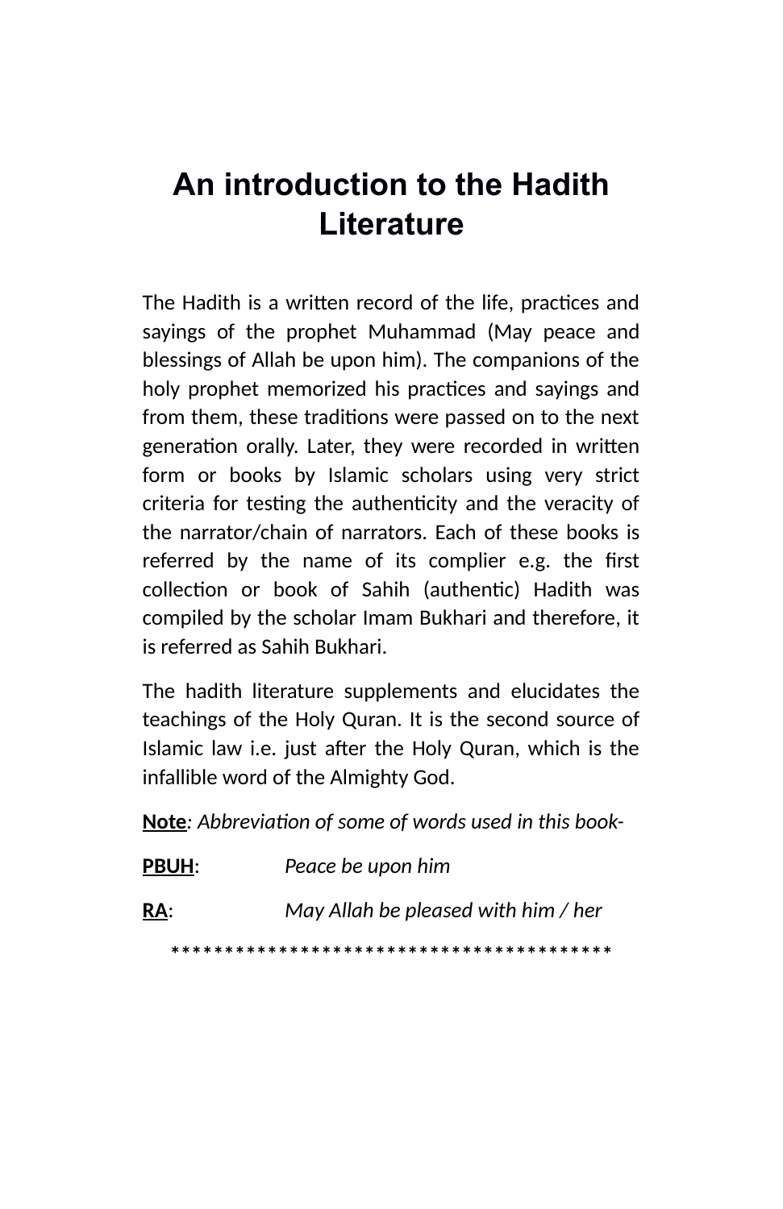# An introduction to the Hadith Literature

The Hadith is a written record of the life, practices and sayings of the prophet Muhammad (May peace and blessings of Allah be upon him). The companions of the holy prophet memorized his practices and sayings and from them, these traditions were passed on to the next generation orally. Later, they were recorded in written form or books by Islamic scholars using very strict criteria for testing the authenticity and the veracity of the narrator/chain of narrators. Each of these books is referred by the name of its complier e.g. the first collection or book of Sahih (authentic) Hadith was compiled by the scholar Imam Bukhari and therefore, it is referred as Sahih Bukhari.

The hadith literature supplements and elucidates the teachings of the Holy Quran. It is the second source of Islamic law i.e. just after the Holy Quran, which is the infallible word of the Almighty God.

**Note**: *Abbreviation of some of words used in this book-*

**PBUH**: *Peace be upon him*

**RA**: *May Allah be pleased with him / her*

*****************************************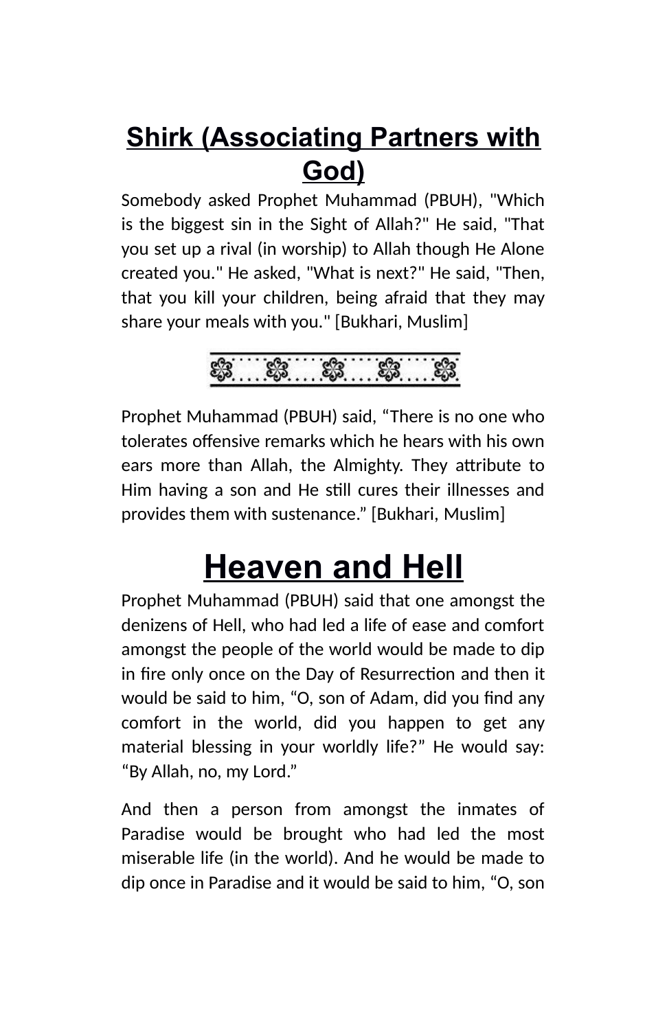# Shirk (Associating Partners with God)

Somebody asked Prophet Muhammad (PBUH), "Which is the biggest sin in the Sight of Allah?" He said, "That you set up a rival (in worship) to Allah though He Alone created you." He asked, "What is next?" He said, "Then, that you kill your children, being afraid that they may share your meals with you." [Bukhari, Muslim]

Prophet Muhammad (PBUH) said, “There is no one who tolerates offensive remarks which he hears with his own ears more than Allah, the Almighty. They attribute to Him having a son and He still cures their illnesses and provides them with sustenance.” [Bukhari, Muslim]

# Heaven and Hell

Prophet Muhammad (PBUH) said that one amongst the denizens of Hell, who had led a life of ease and comfort amongst the people of the world would be made to dip in fire only once on the Day of Resurrection and then it would be said to him, “O, son of Adam, did you find any comfort in the world, did you happen to get any material blessing in your worldly life?” He would say: “By Allah, no, my Lord.”

And then a person from amongst the inmates of Paradise would be brought who had led the most miserable life (in the world). And he would be made to dip once in Paradise and it would be said to him, “O, son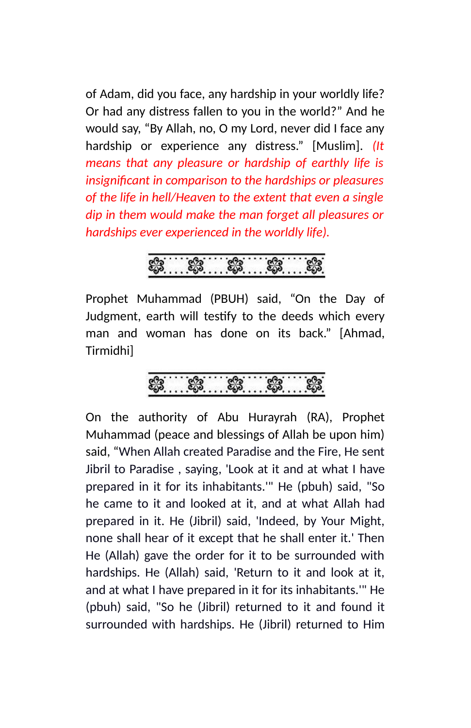of Adam, did you face, any hardship in your worldly life? Or had any distress fallen to you in the world?" And he would say, "By Allah, no, O my Lord, never did I face any hardship or experience any distress." [Muslim]. *(It means that any pleasure or hardship of earthly life is insignificant in comparison to the hardships or pleasures of the life in hell/Heaven to the extent that even a single dip in them would make the man forget all pleasures or hardships ever experienced in the worldly life).*

Prophet Muhammad (PBUH) said, "On the Day of Judgment, earth will testify to the deeds which every man and woman has done on its back." [Ahmad, Tirmidhi]

On the authority of Abu Hurayrah (RA), Prophet Muhammad (peace and blessings of Allah be upon him) said, "When Allah created Paradise and the Fire, He sent Jibril to Paradise , saying, 'Look at it and at what I have prepared in it for its inhabitants.'" He (pbuh) said, "So he came to it and looked at it, and at what Allah had prepared in it. He (Jibril) said, 'Indeed, by Your Might, none shall hear of it except that he shall enter it.' Then He (Allah) gave the order for it to be surrounded with hardships. He (Allah) said, 'Return to it and look at it, and at what I have prepared in it for its inhabitants.'" He (pbuh) said, "So he (Jibril) returned to it and found it surrounded with hardships. He (Jibril) returned to Him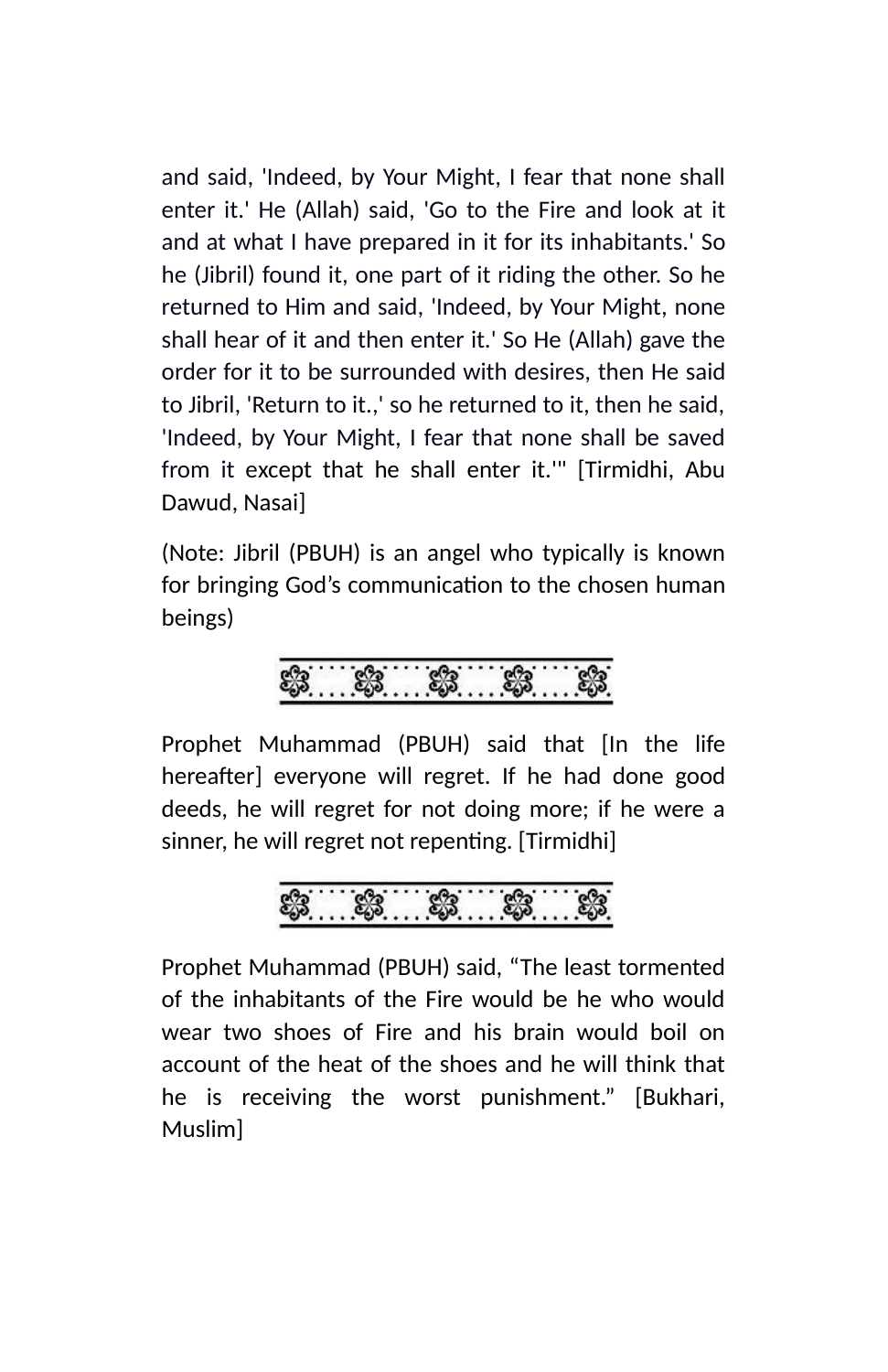and said, 'Indeed, by Your Might, I fear that none shall enter it.' He (Allah) said, 'Go to the Fire and look at it and at what I have prepared in it for its inhabitants.' So he (Jibril) found it, one part of it riding the other. So he returned to Him and said, 'Indeed, by Your Might, none shall hear of it and then enter it.' So He (Allah) gave the order for it to be surrounded with desires, then He said to Jibril, 'Return to it.,' so he returned to it, then he said, 'Indeed, by Your Might, I fear that none shall be saved from it except that he shall enter it.'" [Tirmidhi, Abu Dawud, Nasai]

(Note: Jibril (PBUH) is an angel who typically is known for bringing God's communication to the chosen human beings)

---

Prophet Muhammad (PBUH) said that [In the life hereafter] everyone will regret. If he had done good deeds, he will regret for not doing more; if he were a sinner, he will regret not repenting. [Tirmidhi]

---

Prophet Muhammad (PBUH) said, "The least tormented of the inhabitants of the Fire would be he who would wear two shoes of Fire and his brain would boil on account of the heat of the shoes and he will think that he is receiving the worst punishment." [Bukhari, Muslim]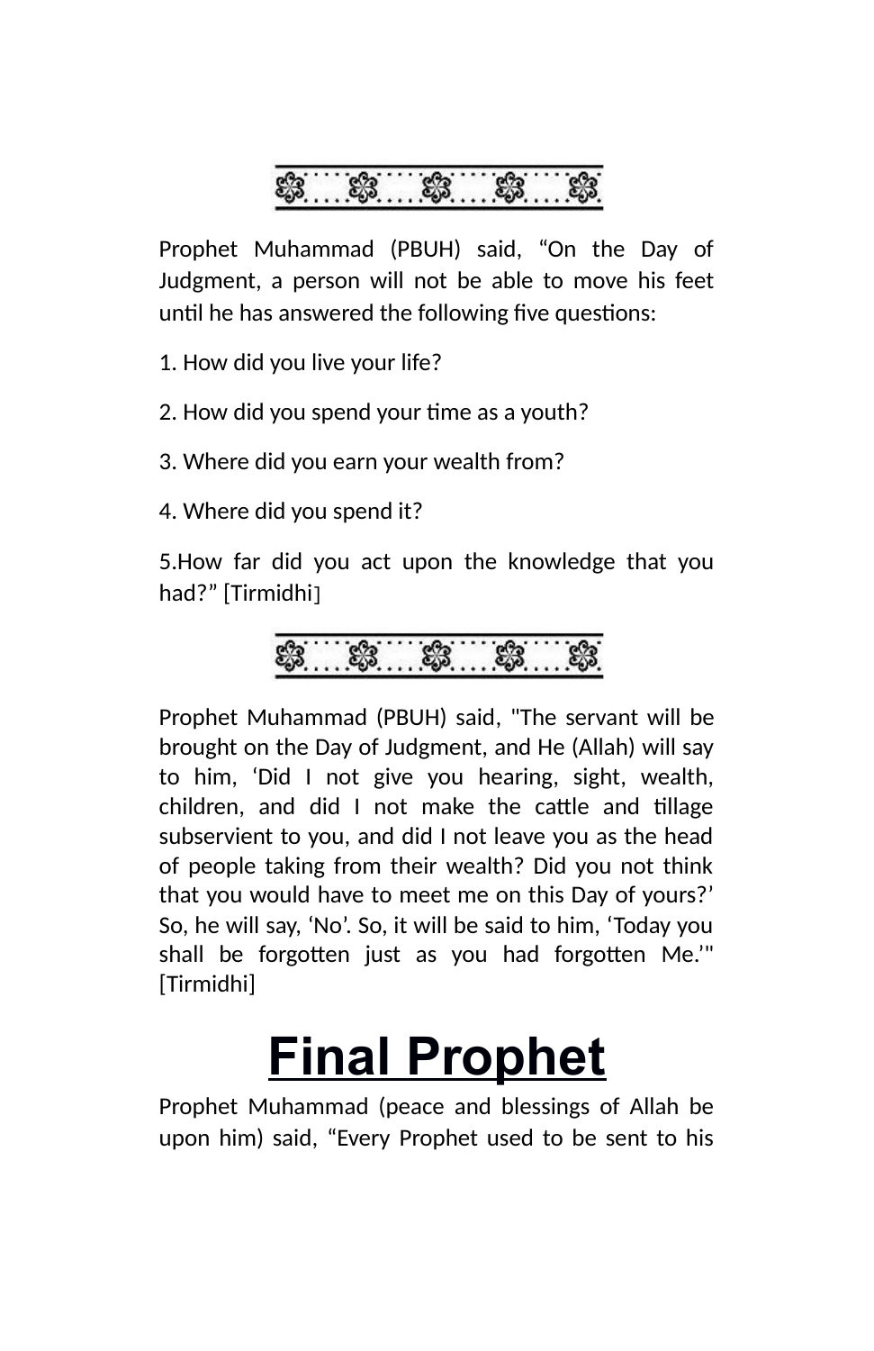Prophet Muhammad (PBUH) said, “On the Day of Judgment, a person will not be able to move his feet until he has answered the following five questions:

1. How did you live your life?

2. How did you spend your time as a youth?

3. Where did you earn your wealth from?

4. Where did you spend it?

5.How far did you act upon the knowledge that you had?” [Tirmidhi]

Prophet Muhammad (PBUH) said, "The servant will be brought on the Day of Judgment, and He (Allah) will say to him, ‘Did I not give you hearing, sight, wealth, children, and did I not make the cattle and tillage subservient to you, and did I not leave you as the head of people taking from their wealth? Did you not think that you would have to meet me on this Day of yours?’ So, he will say, ‘No’. So, it will be said to him, ‘Today you shall be forgotten just as you had forgotten Me.’" [Tirmidhi]

# Final Prophet

Prophet Muhammad (peace and blessings of Allah be upon him) said, “Every Prophet used to be sent to his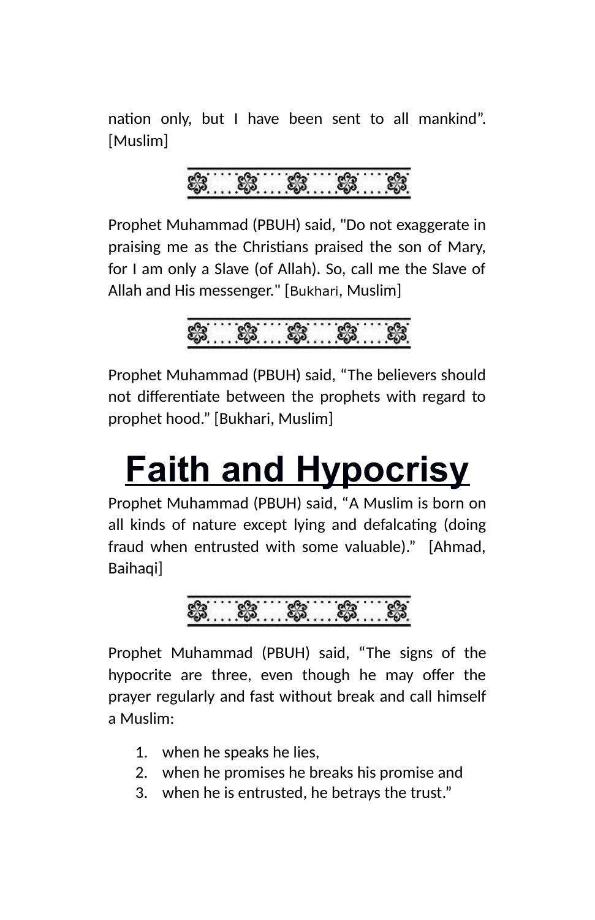nation only, but I have been sent to all mankind". [Muslim]

Prophet Muhammad (PBUH) said, "Do not exaggerate in praising me as the Christians praised the son of Mary, for I am only a Slave (of Allah). So, call me the Slave of Allah and His messenger." [Bukhari, Muslim]

Prophet Muhammad (PBUH) said, "The believers should not differentiate between the prophets with regard to prophet hood." [Bukhari, Muslim]

# Faith and Hypocrisy

Prophet Muhammad (PBUH) said, "A Muslim is born on all kinds of nature except lying and defalcating (doing fraud when entrusted with some valuable)." [Ahmad, Baihaqi]

Prophet Muhammad (PBUH) said, "The signs of the hypocrite are three, even though he may offer the prayer regularly and fast without break and call himself a Muslim:

1. when he speaks he lies,
2. when he promises he breaks his promise and
3. when he is entrusted, he betrays the trust."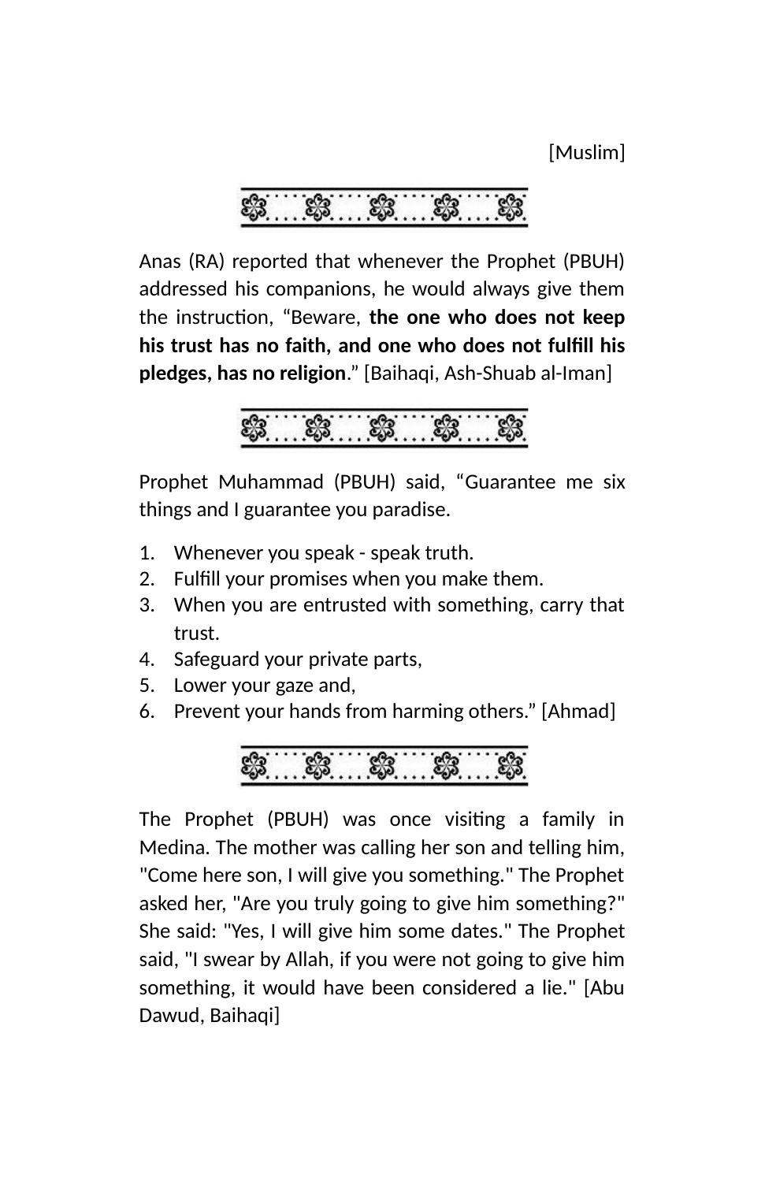[Muslim]

Anas (RA) reported that whenever the Prophet (PBUH) addressed his companions, he would always give them the instruction, “Beware, **the one who does not keep his trust has no faith, and one who does not fulfill his pledges, has no religion**.” [Baihaqi, Ash-Shuab al-Iman]

Prophet Muhammad (PBUH) said, “Guarantee me six things and I guarantee you paradise.

1. Whenever you speak - speak truth.
2. Fulfill your promises when you make them.
3. When you are entrusted with something, carry that trust.
4. Safeguard your private parts,
5. Lower your gaze and,
6. Prevent your hands from harming others.” [Ahmad]

The Prophet (PBUH) was once visiting a family in Medina. The mother was calling her son and telling him, "Come here son, I will give you something." The Prophet asked her, "Are you truly going to give him something?" She said: "Yes, I will give him some dates." The Prophet said, "I swear by Allah, if you were not going to give him something, it would have been considered a lie." [Abu Dawud, Baihaqi]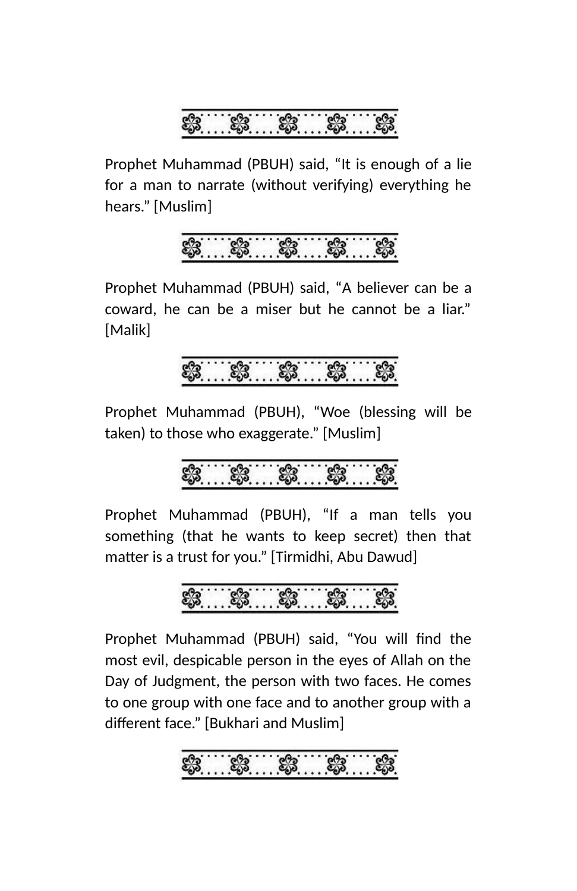Prophet Muhammad (PBUH) said, “It is enough of a lie for a man to narrate (without verifying) everything he hears.” [Muslim]

Prophet Muhammad (PBUH) said, “A believer can be a coward, he can be a miser but he cannot be a liar.” [Malik]

Prophet Muhammad (PBUH), “Woe (blessing will be taken) to those who exaggerate.” [Muslim]

Prophet Muhammad (PBUH), “If a man tells you something (that he wants to keep secret) then that matter is a trust for you.” [Tirmidhi, Abu Dawud]

Prophet Muhammad (PBUH) said, “You will find the most evil, despicable person in the eyes of Allah on the Day of Judgment, the person with two faces. He comes to one group with one face and to another group with a different face.” [Bukhari and Muslim]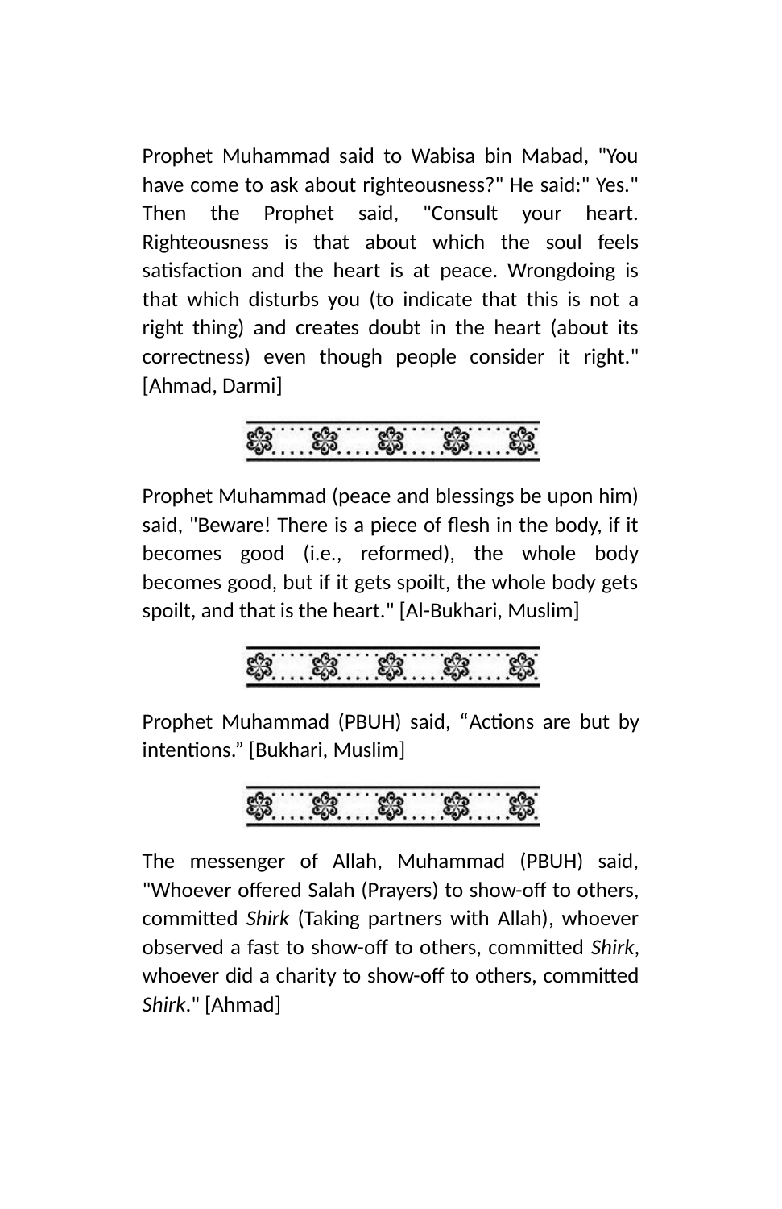Prophet Muhammad said to Wabisa bin Mabad, "You have come to ask about righteousness?" He said:" Yes." Then the Prophet said, "Consult your heart. Righteousness is that about which the soul feels satisfaction and the heart is at peace. Wrongdoing is that which disturbs you (to indicate that this is not a right thing) and creates doubt in the heart (about its correctness) even though people consider it right." [Ahmad, Darmi]

Prophet Muhammad (peace and blessings be upon him) said, "Beware! There is a piece of flesh in the body, if it becomes good (i.e., reformed), the whole body becomes good, but if it gets spoilt, the whole body gets spoilt, and that is the heart." [Al-Bukhari, Muslim]

Prophet Muhammad (PBUH) said, “Actions are but by intentions.” [Bukhari, Muslim]

The messenger of Allah, Muhammad (PBUH) said, "Whoever offered Salah (Prayers) to show-off to others, committed *Shirk* (Taking partners with Allah), whoever observed a fast to show-off to others, committed *Shirk*, whoever did a charity to show-off to others, committed *Shirk*." [Ahmad]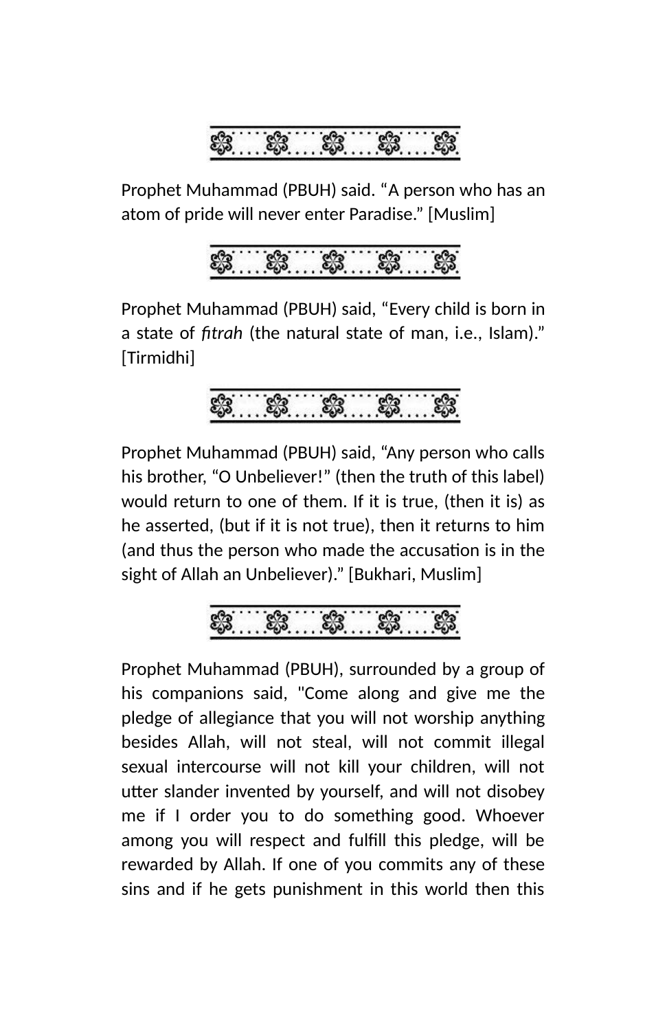Prophet Muhammad (PBUH) said. “A person who has an atom of pride will never enter Paradise.” [Muslim]

Prophet Muhammad (PBUH) said, “Every child is born in a state of *fitrah* (the natural state of man, i.e., Islam).” [Tirmidhi]

Prophet Muhammad (PBUH) said, “Any person who calls his brother, “O Unbeliever!” (then the truth of this label) would return to one of them. If it is true, (then it is) as he asserted, (but if it is not true), then it returns to him (and thus the person who made the accusation is in the sight of Allah an Unbeliever).” [Bukhari, Muslim]

Prophet Muhammad (PBUH), surrounded by a group of his companions said, "Come along and give me the pledge of allegiance that you will not worship anything besides Allah, will not steal, will not commit illegal sexual intercourse will not kill your children, will not utter slander invented by yourself, and will not disobey me if I order you to do something good. Whoever among you will respect and fulfill this pledge, will be rewarded by Allah. If one of you commits any of these sins and if he gets punishment in this world then this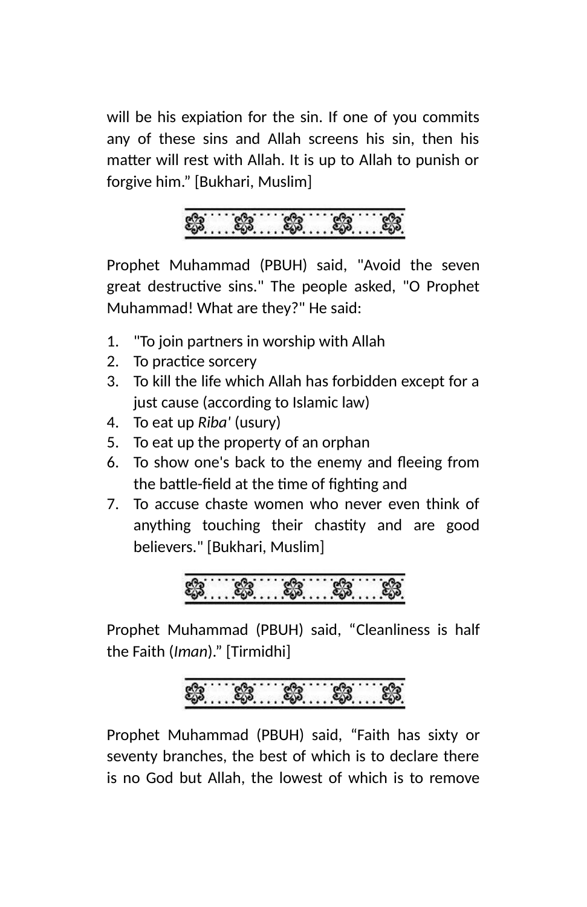will be his expiation for the sin. If one of you commits any of these sins and Allah screens his sin, then his matter will rest with Allah. It is up to Allah to punish or forgive him.” [Bukhari, Muslim]

Prophet Muhammad (PBUH) said, "Avoid the seven great destructive sins." The people asked, "O Prophet Muhammad! What are they?" He said:

1. "To join partners in worship with Allah
2. To practice sorcery
3. To kill the life which Allah has forbidden except for a just cause (according to Islamic law)
4. To eat up *Riba'* (usury)
5. To eat up the property of an orphan
6. To show one's back to the enemy and fleeing from the battle-field at the time of fighting and
7. To accuse chaste women who never even think of anything touching their chastity and are good believers." [Bukhari, Muslim]

Prophet Muhammad (PBUH) said, “Cleanliness is half the Faith (*Iman*).” [Tirmidhi]

Prophet Muhammad (PBUH) said, “Faith has sixty or seventy branches, the best of which is to declare there is no God but Allah, the lowest of which is to remove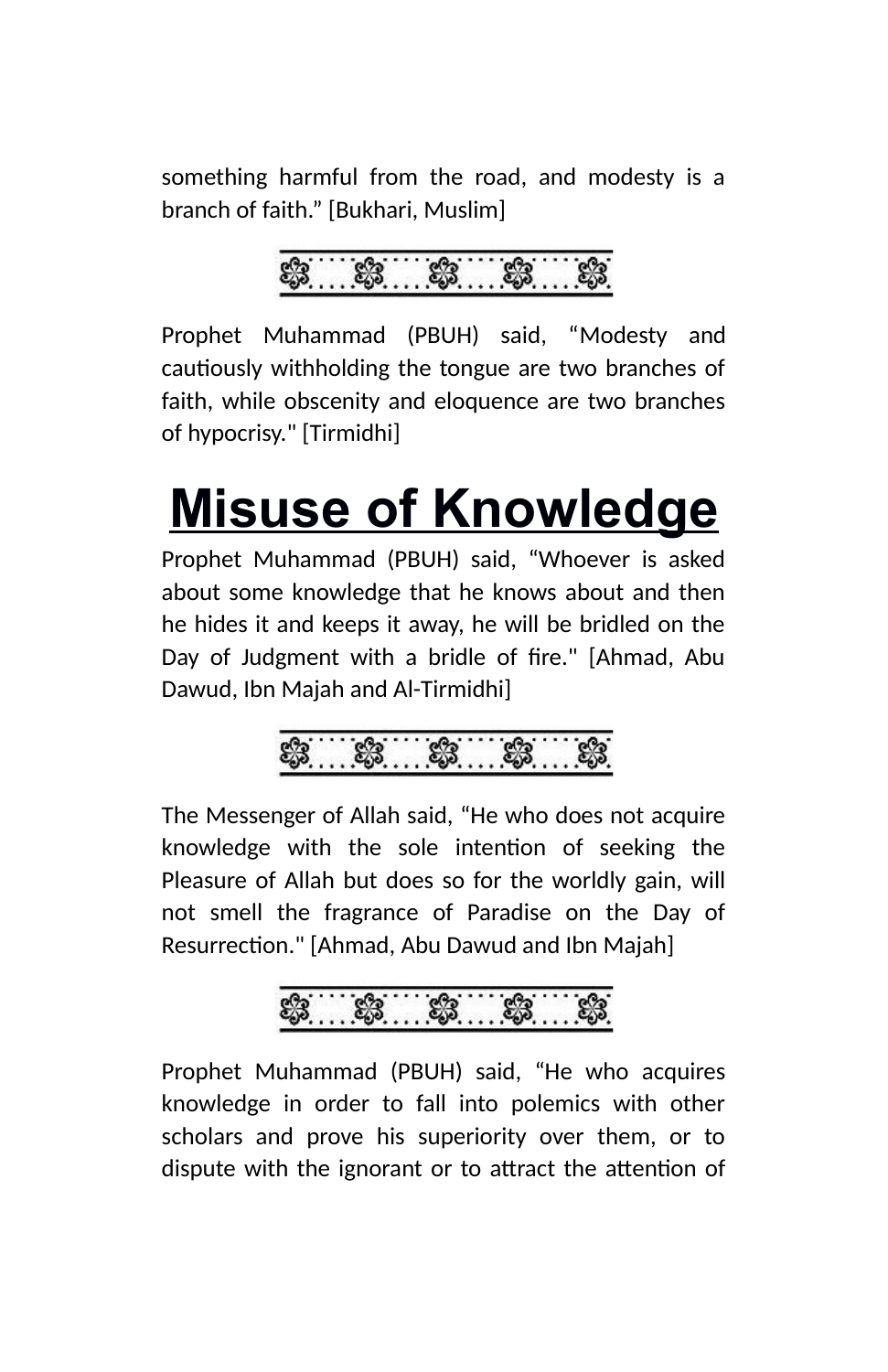something harmful from the road, and modesty is a branch of faith.” [Bukhari, Muslim]

Prophet Muhammad (PBUH) said, “Modesty and cautiously withholding the tongue are two branches of faith, while obscenity and eloquence are two branches of hypocrisy." [Tirmidhi]

# Misuse of Knowledge

Prophet Muhammad (PBUH) said, “Whoever is asked about some knowledge that he knows about and then he hides it and keeps it away, he will be bridled on the Day of Judgment with a bridle of fire." [Ahmad, Abu Dawud, Ibn Majah and Al-Tirmidhi]

The Messenger of Allah said, “He who does not acquire knowledge with the sole intention of seeking the Pleasure of Allah but does so for the worldly gain, will not smell the fragrance of Paradise on the Day of Resurrection." [Ahmad, Abu Dawud and Ibn Majah]

Prophet Muhammad (PBUH) said, “He who acquires knowledge in order to fall into polemics with other scholars and prove his superiority over them, or to dispute with the ignorant or to attract the attention of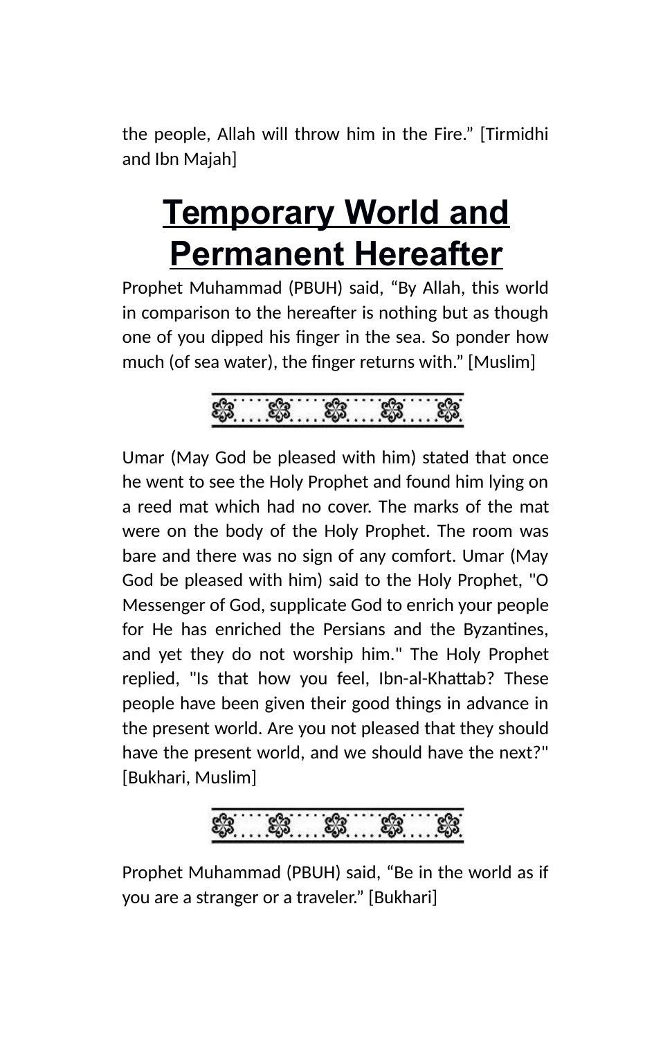the people, Allah will throw him in the Fire.” [Tirmidhi and Ibn Majah]

# Temporary World and Permanent Hereafter

Prophet Muhammad (PBUH) said, “By Allah, this world in comparison to the hereafter is nothing but as though one of you dipped his finger in the sea. So ponder how much (of sea water), the finger returns with.” [Muslim]

Umar (May God be pleased with him) stated that once he went to see the Holy Prophet and found him lying on a reed mat which had no cover. The marks of the mat were on the body of the Holy Prophet. The room was bare and there was no sign of any comfort. Umar (May God be pleased with him) said to the Holy Prophet, "O Messenger of God, supplicate God to enrich your people for He has enriched the Persians and the Byzantines, and yet they do not worship him." The Holy Prophet replied, "Is that how you feel, Ibn-al-Khattab? These people have been given their good things in advance in the present world. Are you not pleased that they should have the present world, and we should have the next?" [Bukhari, Muslim]

Prophet Muhammad (PBUH) said, “Be in the world as if you are a stranger or a traveler.” [Bukhari]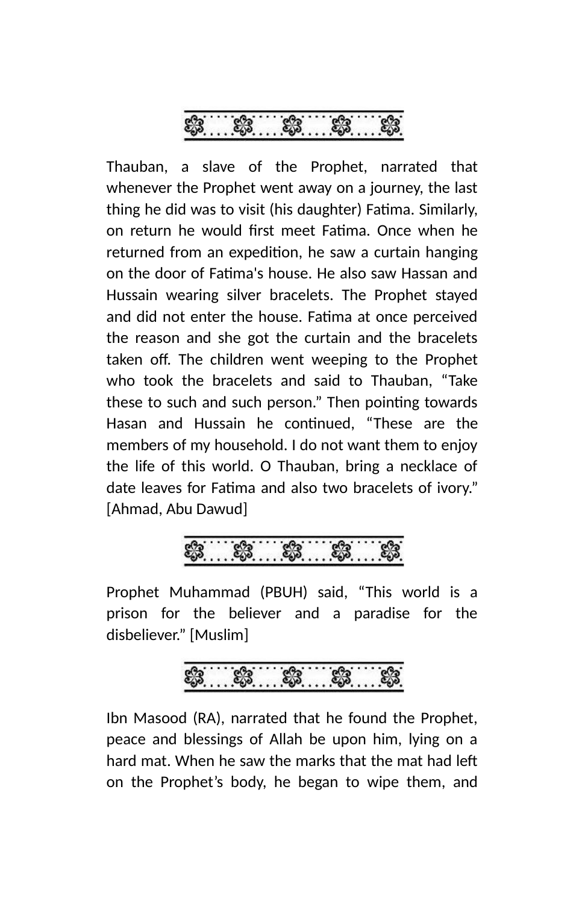Thauban, a slave of the Prophet, narrated that whenever the Prophet went away on a journey, the last thing he did was to visit (his daughter) Fatima. Similarly, on return he would first meet Fatima. Once when he returned from an expedition, he saw a curtain hanging on the door of Fatima's house. He also saw Hassan and Hussain wearing silver bracelets. The Prophet stayed and did not enter the house. Fatima at once perceived the reason and she got the curtain and the bracelets taken off. The children went weeping to the Prophet who took the bracelets and said to Thauban, “Take these to such and such person.” Then pointing towards Hasan and Hussain he continued, “These are the members of my household. I do not want them to enjoy the life of this world. O Thauban, bring a necklace of date leaves for Fatima and also two bracelets of ivory.” [Ahmad, Abu Dawud]

Prophet Muhammad (PBUH) said, “This world is a prison for the believer and a paradise for the disbeliever.” [Muslim]

Ibn Masood (RA), narrated that he found the Prophet, peace and blessings of Allah be upon him, lying on a hard mat. When he saw the marks that the mat had left on the Prophet’s body, he began to wipe them, and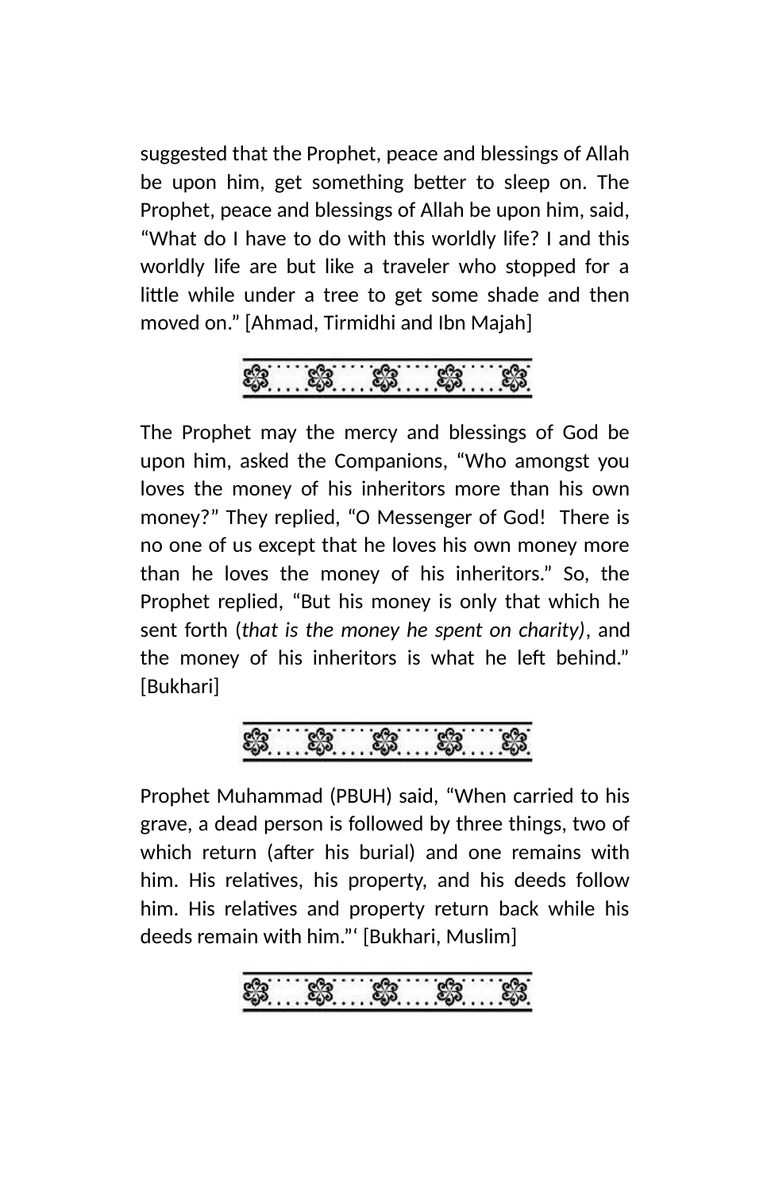suggested that the Prophet, peace and blessings of Allah be upon him, get something better to sleep on. The Prophet, peace and blessings of Allah be upon him, said, “What do I have to do with this worldly life? I and this worldly life are but like a traveler who stopped for a little while under a tree to get some shade and then moved on.” [Ahmad, Tirmidhi and Ibn Majah]

The Prophet may the mercy and blessings of God be upon him, asked the Companions, “Who amongst you loves the money of his inheritors more than his own money?” They replied, “O Messenger of God! There is no one of us except that he loves his own money more than he loves the money of his inheritors.” So, the Prophet replied, “But his money is only that which he sent forth (*that is the money he spent on charity)*, and the money of his inheritors is what he left behind.” [Bukhari]

Prophet Muhammad (PBUH) said, “When carried to his grave, a dead person is followed by three things, two of which return (after his burial) and one remains with him. His relatives, his property, and his deeds follow him. His relatives and property return back while his deeds remain with him.”‘ [Bukhari, Muslim]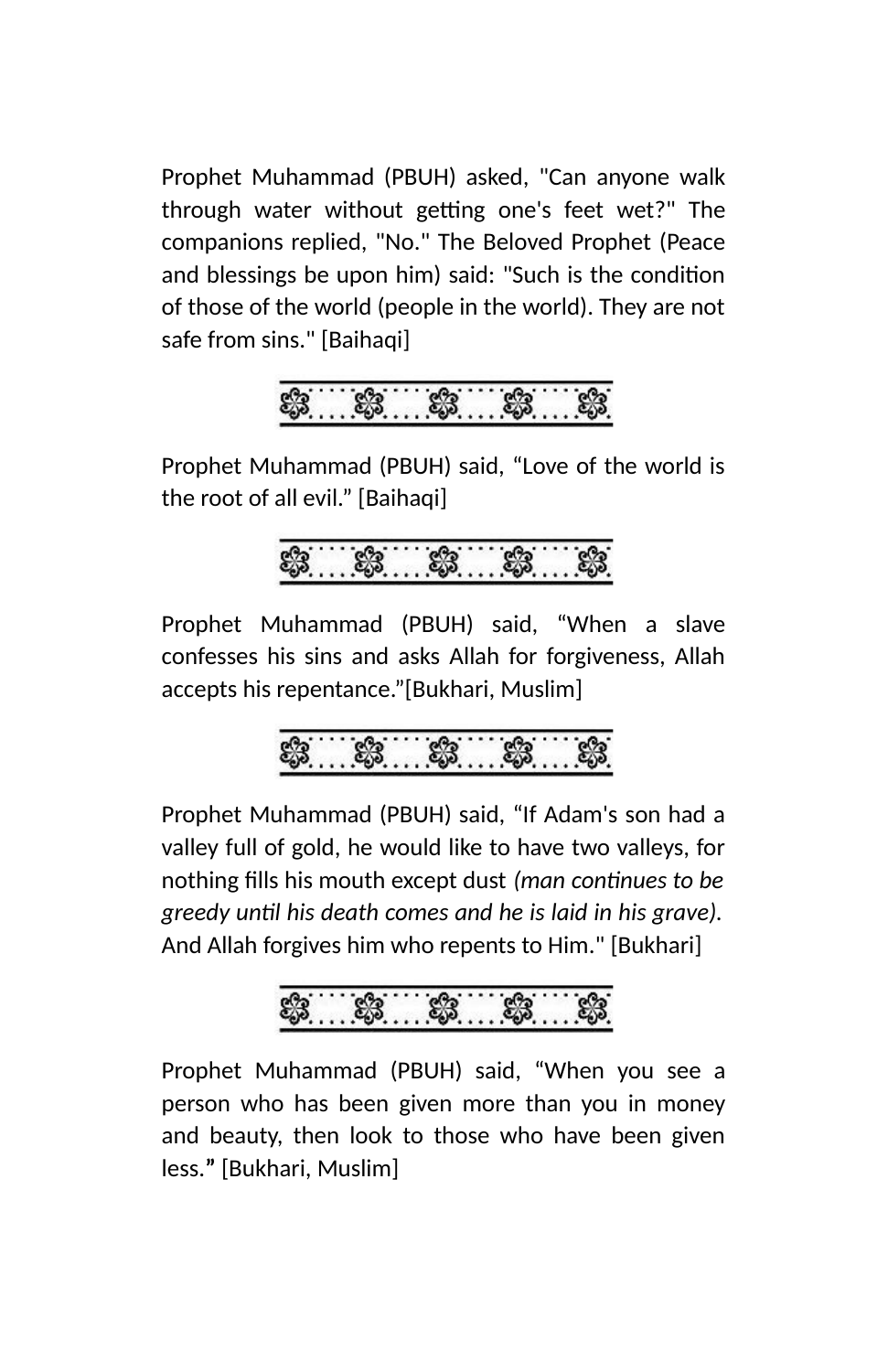Prophet Muhammad (PBUH) asked, "Can anyone walk through water without getting one's feet wet?" The companions replied, "No." The Beloved Prophet (Peace and blessings be upon him) said: "Such is the condition of those of the world (people in the world). They are not safe from sins." [Baihaqi]

Prophet Muhammad (PBUH) said, “Love of the world is the root of all evil.” [Baihaqi]

Prophet Muhammad (PBUH) said, “When a slave confesses his sins and asks Allah for forgiveness, Allah accepts his repentance.”[Bukhari, Muslim]

Prophet Muhammad (PBUH) said, “If Adam's son had a valley full of gold, he would like to have two valleys, for nothing fills his mouth except dust *(man continues to be greedy until his death comes and he is laid in his grave).* And Allah forgives him who repents to Him." [Bukhari]

Prophet Muhammad (PBUH) said, “When you see a person who has been given more than you in money and beauty, then look to those who have been given less.**”** [Bukhari, Muslim]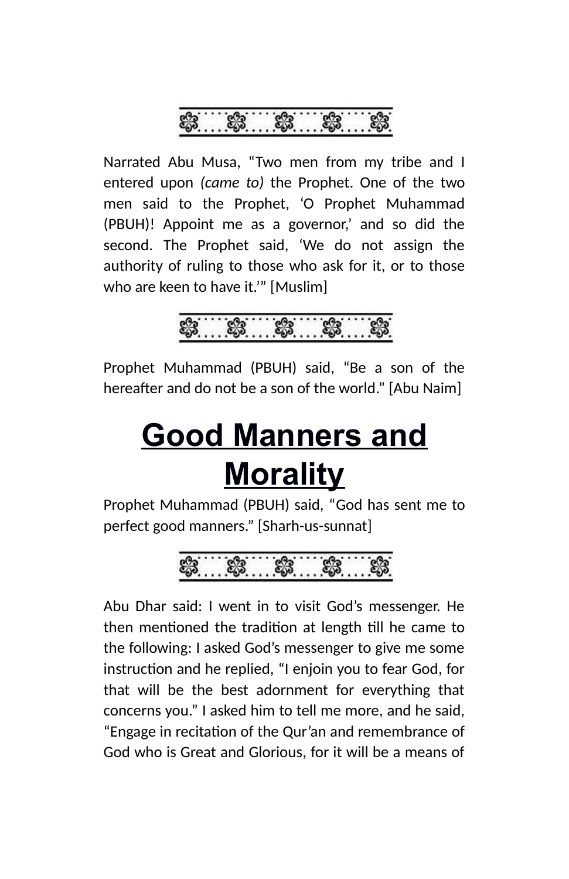Narrated Abu Musa, “Two men from my tribe and I entered upon *(came to)* the Prophet. One of the two men said to the Prophet, ‘O Prophet Muhammad (PBUH)! Appoint me as a governor,’ and so did the second. The Prophet said, ‘We do not assign the authority of ruling to those who ask for it, or to those who are keen to have it.’” [Muslim]

Prophet Muhammad (PBUH) said, “Be a son of the hereafter and do not be a son of the world.” [Abu Naim]

# Good Manners and Morality

Prophet Muhammad (PBUH) said, “God has sent me to perfect good manners.” [Sharh-us-sunnat]

Abu Dhar said: I went in to visit God’s messenger. He then mentioned the tradition at length till he came to the following: I asked God’s messenger to give me some instruction and he replied, “I enjoin you to fear God, for that will be the best adornment for everything that concerns you.” I asked him to tell me more, and he said, “Engage in recitation of the Qur’an and remembrance of God who is Great and Glorious, for it will be a means of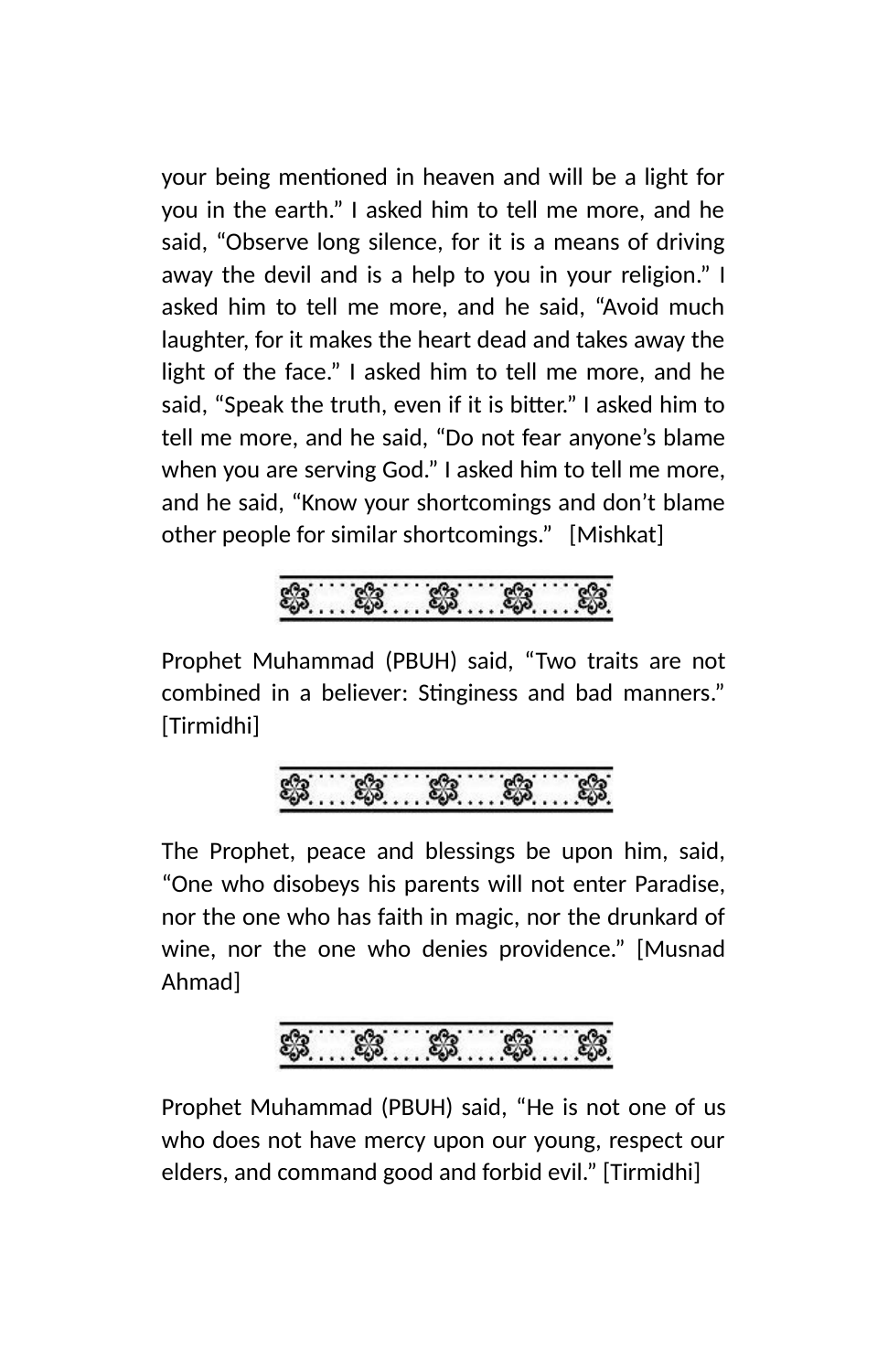your being mentioned in heaven and will be a light for you in the earth." I asked him to tell me more, and he said, "Observe long silence, for it is a means of driving away the devil and is a help to you in your religion." I asked him to tell me more, and he said, "Avoid much laughter, for it makes the heart dead and takes away the light of the face." I asked him to tell me more, and he said, "Speak the truth, even if it is bitter." I asked him to tell me more, and he said, "Do not fear anyone's blame when you are serving God." I asked him to tell me more, and he said, "Know your shortcomings and don't blame other people for similar shortcomings." [Mishkat]

---

Prophet Muhammad (PBUH) said, "Two traits are not combined in a believer: Stinginess and bad manners." [Tirmidhi]

---

The Prophet, peace and blessings be upon him, said, "One who disobeys his parents will not enter Paradise, nor the one who has faith in magic, nor the drunkard of wine, nor the one who denies providence." [Musnad Ahmad]

---

Prophet Muhammad (PBUH) said, "He is not one of us who does not have mercy upon our young, respect our elders, and command good and forbid evil." [Tirmidhi]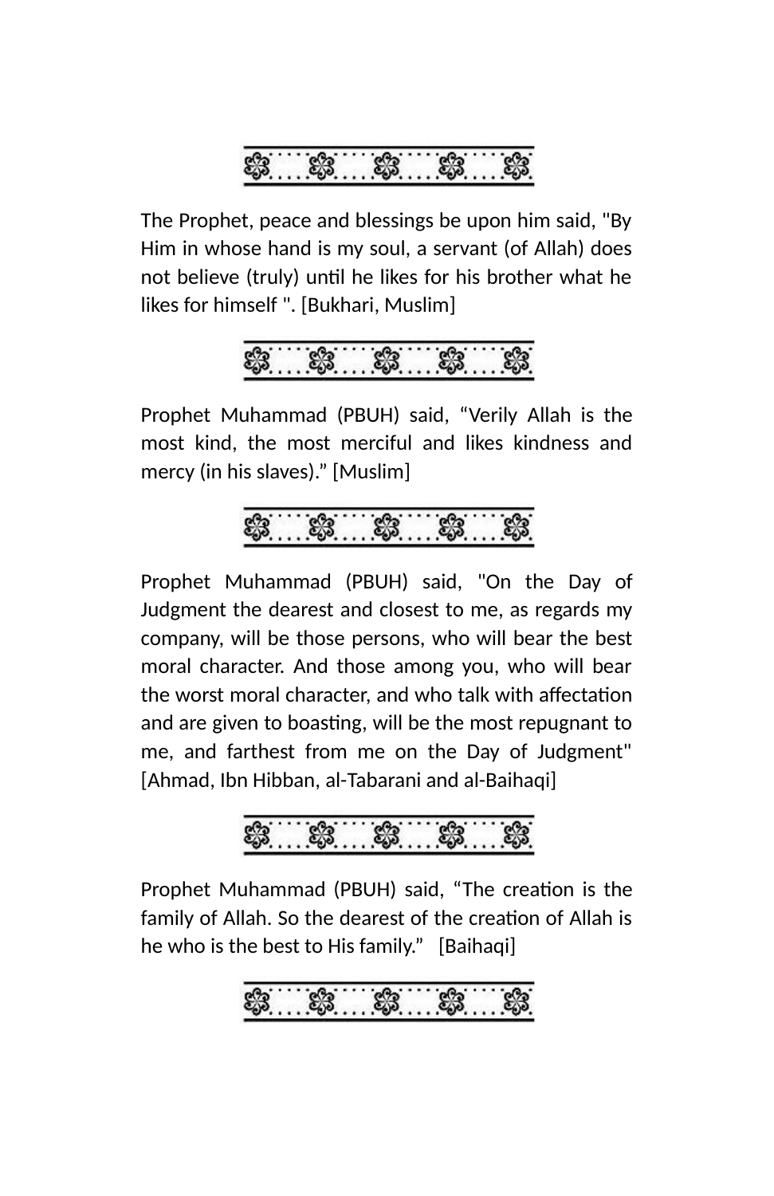The Prophet, peace and blessings be upon him said, "By Him in whose hand is my soul, a servant (of Allah) does not believe (truly) until he likes for his brother what he likes for himself ". [Bukhari, Muslim]

Prophet Muhammad (PBUH) said, “Verily Allah is the most kind, the most merciful and likes kindness and mercy (in his slaves).” [Muslim]

Prophet Muhammad (PBUH) said, "On the Day of Judgment the dearest and closest to me, as regards my company, will be those persons, who will bear the best moral character. And those among you, who will bear the worst moral character, and who talk with affectation and are given to boasting, will be the most repugnant to me, and farthest from me on the Day of Judgment" [Ahmad, Ibn Hibban, al-Tabarani and al-Baihaqi]

Prophet Muhammad (PBUH) said, “The creation is the family of Allah. So the dearest of the creation of Allah is he who is the best to His family.” [Baihaqi]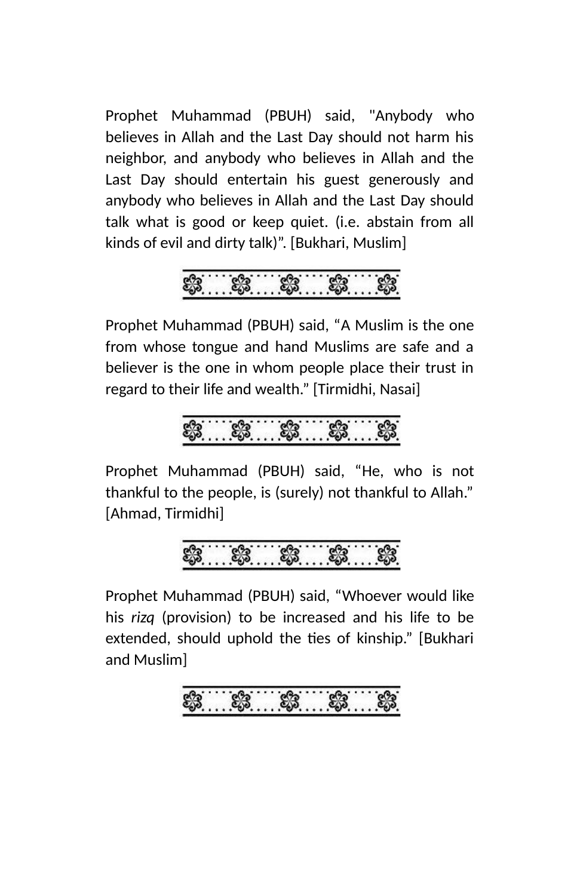Prophet Muhammad (PBUH) said, "Anybody who believes in Allah and the Last Day should not harm his neighbor, and anybody who believes in Allah and the Last Day should entertain his guest generously and anybody who believes in Allah and the Last Day should talk what is good or keep quiet. (i.e. abstain from all kinds of evil and dirty talk)". [Bukhari, Muslim]

Prophet Muhammad (PBUH) said, "A Muslim is the one from whose tongue and hand Muslims are safe and a believer is the one in whom people place their trust in regard to their life and wealth." [Tirmidhi, Nasai]

Prophet Muhammad (PBUH) said, "He, who is not thankful to the people, is (surely) not thankful to Allah." [Ahmad, Tirmidhi]

Prophet Muhammad (PBUH) said, "Whoever would like his *rizq* (provision) to be increased and his life to be extended, should uphold the ties of kinship." [Bukhari and Muslim]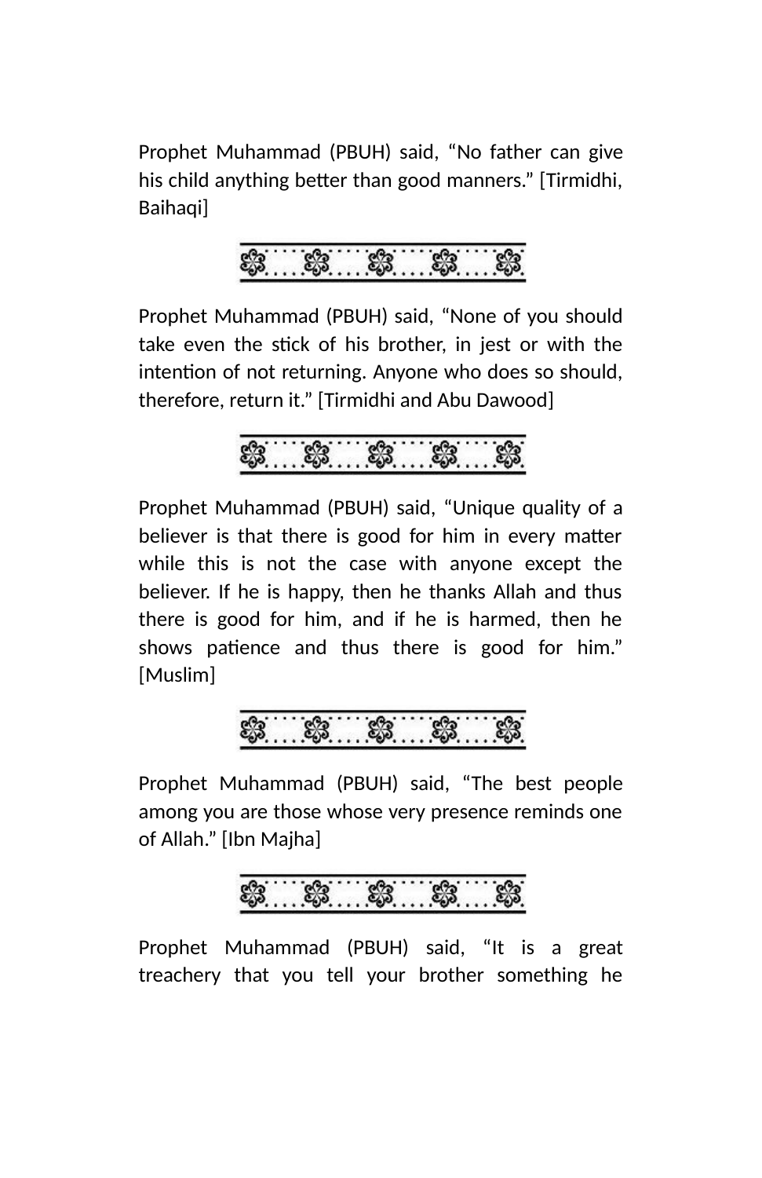Prophet Muhammad (PBUH) said, “No father can give his child anything better than good manners.” [Tirmidhi, Baihaqi]

Prophet Muhammad (PBUH) said, “None of you should take even the stick of his brother, in jest or with the intention of not returning. Anyone who does so should, therefore, return it.” [Tirmidhi and Abu Dawood]

Prophet Muhammad (PBUH) said, “Unique quality of a believer is that there is good for him in every matter while this is not the case with anyone except the believer. If he is happy, then he thanks Allah and thus there is good for him, and if he is harmed, then he shows patience and thus there is good for him.” [Muslim]

Prophet Muhammad (PBUH) said, “The best people among you are those whose very presence reminds one of Allah.” [Ibn Majha]

Prophet Muhammad (PBUH) said, “It is a great treachery that you tell your brother something he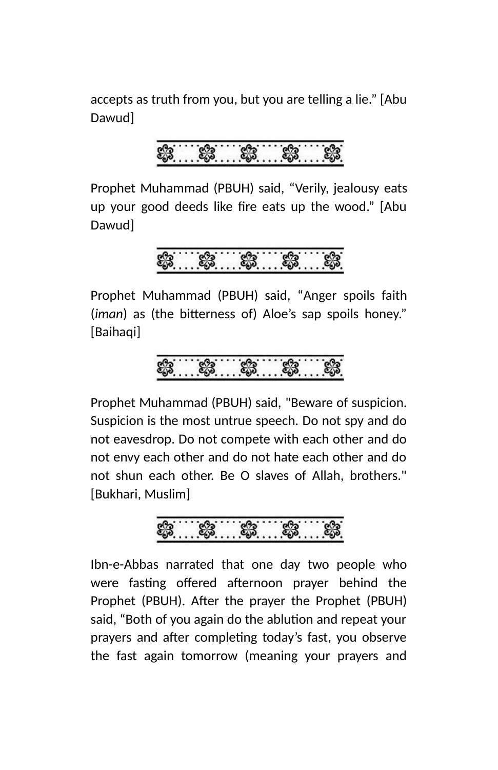accepts as truth from you, but you are telling a lie." [Abu Dawud]

Prophet Muhammad (PBUH) said, "Verily, jealousy eats up your good deeds like fire eats up the wood." [Abu Dawud]

Prophet Muhammad (PBUH) said, "Anger spoils faith (*iman*) as (the bitterness of) Aloe's sap spoils honey." [Baihaqi]

Prophet Muhammad (PBUH) said, "Beware of suspicion. Suspicion is the most untrue speech. Do not spy and do not eavesdrop. Do not compete with each other and do not envy each other and do not hate each other and do not shun each other. Be O slaves of Allah, brothers." [Bukhari, Muslim]

Ibn-e-Abbas narrated that one day two people who were fasting offered afternoon prayer behind the Prophet (PBUH). After the prayer the Prophet (PBUH) said, "Both of you again do the ablution and repeat your prayers and after completing today's fast, you observe the fast again tomorrow (meaning your prayers and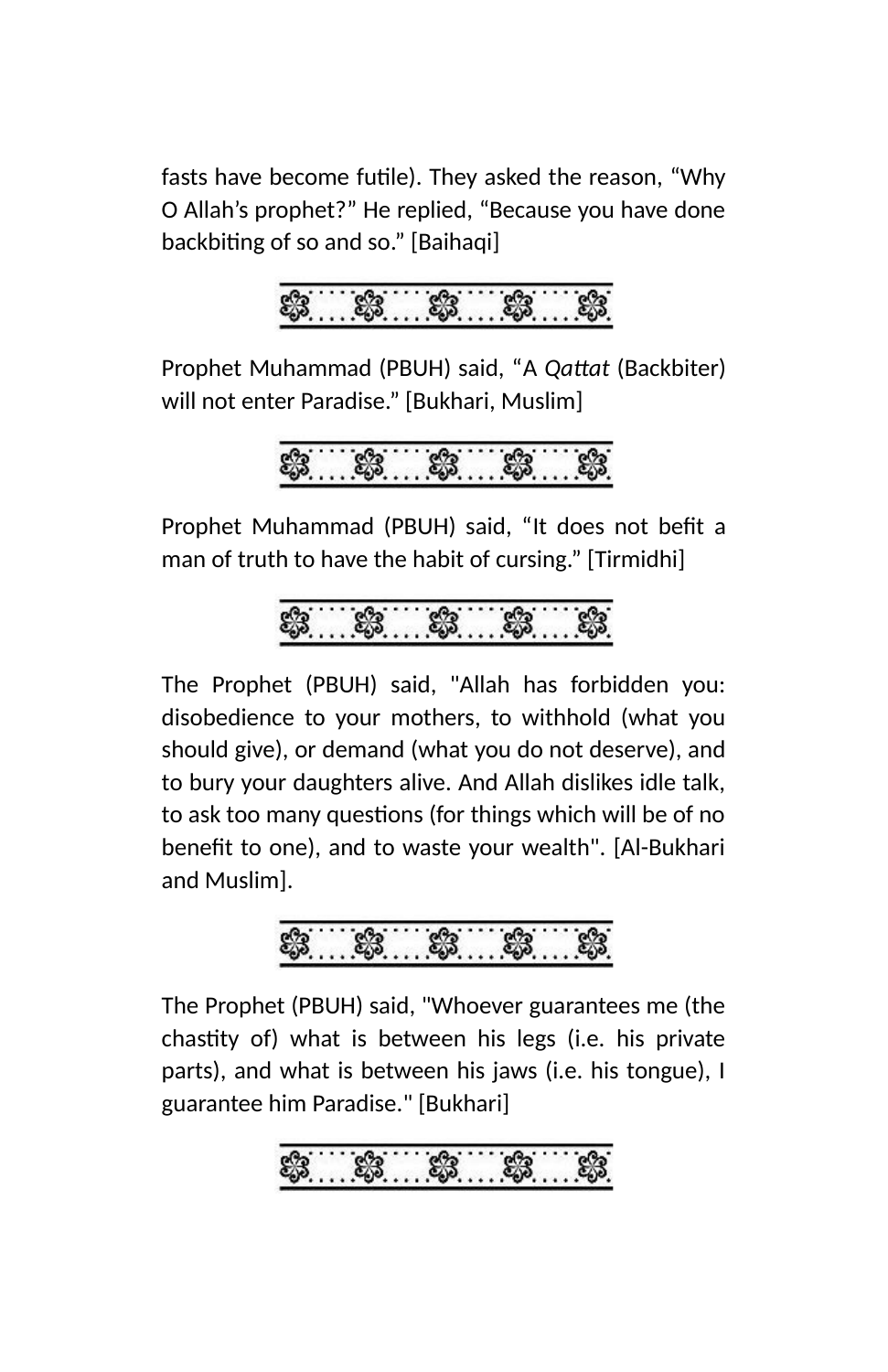fasts have become futile). They asked the reason, “Why O Allah’s prophet?” He replied, “Because you have done backbiting of so and so.” [Baihaqi]

Prophet Muhammad (PBUH) said, “A *Qattat* (Backbiter) will not enter Paradise.” [Bukhari, Muslim]

Prophet Muhammad (PBUH) said, “It does not befit a man of truth to have the habit of cursing.” [Tirmidhi]

The Prophet (PBUH) said, "Allah has forbidden you: disobedience to your mothers, to withhold (what you should give), or demand (what you do not deserve), and to bury your daughters alive. And Allah dislikes idle talk, to ask too many questions (for things which will be of no benefit to one), and to waste your wealth". [Al-Bukhari and Muslim].

The Prophet (PBUH) said, "Whoever guarantees me (the chastity of) what is between his legs (i.e. his private parts), and what is between his jaws (i.e. his tongue), I guarantee him Paradise." [Bukhari]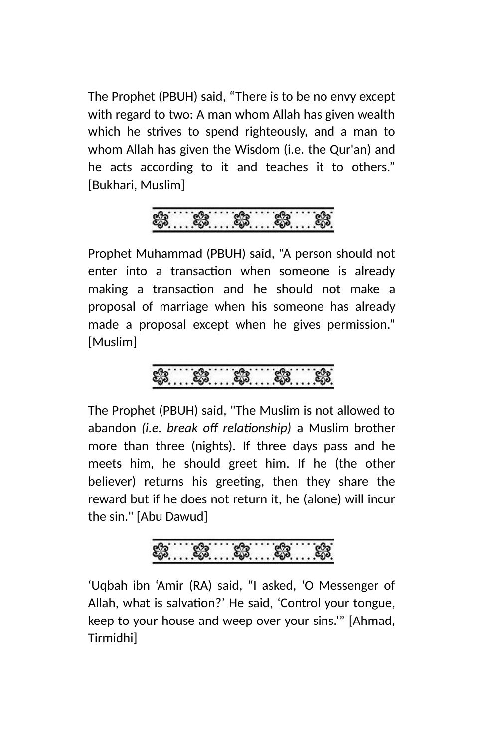The Prophet (PBUH) said, “There is to be no envy except with regard to two: A man whom Allah has given wealth which he strives to spend righteously, and a man to whom Allah has given the Wisdom (i.e. the Qur'an) and he acts according to it and teaches it to others.” [Bukhari, Muslim]

Prophet Muhammad (PBUH) said, “A person should not enter into a transaction when someone is already making a transaction and he should not make a proposal of marriage when his someone has already made a proposal except when he gives permission.” [Muslim]

The Prophet (PBUH) said, "The Muslim is not allowed to abandon *(i.e. break off relationship)* a Muslim brother more than three (nights). If three days pass and he meets him, he should greet him. If he (the other believer) returns his greeting, then they share the reward but if he does not return it, he (alone) will incur the sin." [Abu Dawud]

‘Uqbah ibn ‘Amir (RA) said, “I asked, ‘O Messenger of Allah, what is salvation?’ He said, ‘Control your tongue, keep to your house and weep over your sins.’” [Ahmad, Tirmidhi]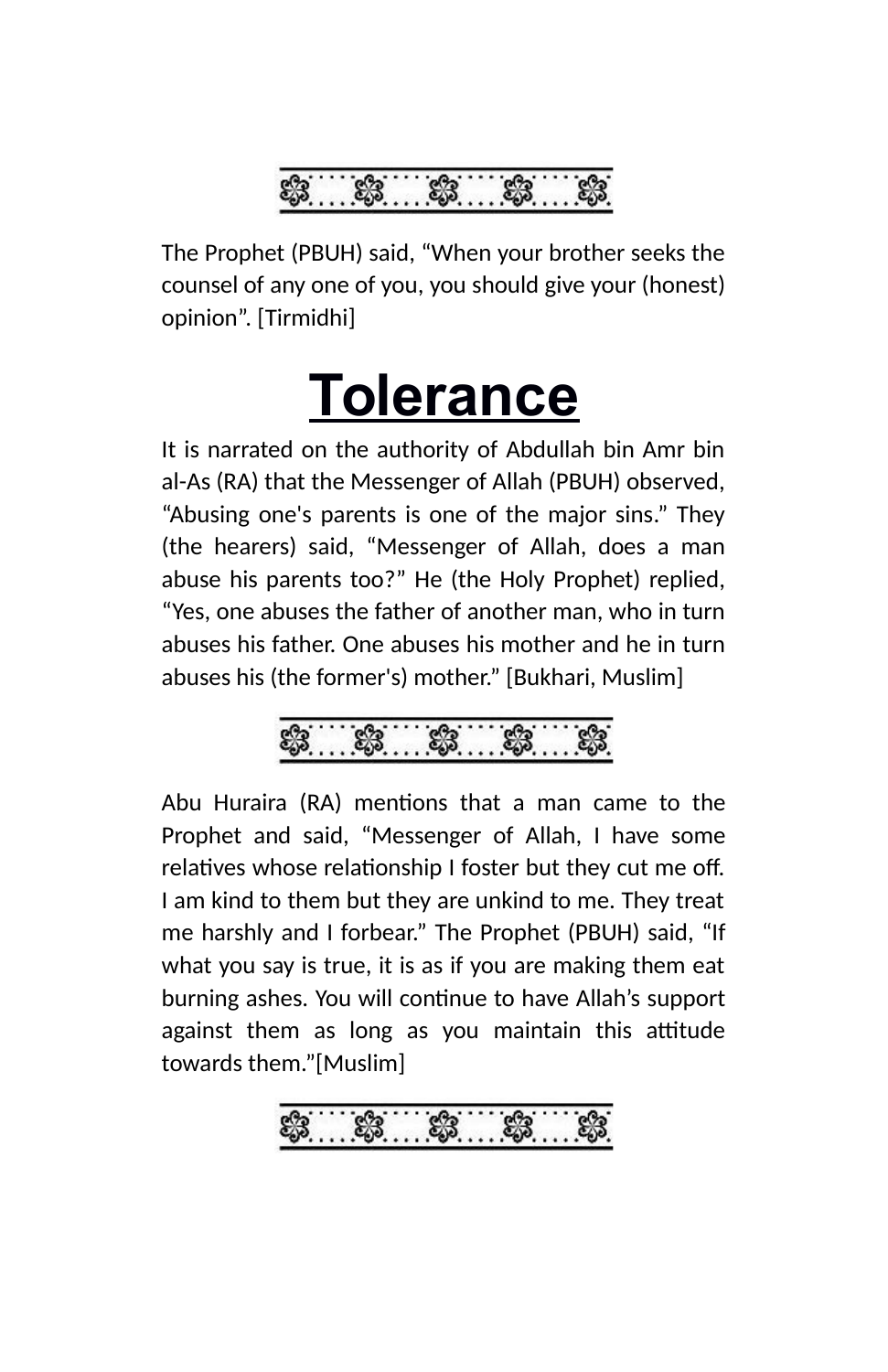The Prophet (PBUH) said, “When your brother seeks the counsel of any one of you, you should give your (honest) opinion”. [Tirmidhi]

# Tolerance

It is narrated on the authority of Abdullah bin Amr bin al-As (RA) that the Messenger of Allah (PBUH) observed, “Abusing one's parents is one of the major sins.” They (the hearers) said, “Messenger of Allah, does a man abuse his parents too?” He (the Holy Prophet) replied, “Yes, one abuses the father of another man, who in turn abuses his father. One abuses his mother and he in turn abuses his (the former's) mother.” [Bukhari, Muslim]

Abu Huraira (RA) mentions that a man came to the Prophet and said, “Messenger of Allah, I have some relatives whose relationship I foster but they cut me off. I am kind to them but they are unkind to me. They treat me harshly and I forbear.” The Prophet (PBUH) said, “If what you say is true, it is as if you are making them eat burning ashes. You will continue to have Allah’s support against them as long as you maintain this attitude towards them.”[Muslim]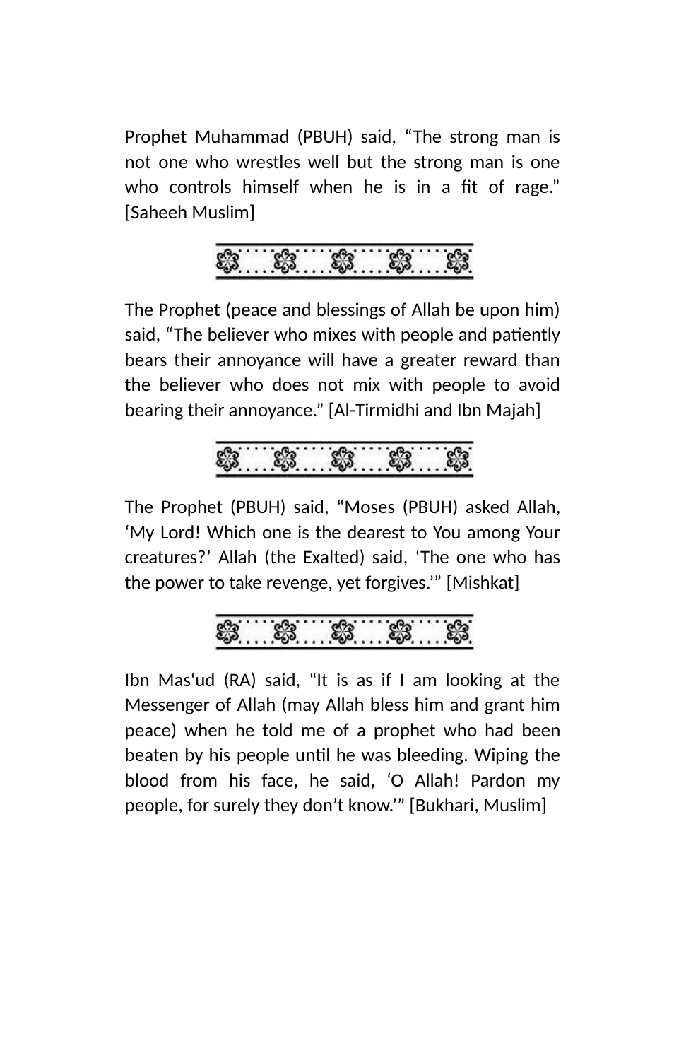Prophet Muhammad (PBUH) said, “The strong man is not one who wrestles well but the strong man is one who controls himself when he is in a fit of rage.” [Saheeh Muslim]

The Prophet (peace and blessings of Allah be upon him) said, “The believer who mixes with people and patiently bears their annoyance will have a greater reward than the believer who does not mix with people to avoid bearing their annoyance.” [Al-Tirmidhi and Ibn Majah]

The Prophet (PBUH) said, “Moses (PBUH) asked Allah, ‘My Lord! Which one is the dearest to You among Your creatures?’ Allah (the Exalted) said, ‘The one who has the power to take revenge, yet forgives.’” [Mishkat]

Ibn Mas‘ud (RA) said, “It is as if I am looking at the Messenger of Allah (may Allah bless him and grant him peace) when he told me of a prophet who had been beaten by his people until he was bleeding. Wiping the blood from his face, he said, ‘O Allah! Pardon my people, for surely they don’t know.’” [Bukhari, Muslim]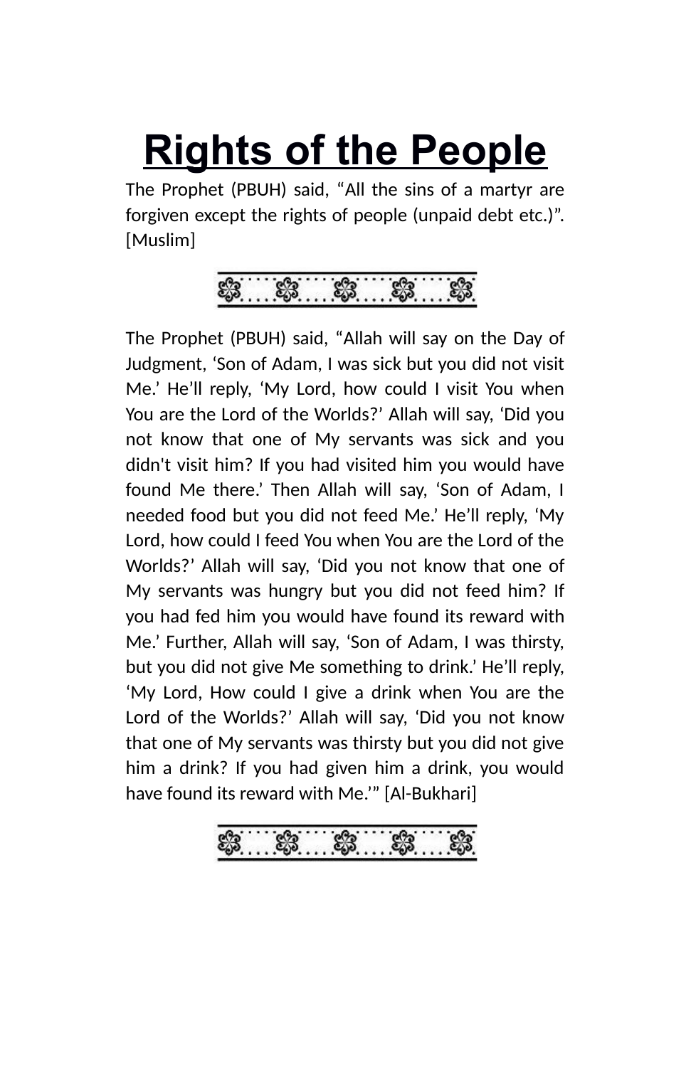# Rights of the People

The Prophet (PBUH) said, “All the sins of a martyr are forgiven except the rights of people (unpaid debt etc.)”. [Muslim]

The Prophet (PBUH) said, “Allah will say on the Day of Judgment, ‘Son of Adam, I was sick but you did not visit Me.’ He’ll reply, ‘My Lord, how could I visit You when You are the Lord of the Worlds?’ Allah will say, ‘Did you not know that one of My servants was sick and you didn't visit him? If you had visited him you would have found Me there.’ Then Allah will say, ‘Son of Adam, I needed food but you did not feed Me.’ He’ll reply, ‘My Lord, how could I feed You when You are the Lord of the Worlds?’ Allah will say, ‘Did you not know that one of My servants was hungry but you did not feed him? If you had fed him you would have found its reward with Me.’ Further, Allah will say, ‘Son of Adam, I was thirsty, but you did not give Me something to drink.’ He’ll reply, ‘My Lord, How could I give a drink when You are the Lord of the Worlds?’ Allah will say, ‘Did you not know that one of My servants was thirsty but you did not give him a drink? If you had given him a drink, you would have found its reward with Me.’” [Al-Bukhari]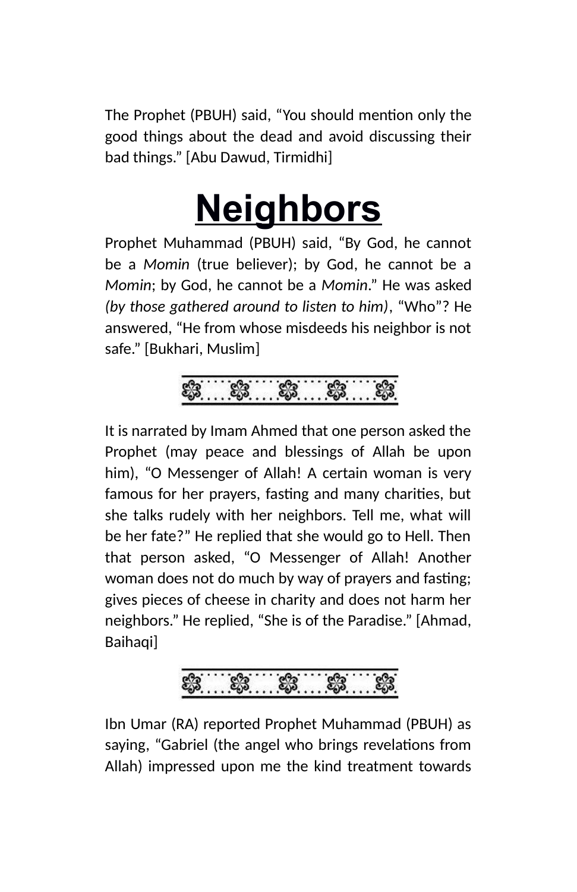The Prophet (PBUH) said, “You should mention only the good things about the dead and avoid discussing their bad things.” [Abu Dawud, Tirmidhi]

# Neighbors

Prophet Muhammad (PBUH) said, “By God, he cannot be a *Momin* (true believer); by God, he cannot be a *Momin*; by God, he cannot be a *Momin*.” He was asked *(by those gathered around to listen to him)*, “Who”? He answered, “He from whose misdeeds his neighbor is not safe.” [Bukhari, Muslim]

It is narrated by Imam Ahmed that one person asked the Prophet (may peace and blessings of Allah be upon him), “O Messenger of Allah! A certain woman is very famous for her prayers, fasting and many charities, but she talks rudely with her neighbors. Tell me, what will be her fate?” He replied that she would go to Hell. Then that person asked, “O Messenger of Allah! Another woman does not do much by way of prayers and fasting; gives pieces of cheese in charity and does not harm her neighbors.” He replied, “She is of the Paradise.” [Ahmad, Baihaqi]

Ibn Umar (RA) reported Prophet Muhammad (PBUH) as saying, “Gabriel (the angel who brings revelations from Allah) impressed upon me the kind treatment towards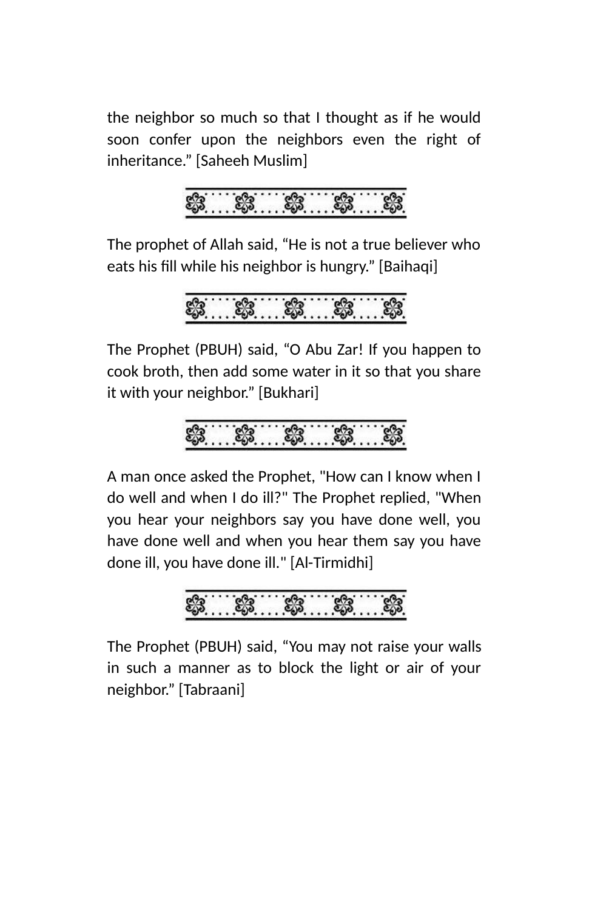the neighbor so much so that I thought as if he would soon confer upon the neighbors even the right of inheritance.” [Saheeh Muslim]

The prophet of Allah said, “He is not a true believer who eats his fill while his neighbor is hungry.” [Baihaqi]

The Prophet (PBUH) said, “O Abu Zar! If you happen to cook broth, then add some water in it so that you share it with your neighbor.” [Bukhari]

A man once asked the Prophet, "How can I know when I do well and when I do ill?" The Prophet replied, "When you hear your neighbors say you have done well, you have done well and when you hear them say you have done ill, you have done ill." [Al-Tirmidhi]

The Prophet (PBUH) said, “You may not raise your walls in such a manner as to block the light or air of your neighbor.” [Tabraani]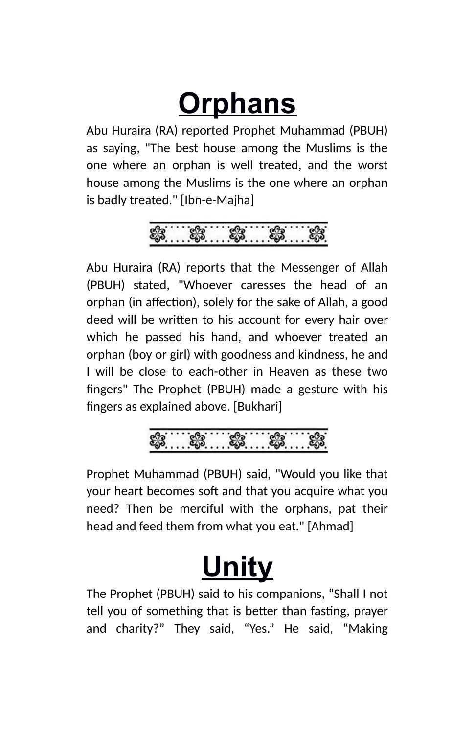# Orphans

Abu Huraira (RA) reported Prophet Muhammad (PBUH) as saying, "The best house among the Muslims is the one where an orphan is well treated, and the worst house among the Muslims is the one where an orphan is badly treated." [Ibn-e-Majha]

Abu Huraira (RA) reports that the Messenger of Allah (PBUH) stated, "Whoever caresses the head of an orphan (in affection), solely for the sake of Allah, a good deed will be written to his account for every hair over which he passed his hand, and whoever treated an orphan (boy or girl) with goodness and kindness, he and I will be close to each-other in Heaven as these two fingers" The Prophet (PBUH) made a gesture with his fingers as explained above. [Bukhari]

Prophet Muhammad (PBUH) said, "Would you like that your heart becomes soft and that you acquire what you need? Then be merciful with the orphans, pat their head and feed them from what you eat." [Ahmad]

# Unity

The Prophet (PBUH) said to his companions, “Shall I not tell you of something that is better than fasting, prayer and charity?” They said, “Yes.” He said, “Making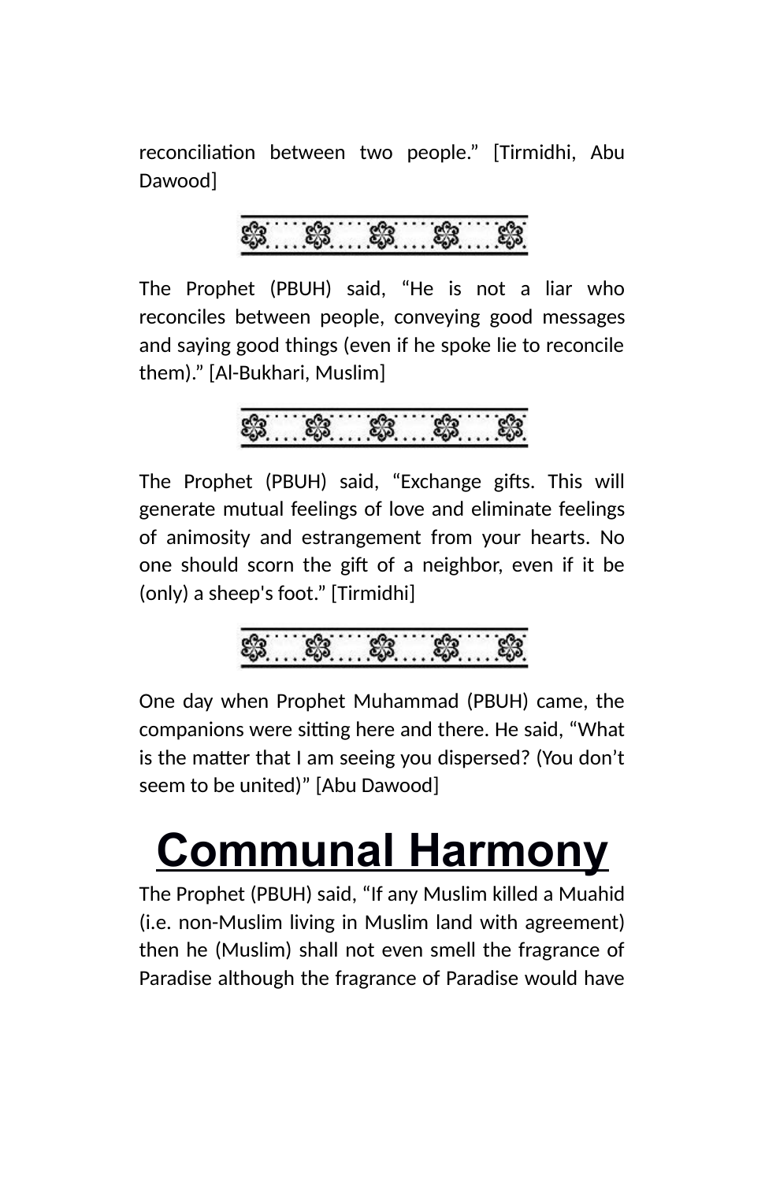reconciliation between two people.” [Tirmidhi, Abu Dawood]

The Prophet (PBUH) said, “He is not a liar who reconciles between people, conveying good messages and saying good things (even if he spoke lie to reconcile them).” [Al-Bukhari, Muslim]

The Prophet (PBUH) said, “Exchange gifts. This will generate mutual feelings of love and eliminate feelings of animosity and estrangement from your hearts. No one should scorn the gift of a neighbor, even if it be (only) a sheep's foot.” [Tirmidhi]

One day when Prophet Muhammad (PBUH) came, the companions were sitting here and there. He said, “What is the matter that I am seeing you dispersed? (You don’t seem to be united)” [Abu Dawood]

# Communal Harmony

The Prophet (PBUH) said, “If any Muslim killed a Muahid (i.e. non-Muslim living in Muslim land with agreement) then he (Muslim) shall not even smell the fragrance of Paradise although the fragrance of Paradise would have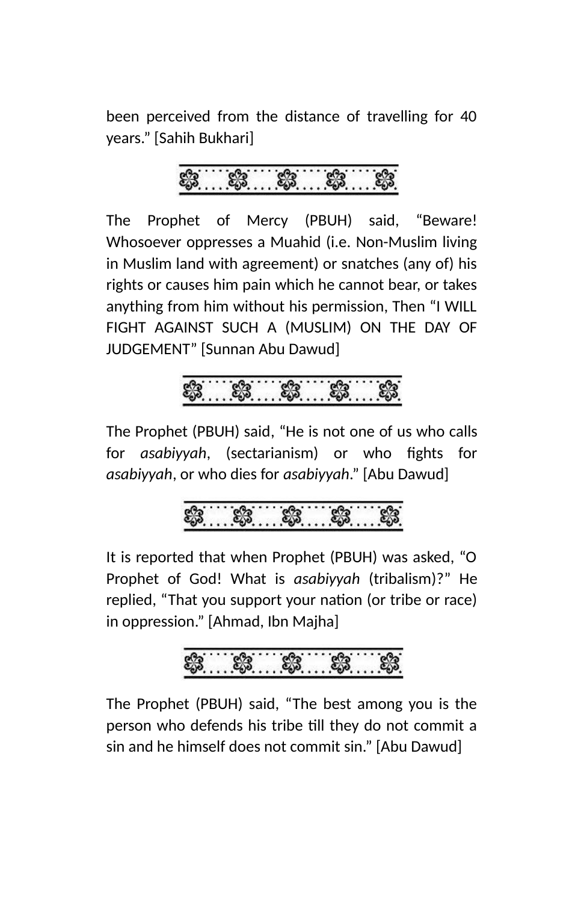been perceived from the distance of travelling for 40 years.” [Sahih Bukhari]

The Prophet of Mercy (PBUH) said, “Beware! Whosoever oppresses a Muahid (i.e. Non-Muslim living in Muslim land with agreement) or snatches (any of) his rights or causes him pain which he cannot bear, or takes anything from him without his permission, Then “I WILL FIGHT AGAINST SUCH A (MUSLIM) ON THE DAY OF JUDGEMENT” [Sunnan Abu Dawud]

The Prophet (PBUH) said, “He is not one of us who calls for *asabiyyah*, (sectarianism) or who fights for *asabiyyah*, or who dies for *asabiyyah*.” [Abu Dawud]

It is reported that when Prophet (PBUH) was asked, “O Prophet of God! What is *asabiyyah* (tribalism)?” He replied, “That you support your nation (or tribe or race) in oppression.” [Ahmad, Ibn Majha]

The Prophet (PBUH) said, “The best among you is the person who defends his tribe till they do not commit a sin and he himself does not commit sin.” [Abu Dawud]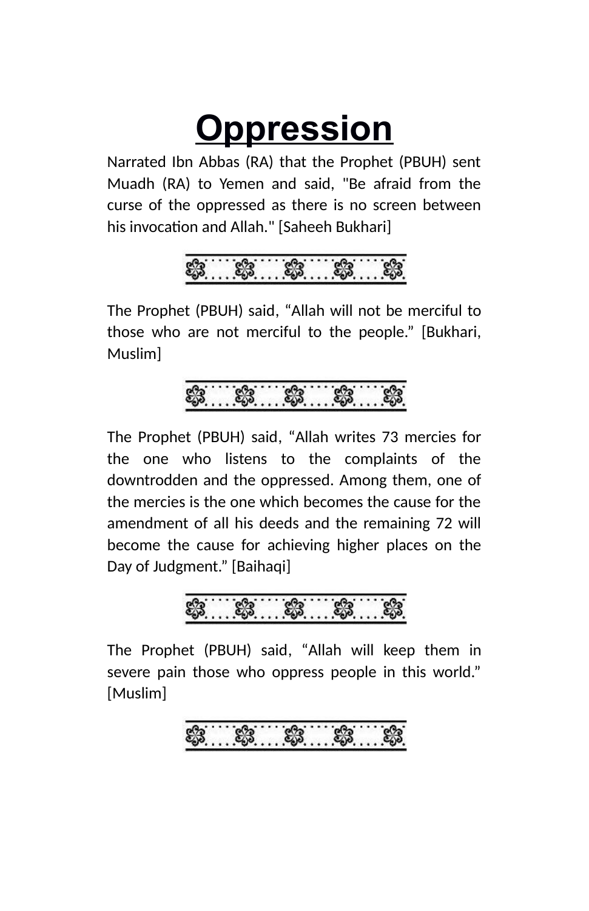# Oppression

Narrated Ibn Abbas (RA) that the Prophet (PBUH) sent Muadh (RA) to Yemen and said, "Be afraid from the curse of the oppressed as there is no screen between his invocation and Allah." [Saheeh Bukhari]

The Prophet (PBUH) said, "Allah will not be merciful to those who are not merciful to the people." [Bukhari, Muslim]

The Prophet (PBUH) said, "Allah writes 73 mercies for the one who listens to the complaints of the downtrodden and the oppressed. Among them, one of the mercies is the one which becomes the cause for the amendment of all his deeds and the remaining 72 will become the cause for achieving higher places on the Day of Judgment." [Baihaqi]

The Prophet (PBUH) said, "Allah will keep them in severe pain those who oppress people in this world." [Muslim]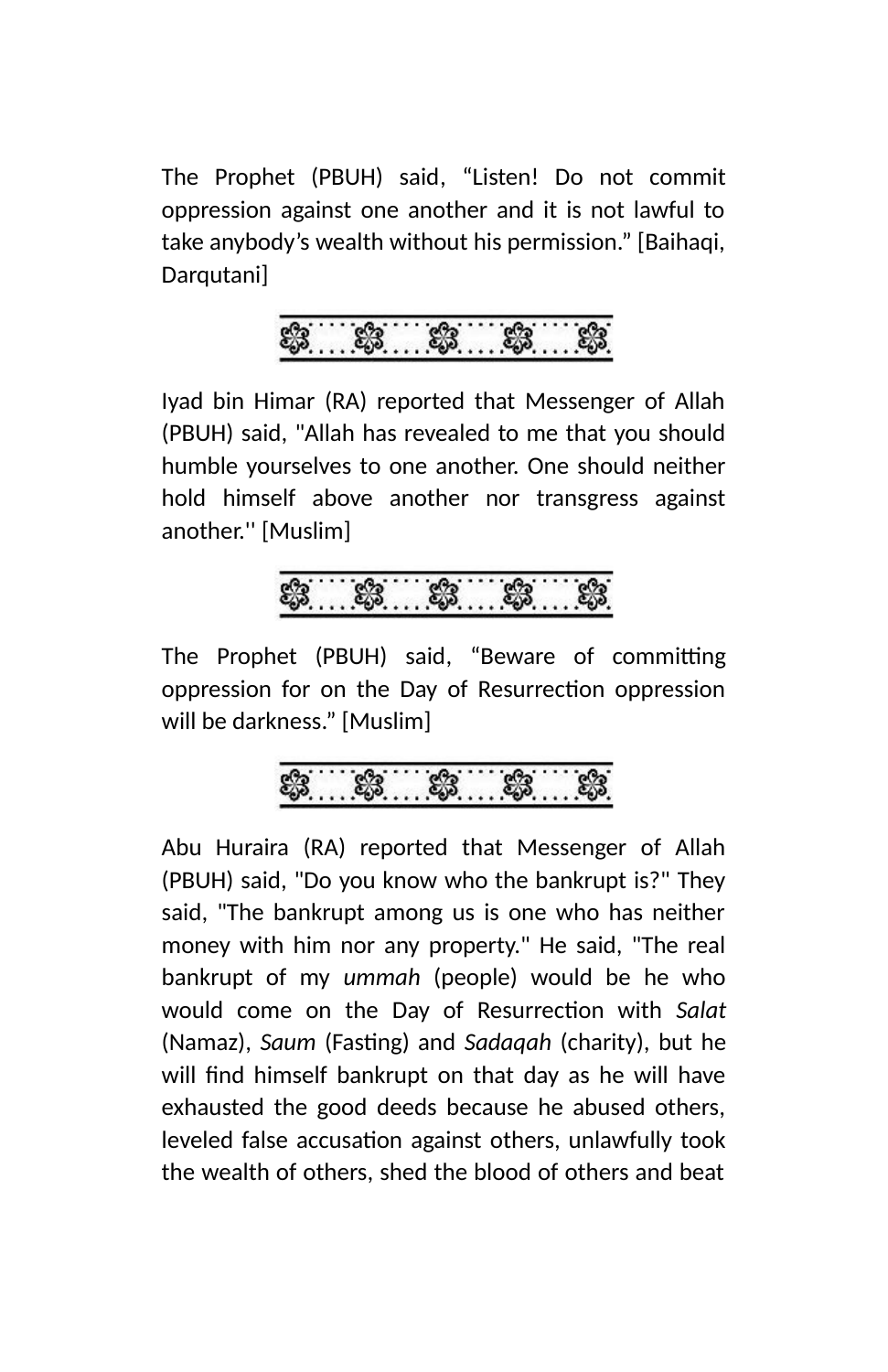The Prophet (PBUH) said, “Listen! Do not commit oppression against one another and it is not lawful to take anybody’s wealth without his permission.” [Baihaqi, Darqutani]

Iyad bin Himar (RA) reported that Messenger of Allah (PBUH) said, "Allah has revealed to me that you should humble yourselves to one another. One should neither hold himself above another nor transgress against another.'' [Muslim]

The Prophet (PBUH) said, “Beware of committing oppression for on the Day of Resurrection oppression will be darkness.” [Muslim]

Abu Huraira (RA) reported that Messenger of Allah (PBUH) said, "Do you know who the bankrupt is?" They said, "The bankrupt among us is one who has neither money with him nor any property." He said, "The real bankrupt of my *ummah* (people) would be he who would come on the Day of Resurrection with *Salat* (Namaz), *Saum* (Fasting) and *Sadaqah* (charity), but he will find himself bankrupt on that day as he will have exhausted the good deeds because he abused others, leveled false accusation against others, unlawfully took the wealth of others, shed the blood of others and beat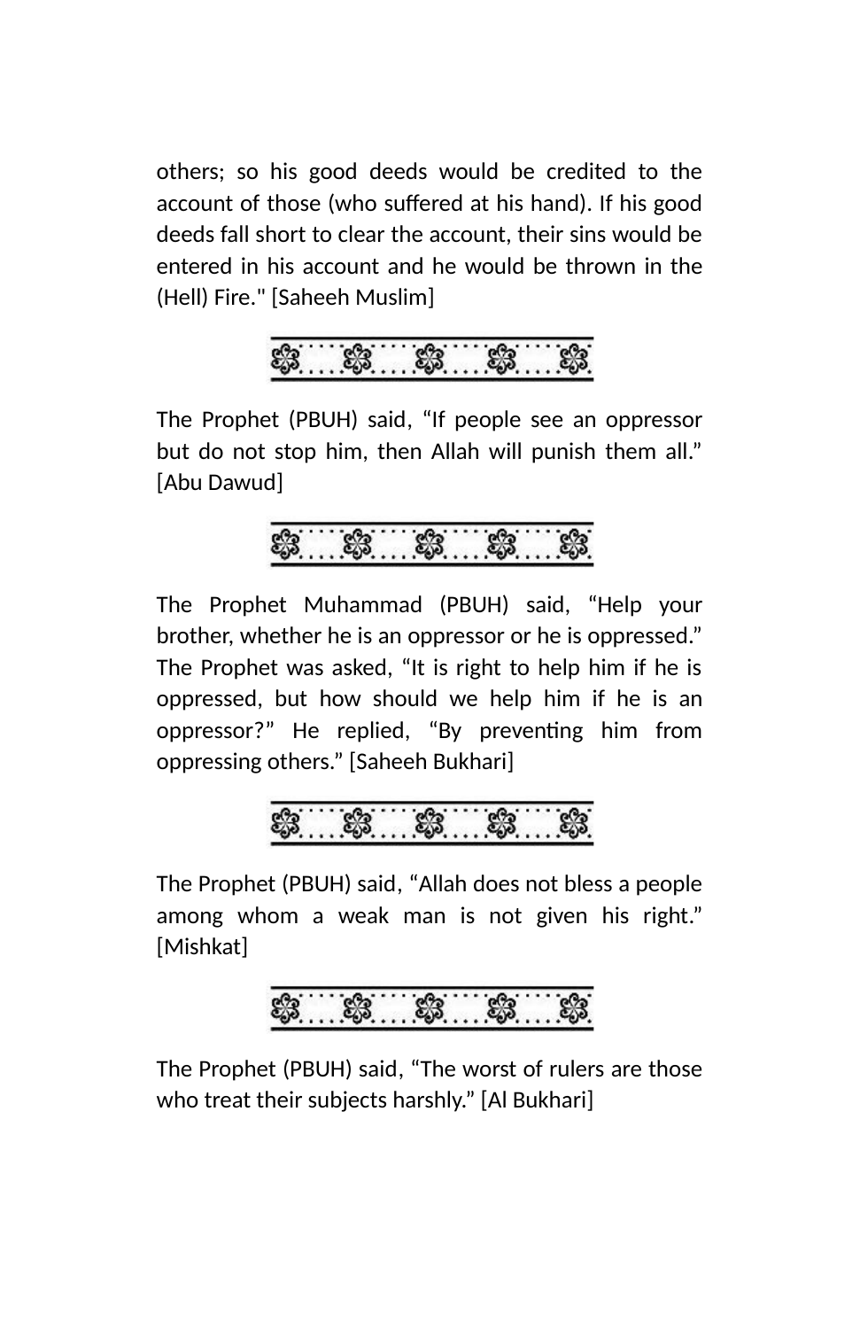others; so his good deeds would be credited to the account of those (who suffered at his hand). If his good deeds fall short to clear the account, their sins would be entered in his account and he would be thrown in the (Hell) Fire." [Saheeh Muslim]

The Prophet (PBUH) said, "If people see an oppressor but do not stop him, then Allah will punish them all." [Abu Dawud]

The Prophet Muhammad (PBUH) said, "Help your brother, whether he is an oppressor or he is oppressed." The Prophet was asked, "It is right to help him if he is oppressed, but how should we help him if he is an oppressor?" He replied, "By preventing him from oppressing others." [Saheeh Bukhari]

The Prophet (PBUH) said, "Allah does not bless a people among whom a weak man is not given his right." [Mishkat]

The Prophet (PBUH) said, "The worst of rulers are those who treat their subjects harshly." [Al Bukhari]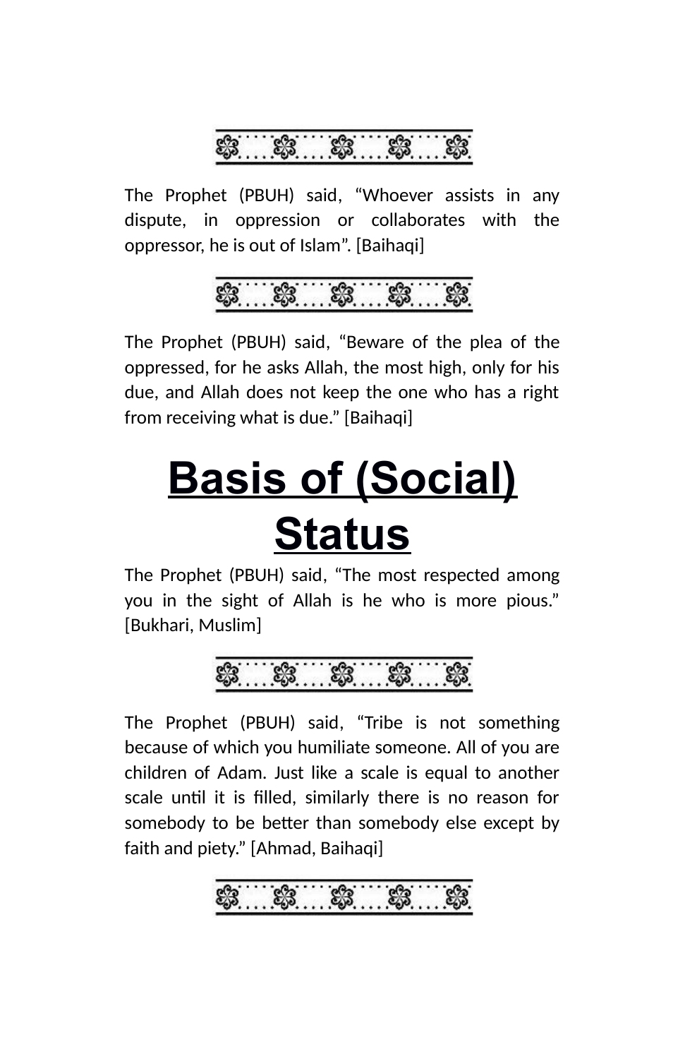The Prophet (PBUH) said, “Whoever assists in any dispute, in oppression or collaborates with the oppressor, he is out of Islam”. [Baihaqi]

The Prophet (PBUH) said, “Beware of the plea of the oppressed, for he asks Allah, the most high, only for his due, and Allah does not keep the one who has a right from receiving what is due.” [Baihaqi]

# Basis of (Social) Status

The Prophet (PBUH) said, “The most respected among you in the sight of Allah is he who is more pious.” [Bukhari, Muslim]

The Prophet (PBUH) said, “Tribe is not something because of which you humiliate someone. All of you are children of Adam. Just like a scale is equal to another scale until it is filled, similarly there is no reason for somebody to be better than somebody else except by faith and piety.” [Ahmad, Baihaqi]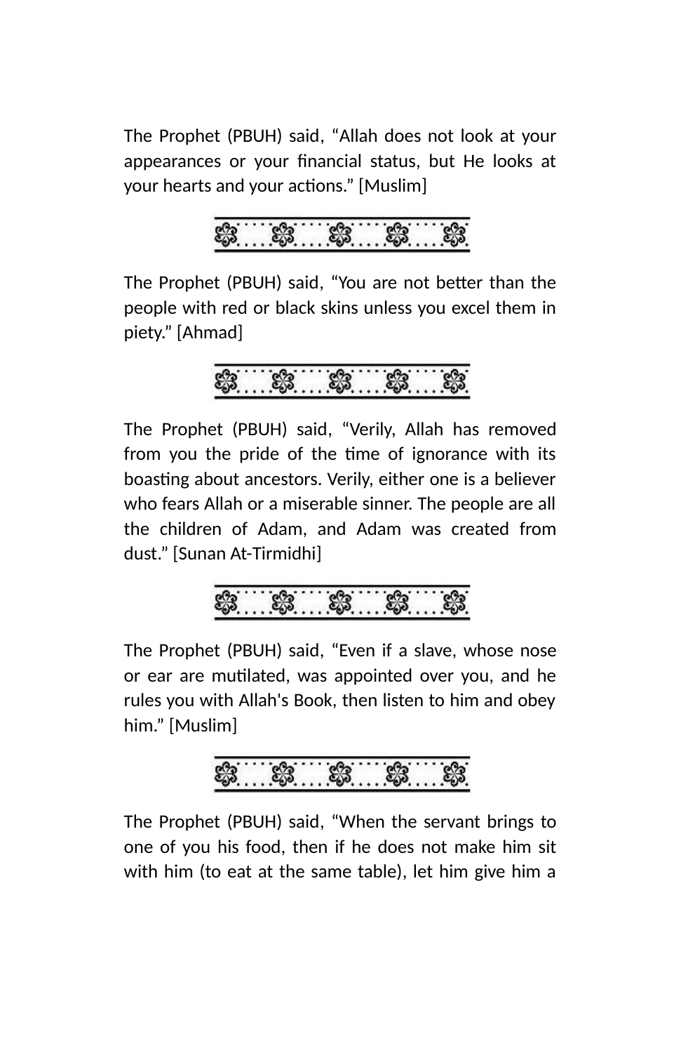The Prophet (PBUH) said, “Allah does not look at your appearances or your financial status, but He looks at your hearts and your actions.” [Muslim]

---

The Prophet (PBUH) said, “You are not better than the people with red or black skins unless you excel them in piety.” [Ahmad]

---

The Prophet (PBUH) said, “Verily, Allah has removed from you the pride of the time of ignorance with its boasting about ancestors. Verily, either one is a believer who fears Allah or a miserable sinner. The people are all the children of Adam, and Adam was created from dust.” [Sunan At-Tirmidhi]

---

The Prophet (PBUH) said, “Even if a slave, whose nose or ear are mutilated, was appointed over you, and he rules you with Allah's Book, then listen to him and obey him.” [Muslim]

---

The Prophet (PBUH) said, “When the servant brings to one of you his food, then if he does not make him sit with him (to eat at the same table), let him give him a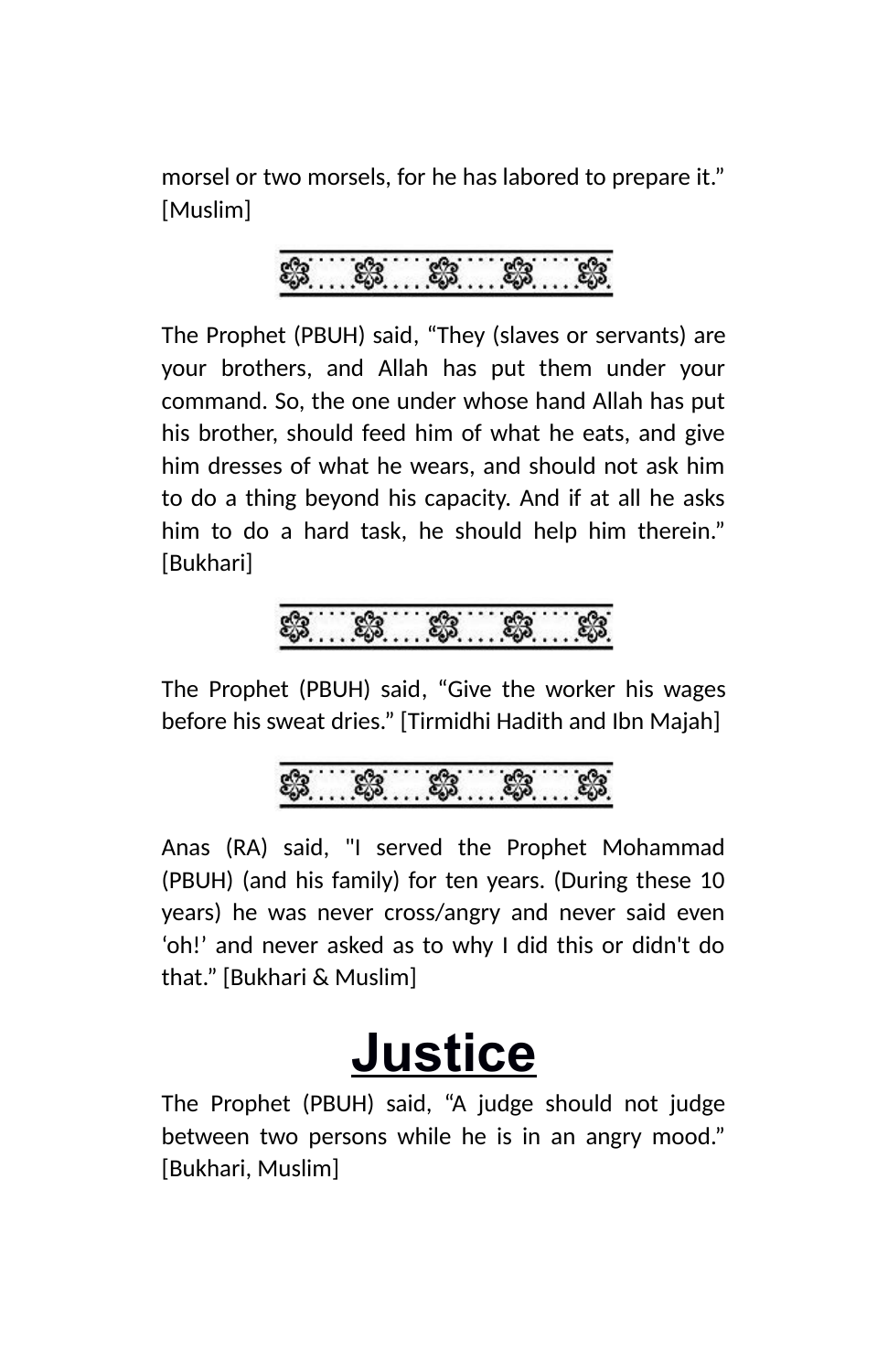morsel or two morsels, for he has labored to prepare it." [Muslim]

The Prophet (PBUH) said, "They (slaves or servants) are your brothers, and Allah has put them under your command. So, the one under whose hand Allah has put his brother, should feed him of what he eats, and give him dresses of what he wears, and should not ask him to do a thing beyond his capacity. And if at all he asks him to do a hard task, he should help him therein." [Bukhari]

The Prophet (PBUH) said, "Give the worker his wages before his sweat dries." [Tirmidhi Hadith and Ibn Majah]

Anas (RA) said, "I served the Prophet Mohammad (PBUH) (and his family) for ten years. (During these 10 years) he was never cross/angry and never said even 'oh!' and never asked as to why I did this or didn't do that." [Bukhari & Muslim]

# Justice

The Prophet (PBUH) said, "A judge should not judge between two persons while he is in an angry mood." [Bukhari, Muslim]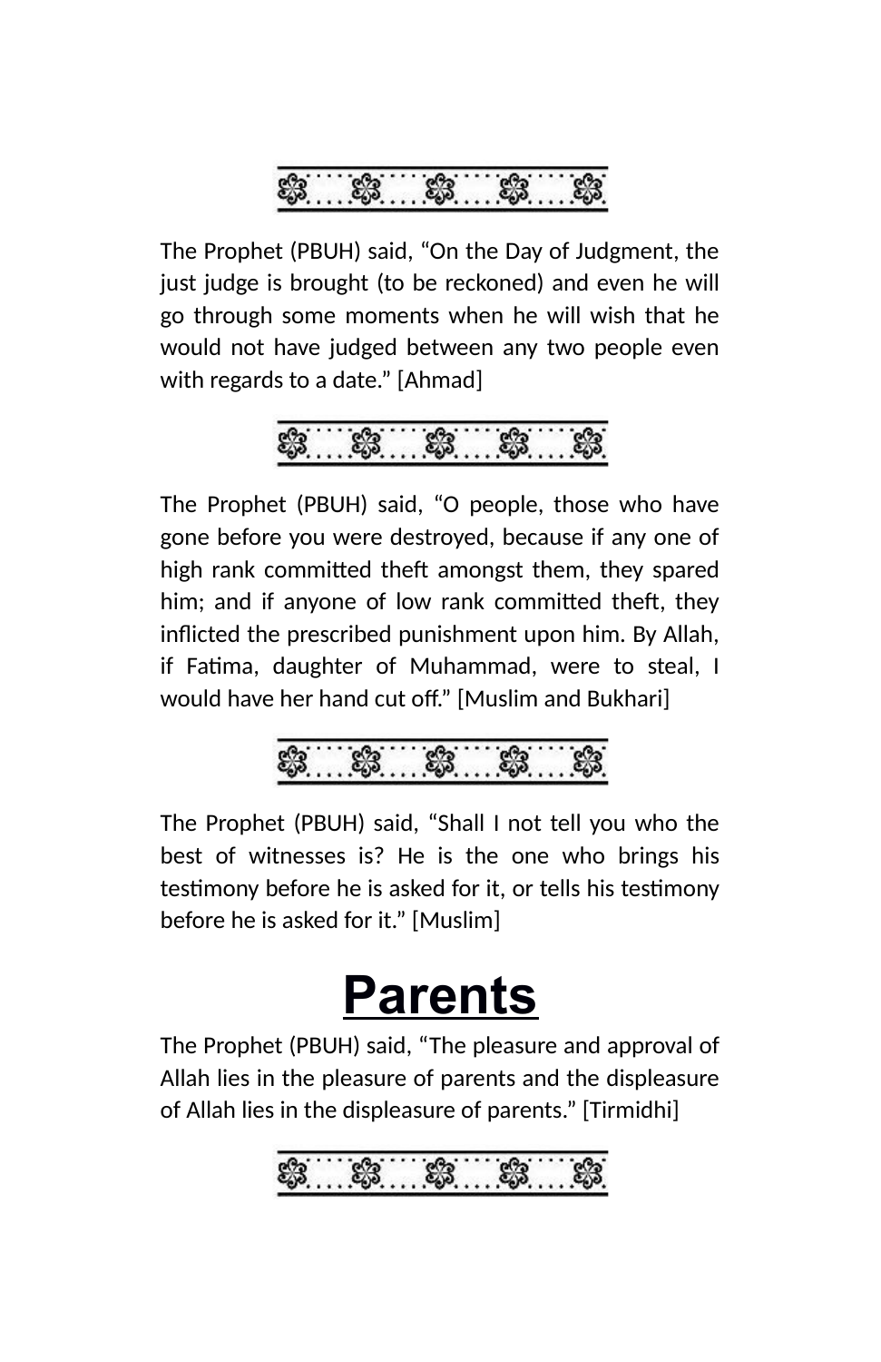The Prophet (PBUH) said, "On the Day of Judgment, the just judge is brought (to be reckoned) and even he will go through some moments when he will wish that he would not have judged between any two people even with regards to a date." [Ahmad]

The Prophet (PBUH) said, "O people, those who have gone before you were destroyed, because if any one of high rank committed theft amongst them, they spared him; and if anyone of low rank committed theft, they inflicted the prescribed punishment upon him. By Allah, if Fatima, daughter of Muhammad, were to steal, I would have her hand cut off." [Muslim and Bukhari]

The Prophet (PBUH) said, "Shall I not tell you who the best of witnesses is? He is the one who brings his testimony before he is asked for it, or tells his testimony before he is asked for it." [Muslim]

# Parents

The Prophet (PBUH) said, "The pleasure and approval of Allah lies in the pleasure of parents and the displeasure of Allah lies in the displeasure of parents." [Tirmidhi]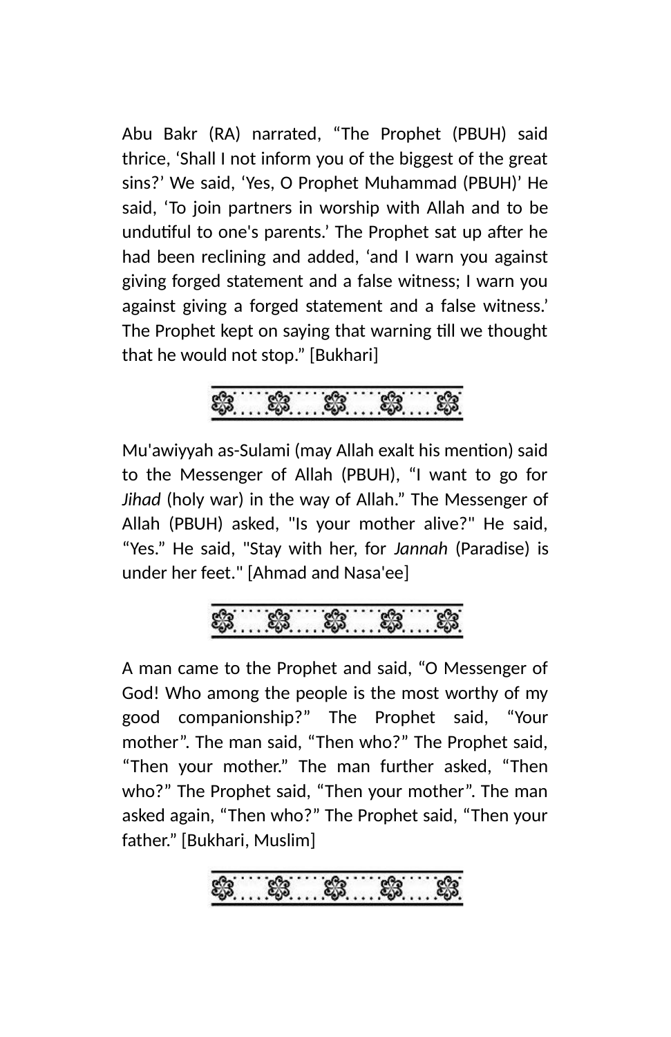Abu Bakr (RA) narrated, "The Prophet (PBUH) said thrice, 'Shall I not inform you of the biggest of the great sins?' We said, 'Yes, O Prophet Muhammad (PBUH)' He said, 'To join partners in worship with Allah and to be undutiful to one's parents.' The Prophet sat up after he had been reclining and added, 'and I warn you against giving forged statement and a false witness; I warn you against giving a forged statement and a false witness.' The Prophet kept on saying that warning till we thought that he would not stop." [Bukhari]

Mu'awiyyah as-Sulami (may Allah exalt his mention) said to the Messenger of Allah (PBUH), "I want to go for *Jihad* (holy war) in the way of Allah." The Messenger of Allah (PBUH) asked, "Is your mother alive?" He said, "Yes." He said, "Stay with her, for *Jannah* (Paradise) is under her feet." [Ahmad and Nasa'ee]

A man came to the Prophet and said, "O Messenger of God! Who among the people is the most worthy of my good companionship?" The Prophet said, "Your mother". The man said, "Then who?" The Prophet said, "Then your mother." The man further asked, "Then who?" The Prophet said, "Then your mother". The man asked again, "Then who?" The Prophet said, "Then your father." [Bukhari, Muslim]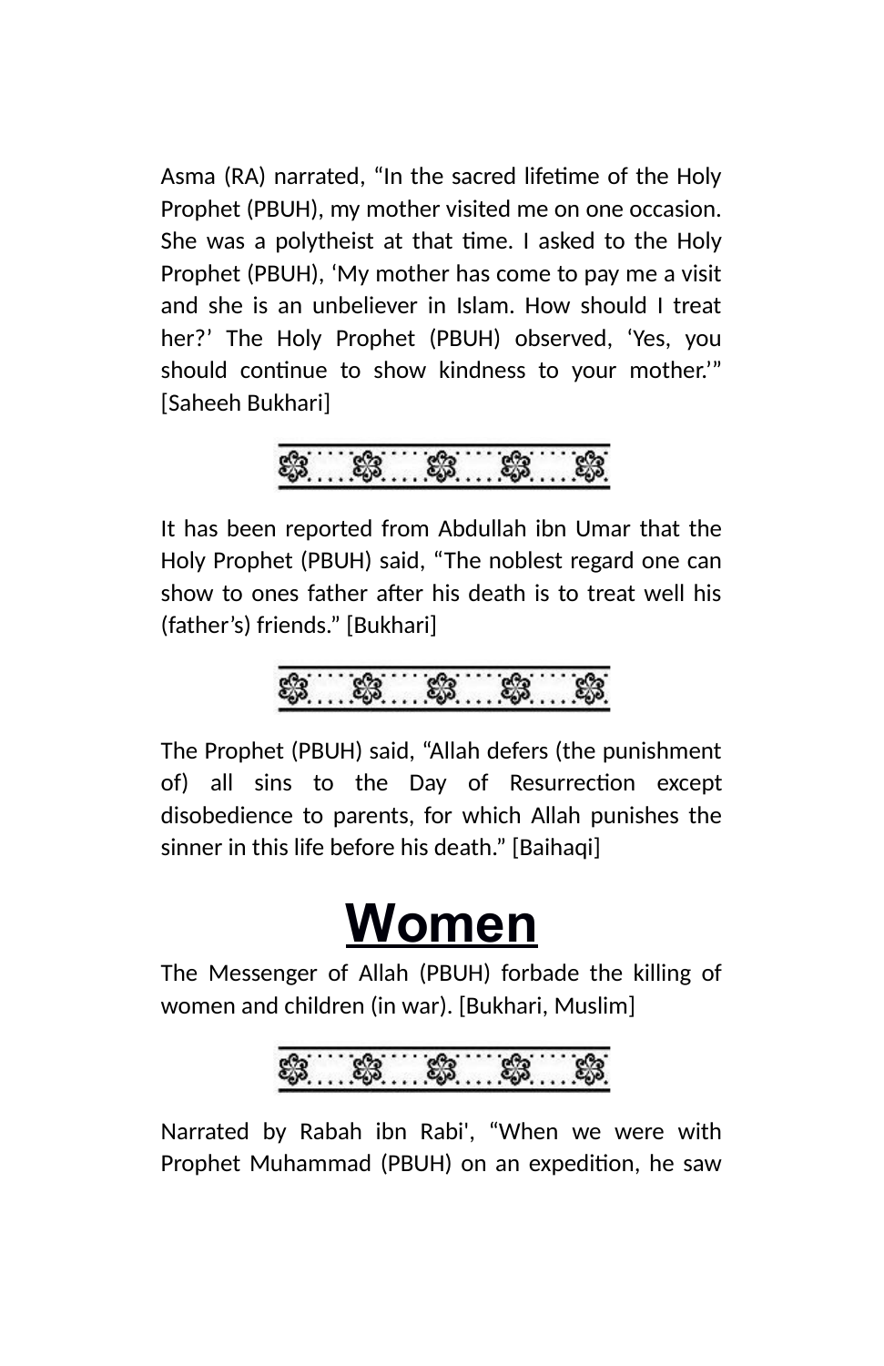Asma (RA) narrated, “In the sacred lifetime of the Holy Prophet (PBUH), my mother visited me on one occasion. She was a polytheist at that time. I asked to the Holy Prophet (PBUH), ‘My mother has come to pay me a visit and she is an unbeliever in Islam. How should I treat her?’ The Holy Prophet (PBUH) observed, ‘Yes, you should continue to show kindness to your mother.’” [Saheeh Bukhari]

It has been reported from Abdullah ibn Umar that the Holy Prophet (PBUH) said, “The noblest regard one can show to ones father after his death is to treat well his (father’s) friends.” [Bukhari]

The Prophet (PBUH) said, “Allah defers (the punishment of) all sins to the Day of Resurrection except disobedience to parents, for which Allah punishes the sinner in this life before his death.” [Baihaqi]

# Women

The Messenger of Allah (PBUH) forbade the killing of women and children (in war). [Bukhari, Muslim]

Narrated by Rabah ibn Rabi', “When we were with Prophet Muhammad (PBUH) on an expedition, he saw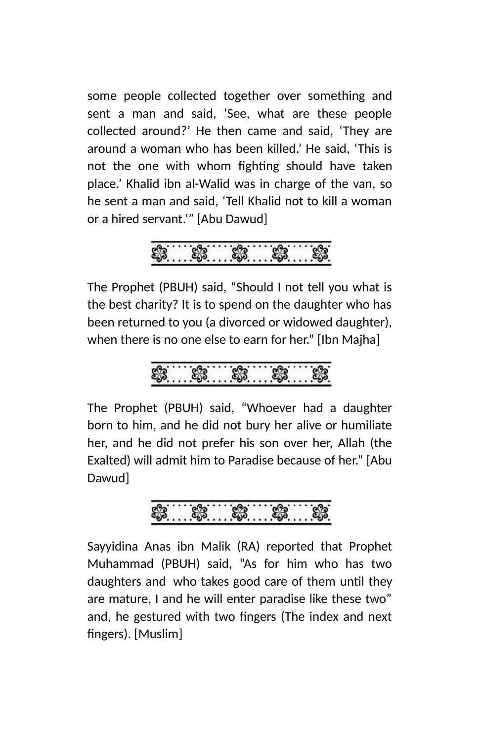some people collected together over something and sent a man and said, ‘See, what are these people collected around?’ He then came and said, ‘They are around a woman who has been killed.’ He said, ‘This is not the one with whom fighting should have taken place.’ Khalid ibn al-Walid was in charge of the van, so he sent a man and said, ‘Tell Khalid not to kill a woman or a hired servant.’” [Abu Dawud]

The Prophet (PBUH) said, “Should I not tell you what is the best charity? It is to spend on the daughter who has been returned to you (a divorced or widowed daughter), when there is no one else to earn for her.” [Ibn Majha]

The Prophet (PBUH) said, “Whoever had a daughter born to him, and he did not bury her alive or humiliate her, and he did not prefer his son over her, Allah (the Exalted) will admit him to Paradise because of her.” [Abu Dawud]

Sayyidina Anas ibn Malik (RA) reported that Prophet Muhammad (PBUH) said, “As for him who has two daughters and who takes good care of them until they are mature, I and he will enter paradise like these two” and, he gestured with two fingers (The index and next fingers). [Muslim]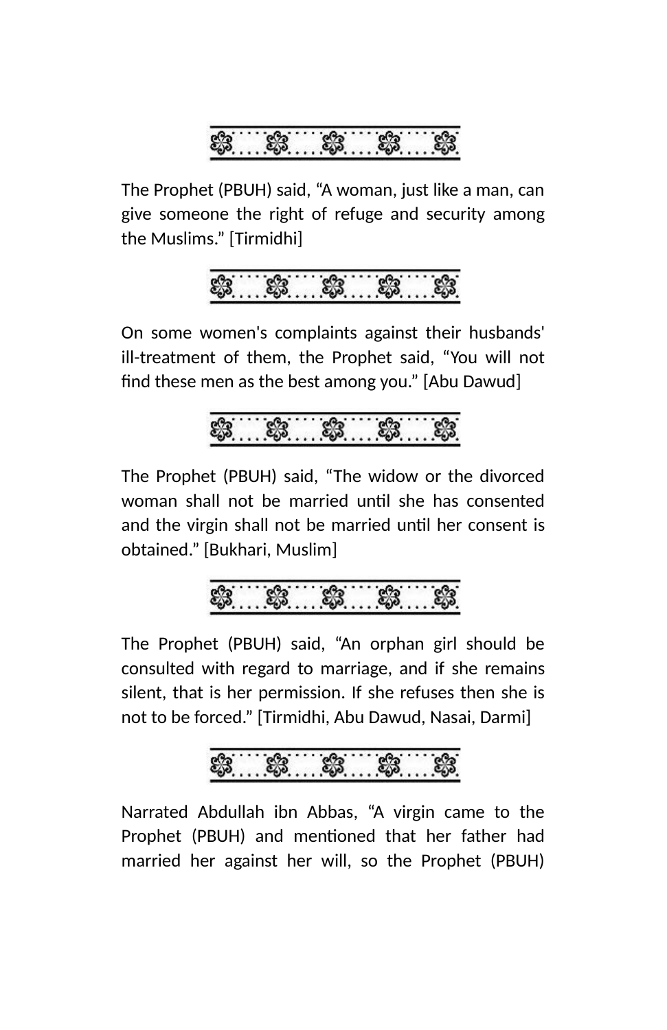The Prophet (PBUH) said, “A woman, just like a man, can give someone the right of refuge and security among the Muslims.” [Tirmidhi]

On some women's complaints against their husbands' ill-treatment of them, the Prophet said, “You will not find these men as the best among you.” [Abu Dawud]

The Prophet (PBUH) said, “The widow or the divorced woman shall not be married until she has consented and the virgin shall not be married until her consent is obtained.” [Bukhari, Muslim]

The Prophet (PBUH) said, “An orphan girl should be consulted with regard to marriage, and if she remains silent, that is her permission. If she refuses then she is not to be forced.” [Tirmidhi, Abu Dawud, Nasai, Darmi]

Narrated Abdullah ibn Abbas, “A virgin came to the Prophet (PBUH) and mentioned that her father had married her against her will, so the Prophet (PBUH)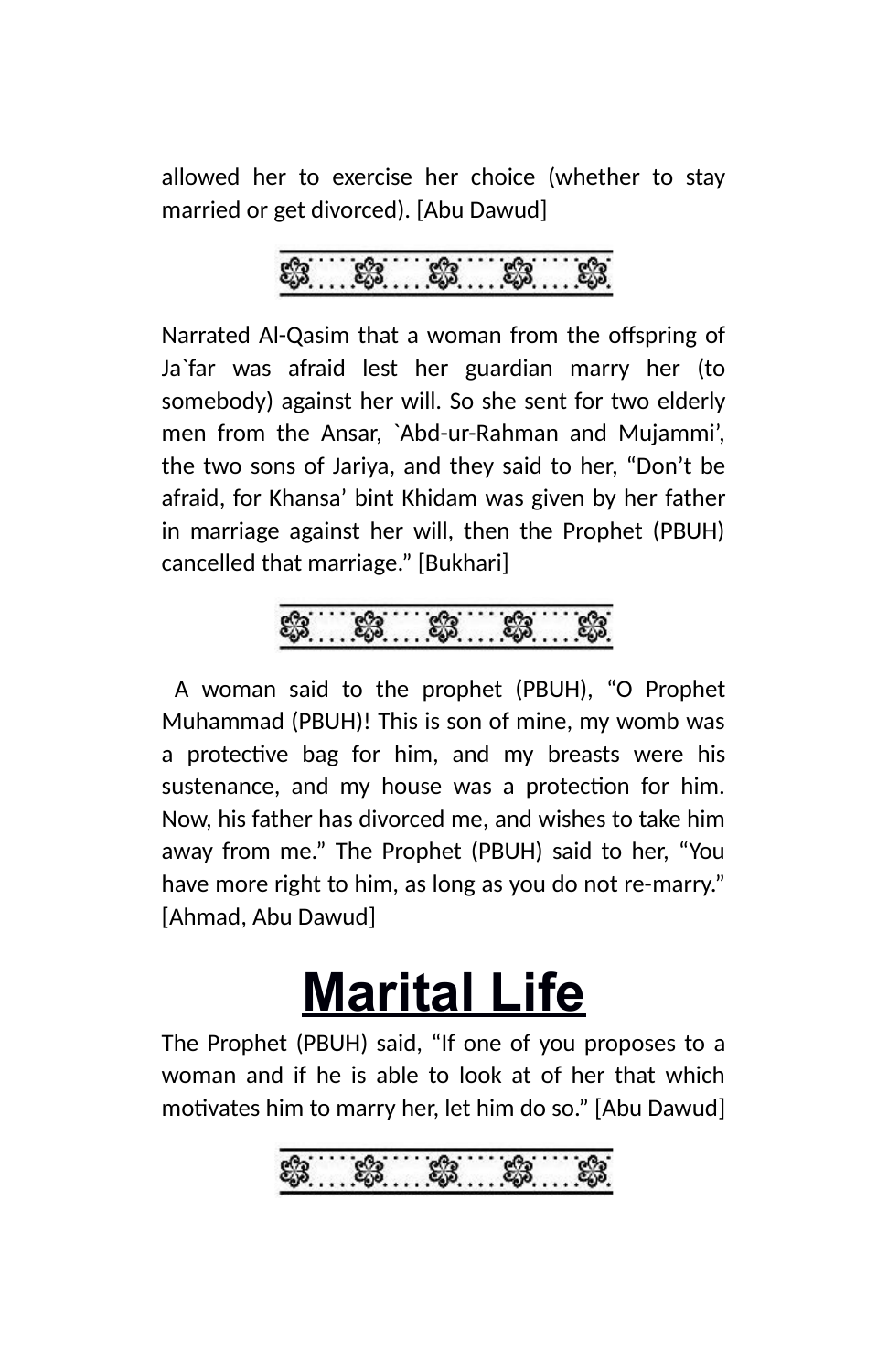allowed her to exercise her choice (whether to stay married or get divorced). [Abu Dawud]

Narrated Al-Qasim that a woman from the offspring of Ja`far was afraid lest her guardian marry her (to somebody) against her will. So she sent for two elderly men from the Ansar, `Abd-ur-Rahman and Mujammi', the two sons of Jariya, and they said to her, "Don't be afraid, for Khansa' bint Khidam was given by her father in marriage against her will, then the Prophet (PBUH) cancelled that marriage." [Bukhari]

A woman said to the prophet (PBUH), "O Prophet Muhammad (PBUH)! This is son of mine, my womb was a protective bag for him, and my breasts were his sustenance, and my house was a protection for him. Now, his father has divorced me, and wishes to take him away from me." The Prophet (PBUH) said to her, "You have more right to him, as long as you do not re-marry." [Ahmad, Abu Dawud]

# Marital Life

The Prophet (PBUH) said, "If one of you proposes to a woman and if he is able to look at of her that which motivates him to marry her, let him do so." [Abu Dawud]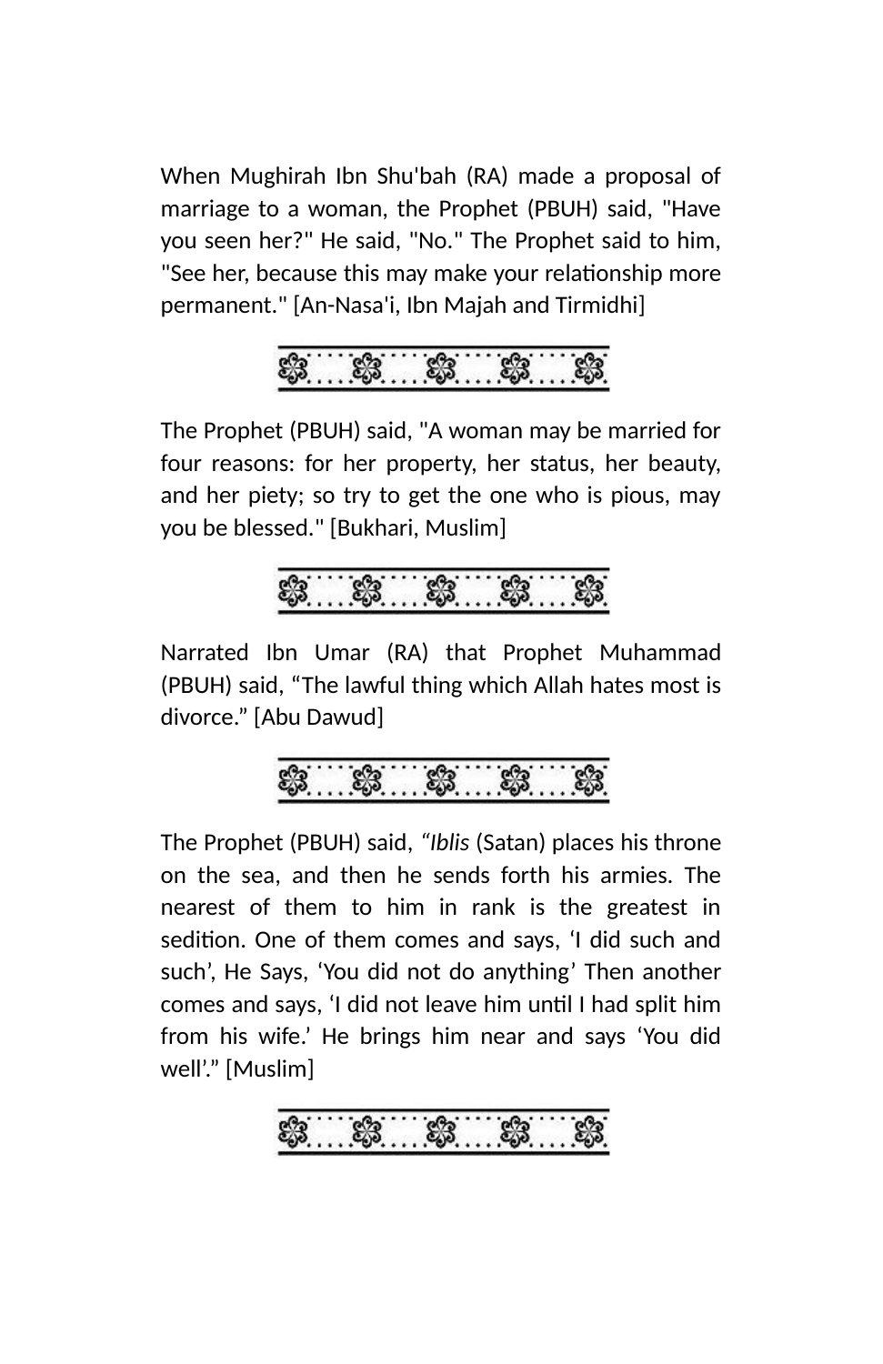When Mughirah Ibn Shu'bah (RA) made a proposal of marriage to a woman, the Prophet (PBUH) said, "Have you seen her?" He said, "No." The Prophet said to him, "See her, because this may make your relationship more permanent." [An-Nasa'i, Ibn Majah and Tirmidhi]

The Prophet (PBUH) said, "A woman may be married for four reasons: for her property, her status, her beauty, and her piety; so try to get the one who is pious, may you be blessed." [Bukhari, Muslim]

Narrated Ibn Umar (RA) that Prophet Muhammad (PBUH) said, “The lawful thing which Allah hates most is divorce.” [Abu Dawud]

The Prophet (PBUH) said, *“Iblis* (Satan) places his throne on the sea, and then he sends forth his armies. The nearest of them to him in rank is the greatest in sedition. One of them comes and says, ‘I did such and such’, He Says, ‘You did not do anything’ Then another comes and says, ‘I did not leave him until I had split him from his wife.’ He brings him near and says ‘You did well’.” [Muslim]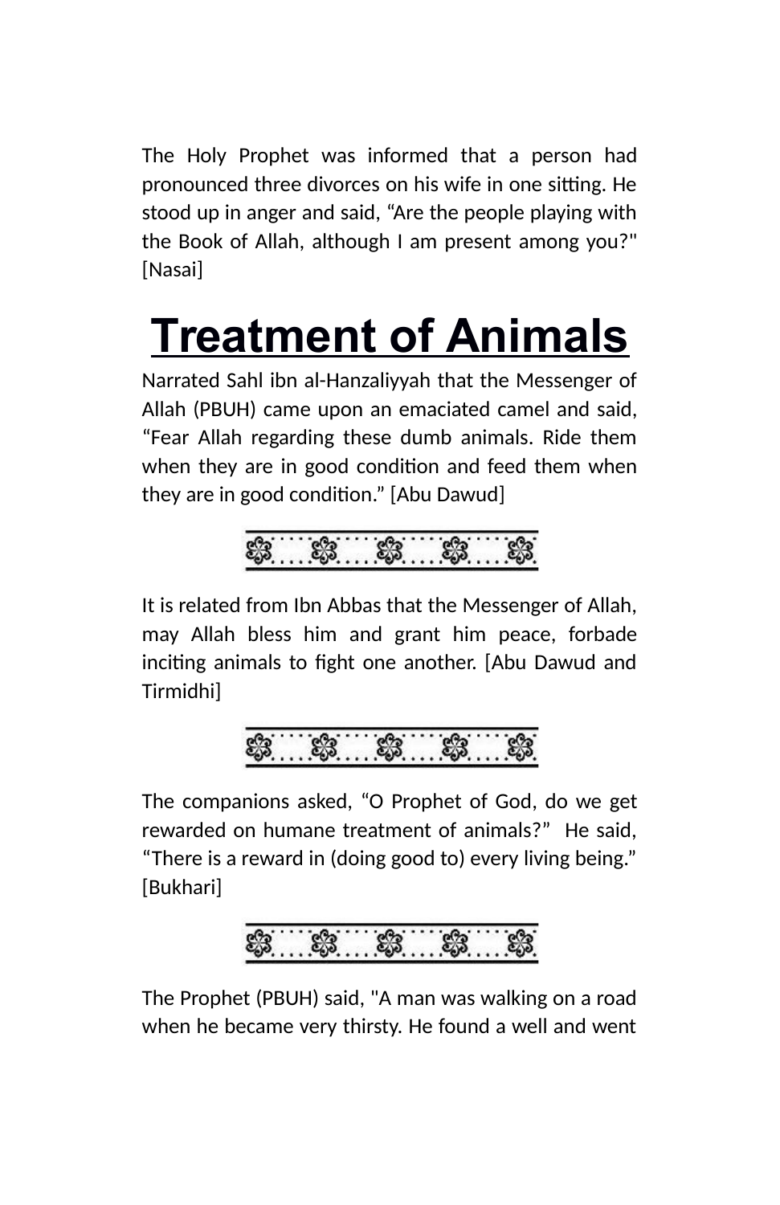The Holy Prophet was informed that a person had pronounced three divorces on his wife in one sitting. He stood up in anger and said, “Are the people playing with the Book of Allah, although I am present among you?" [Nasai]

# Treatment of Animals

Narrated Sahl ibn al-Hanzaliyyah that the Messenger of Allah (PBUH) came upon an emaciated camel and said, “Fear Allah regarding these dumb animals. Ride them when they are in good condition and feed them when they are in good condition.” [Abu Dawud]

It is related from Ibn Abbas that the Messenger of Allah, may Allah bless him and grant him peace, forbade inciting animals to fight one another. [Abu Dawud and Tirmidhi]

The companions asked, “O Prophet of God, do we get rewarded on humane treatment of animals?” He said, “There is a reward in (doing good to) every living being.” [Bukhari]

The Prophet (PBUH) said, "A man was walking on a road when he became very thirsty. He found a well and went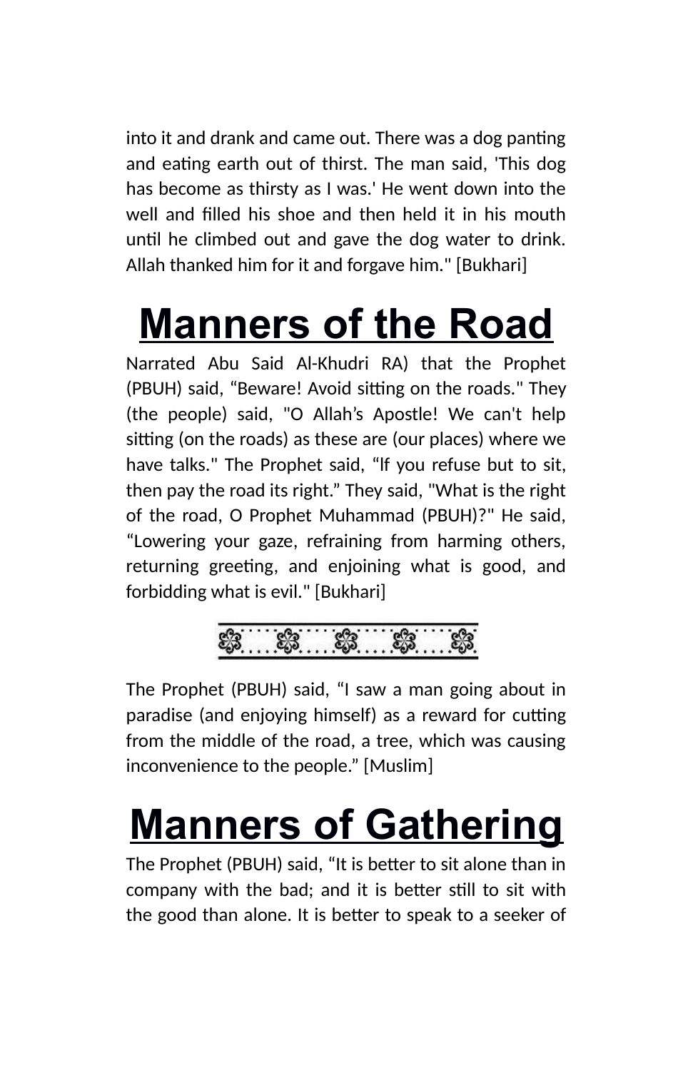into it and drank and came out. There was a dog panting and eating earth out of thirst. The man said, 'This dog has become as thirsty as I was.' He went down into the well and filled his shoe and then held it in his mouth until he climbed out and gave the dog water to drink. Allah thanked him for it and forgave him." [Bukhari]

# Manners of the Road

Narrated Abu Said Al-Khudri RA) that the Prophet (PBUH) said, “Beware! Avoid sitting on the roads." They (the people) said, "O Allah’s Apostle! We can't help sitting (on the roads) as these are (our places) where we have talks." The Prophet said, “lf you refuse but to sit, then pay the road its right.” They said, "What is the right of the road, O Prophet Muhammad (PBUH)?" He said, “Lowering your gaze, refraining from harming others, returning greeting, and enjoining what is good, and forbidding what is evil." [Bukhari]

The Prophet (PBUH) said, “I saw a man going about in paradise (and enjoying himself) as a reward for cutting from the middle of the road, a tree, which was causing inconvenience to the people.” [Muslim]

# Manners of Gathering

The Prophet (PBUH) said, “It is better to sit alone than in company with the bad; and it is better still to sit with the good than alone. It is better to speak to a seeker of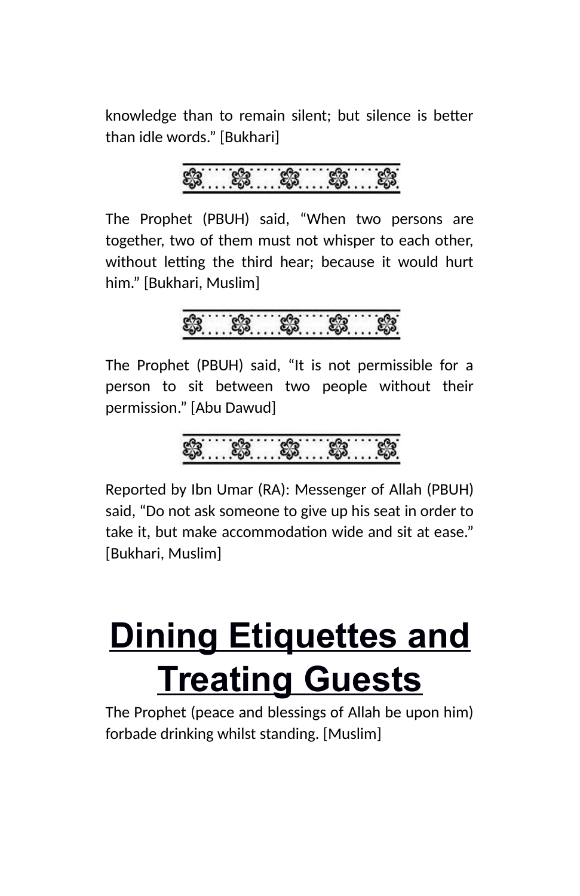knowledge than to remain silent; but silence is better than idle words.” [Bukhari]

The Prophet (PBUH) said, “When two persons are together, two of them must not whisper to each other, without letting the third hear; because it would hurt him.” [Bukhari, Muslim]

The Prophet (PBUH) said, “It is not permissible for a person to sit between two people without their permission.” [Abu Dawud]

Reported by Ibn Umar (RA): Messenger of Allah (PBUH) said, “Do not ask someone to give up his seat in order to take it, but make accommodation wide and sit at ease.” [Bukhari, Muslim]

# Dining Etiquettes and Treating Guests

The Prophet (peace and blessings of Allah be upon him) forbade drinking whilst standing. [Muslim]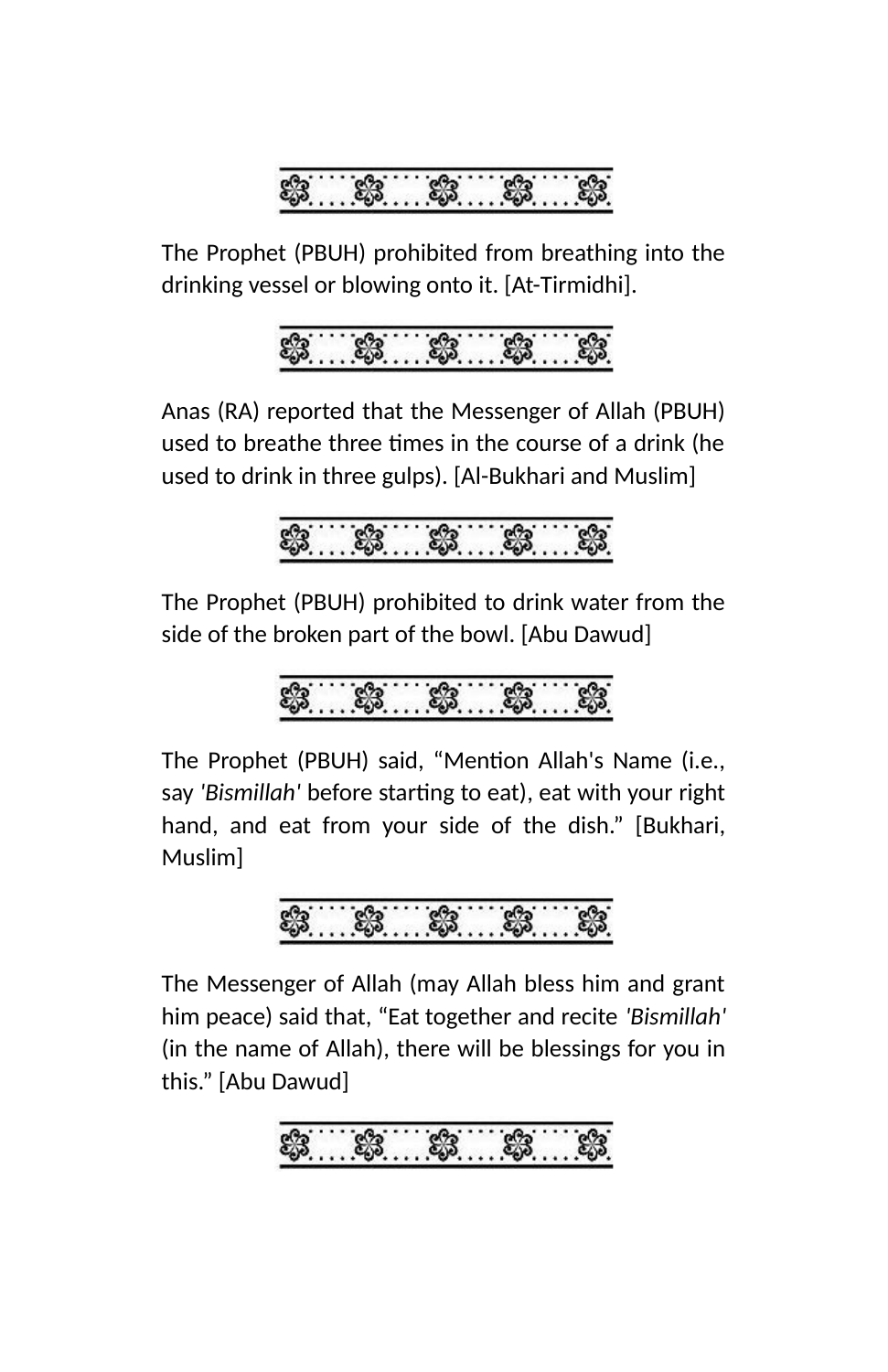The Prophet (PBUH) prohibited from breathing into the drinking vessel or blowing onto it. [At-Tirmidhi].

Anas (RA) reported that the Messenger of Allah (PBUH) used to breathe three times in the course of a drink (he used to drink in three gulps). [Al-Bukhari and Muslim]

The Prophet (PBUH) prohibited to drink water from the side of the broken part of the bowl. [Abu Dawud]

The Prophet (PBUH) said, "Mention Allah's Name (i.e., say *'Bismillah'* before starting to eat), eat with your right hand, and eat from your side of the dish." [Bukhari, Muslim]

The Messenger of Allah (may Allah bless him and grant him peace) said that, "Eat together and recite *'Bismillah'* (in the name of Allah), there will be blessings for you in this." [Abu Dawud]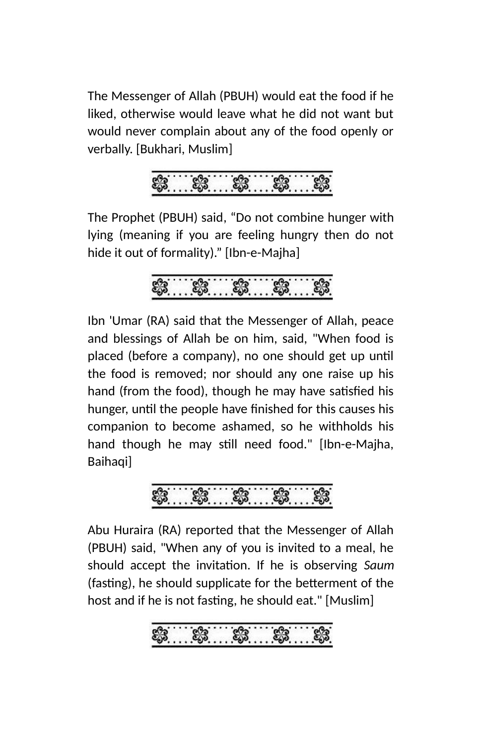The Messenger of Allah (PBUH) would eat the food if he liked, otherwise would leave what he did not want but would never complain about any of the food openly or verbally. [Bukhari, Muslim]

The Prophet (PBUH) said, “Do not combine hunger with lying (meaning if you are feeling hungry then do not hide it out of formality).” [Ibn-e-Majha]

Ibn 'Umar (RA) said that the Messenger of Allah, peace and blessings of Allah be on him, said, "When food is placed (before a company), no one should get up until the food is removed; nor should any one raise up his hand (from the food), though he may have satisfied his hunger, until the people have finished for this causes his companion to become ashamed, so he withholds his hand though he may still need food." [Ibn-e-Majha, Baihaqi]

Abu Huraira (RA) reported that the Messenger of Allah (PBUH) said, "When any of you is invited to a meal, he should accept the invitation. If he is observing *Saum* (fasting), he should supplicate for the betterment of the host and if he is not fasting, he should eat." [Muslim]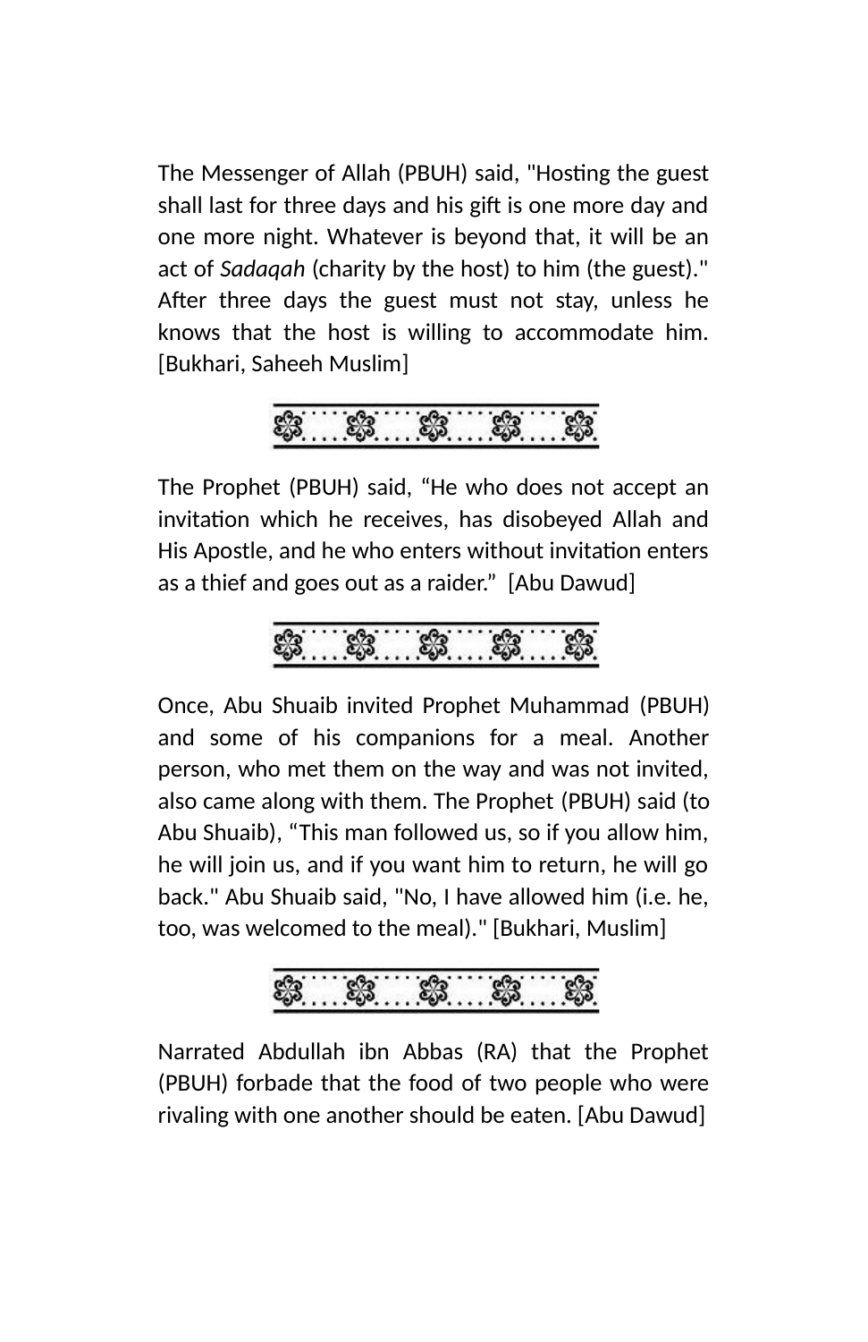The Messenger of Allah (PBUH) said, "Hosting the guest shall last for three days and his gift is one more day and one more night. Whatever is beyond that, it will be an act of *Sadaqah* (charity by the host) to him (the guest)." After three days the guest must not stay, unless he knows that the host is willing to accommodate him. [Bukhari, Saheeh Muslim]

The Prophet (PBUH) said, "He who does not accept an invitation which he receives, has disobeyed Allah and His Apostle, and he who enters without invitation enters as a thief and goes out as a raider." [Abu Dawud]

Once, Abu Shuaib invited Prophet Muhammad (PBUH) and some of his companions for a meal. Another person, who met them on the way and was not invited, also came along with them. The Prophet (PBUH) said (to Abu Shuaib), "This man followed us, so if you allow him, he will join us, and if you want him to return, he will go back." Abu Shuaib said, "No, I have allowed him (i.e. he, too, was welcomed to the meal)." [Bukhari, Muslim]

Narrated Abdullah ibn Abbas (RA) that the Prophet (PBUH) forbade that the food of two people who were rivaling with one another should be eaten. [Abu Dawud]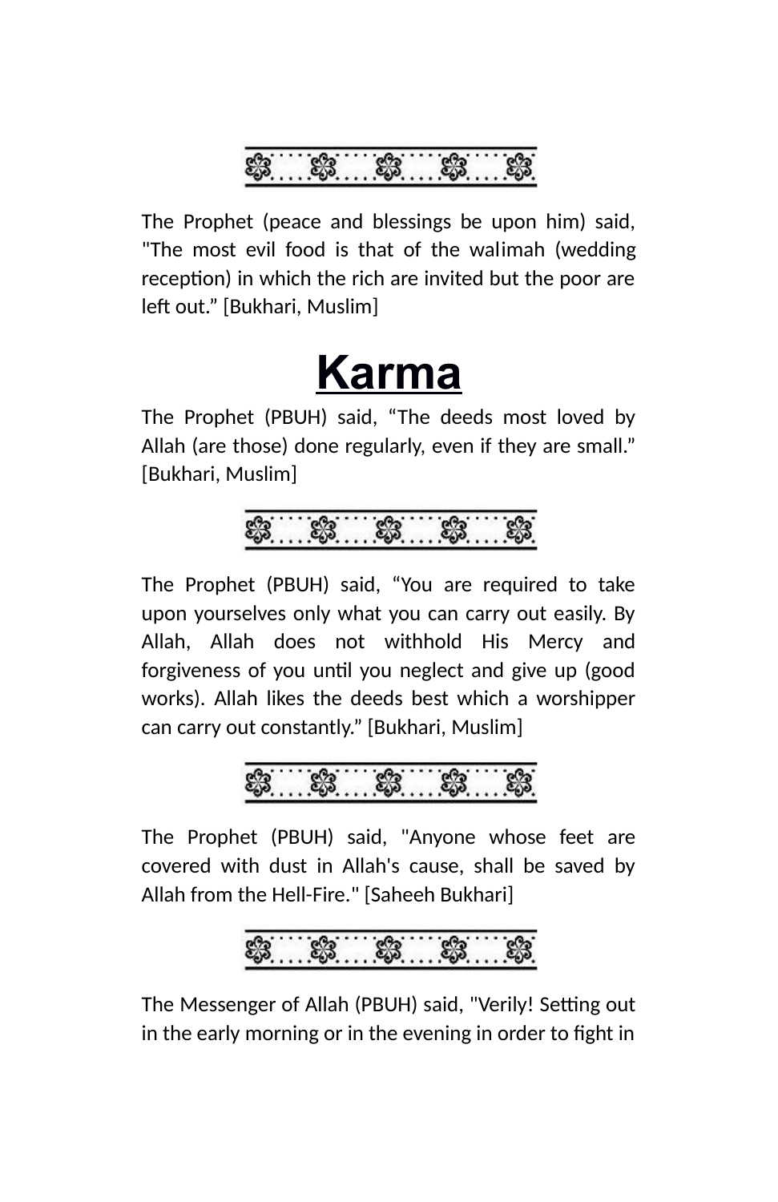The Prophet (peace and blessings be upon him) said, "The most evil food is that of the walimah (wedding reception) in which the rich are invited but the poor are left out." [Bukhari, Muslim]

# Karma

The Prophet (PBUH) said, "The deeds most loved by Allah (are those) done regularly, even if they are small." [Bukhari, Muslim]

The Prophet (PBUH) said, "You are required to take upon yourselves only what you can carry out easily. By Allah, Allah does not withhold His Mercy and forgiveness of you until you neglect and give up (good works). Allah likes the deeds best which a worshipper can carry out constantly." [Bukhari, Muslim]

The Prophet (PBUH) said, "Anyone whose feet are covered with dust in Allah's cause, shall be saved by Allah from the Hell-Fire." [Saheeh Bukhari]

The Messenger of Allah (PBUH) said, "Verily! Setting out in the early morning or in the evening in order to fight in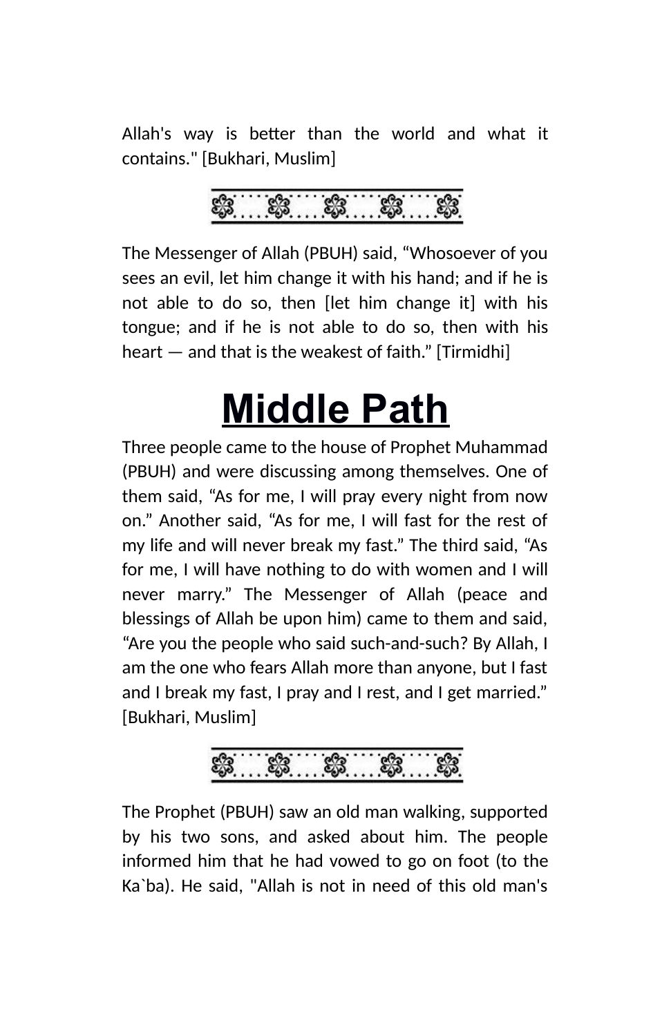Allah's way is better than the world and what it contains." [Bukhari, Muslim]

The Messenger of Allah (PBUH) said, “Whosoever of you sees an evil, let him change it with his hand; and if he is not able to do so, then [let him change it] with his tongue; and if he is not able to do so, then with his heart — and that is the weakest of faith.” [Tirmidhi]

# Middle Path

Three people came to the house of Prophet Muhammad (PBUH) and were discussing among themselves. One of them said, “As for me, I will pray every night from now on.” Another said, “As for me, I will fast for the rest of my life and will never break my fast.” The third said, “As for me, I will have nothing to do with women and I will never marry.” The Messenger of Allah (peace and blessings of Allah be upon him) came to them and said, “Are you the people who said such-and-such? By Allah, I am the one who fears Allah more than anyone, but I fast and I break my fast, I pray and I rest, and I get married.” [Bukhari, Muslim]

The Prophet (PBUH) saw an old man walking, supported by his two sons, and asked about him. The people informed him that he had vowed to go on foot (to the Ka`ba). He said, "Allah is not in need of this old man's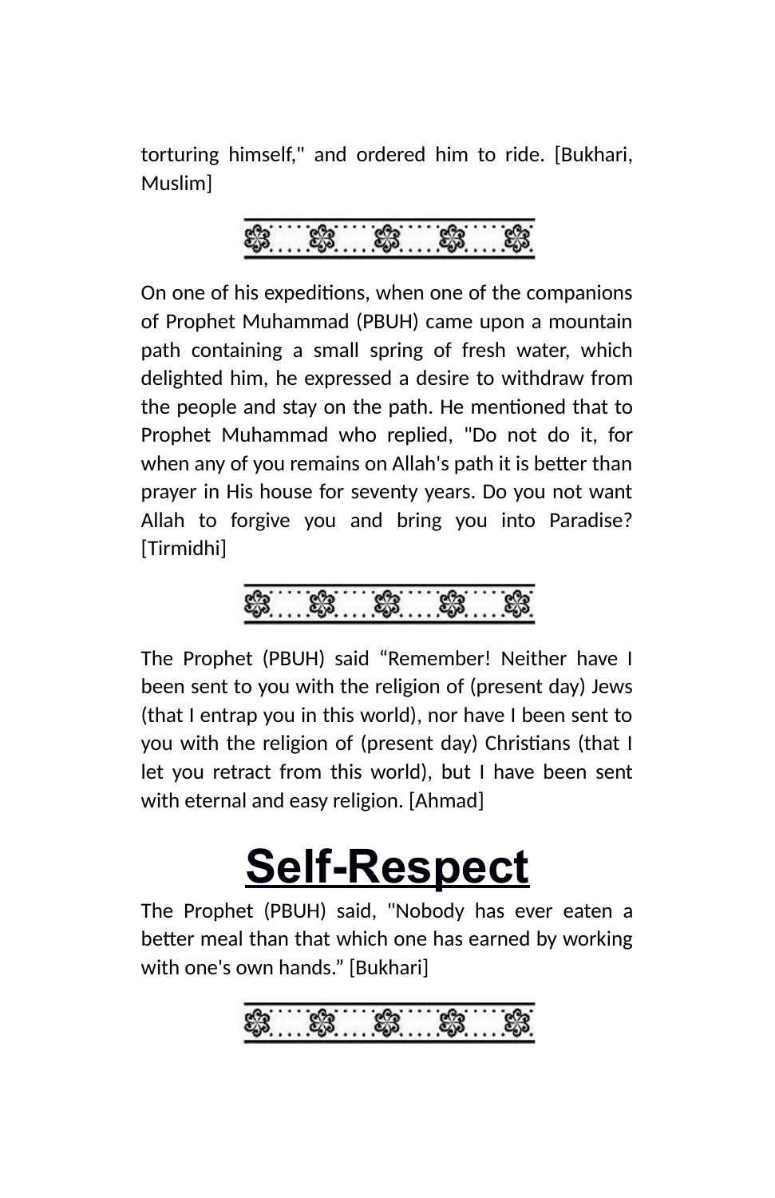torturing himself," and ordered him to ride. [Bukhari, Muslim]

On one of his expeditions, when one of the companions of Prophet Muhammad (PBUH) came upon a mountain path containing a small spring of fresh water, which delighted him, he expressed a desire to withdraw from the people and stay on the path. He mentioned that to Prophet Muhammad who replied, "Do not do it, for when any of you remains on Allah's path it is better than prayer in His house for seventy years. Do you not want Allah to forgive you and bring you into Paradise? [Tirmidhi]

The Prophet (PBUH) said “Remember! Neither have I been sent to you with the religion of (present day) Jews (that I entrap you in this world), nor have I been sent to you with the religion of (present day) Christians (that I let you retract from this world), but I have been sent with eternal and easy religion. [Ahmad]

# Self-Respect

The Prophet (PBUH) said, "Nobody has ever eaten a better meal than that which one has earned by working with one's own hands.” [Bukhari]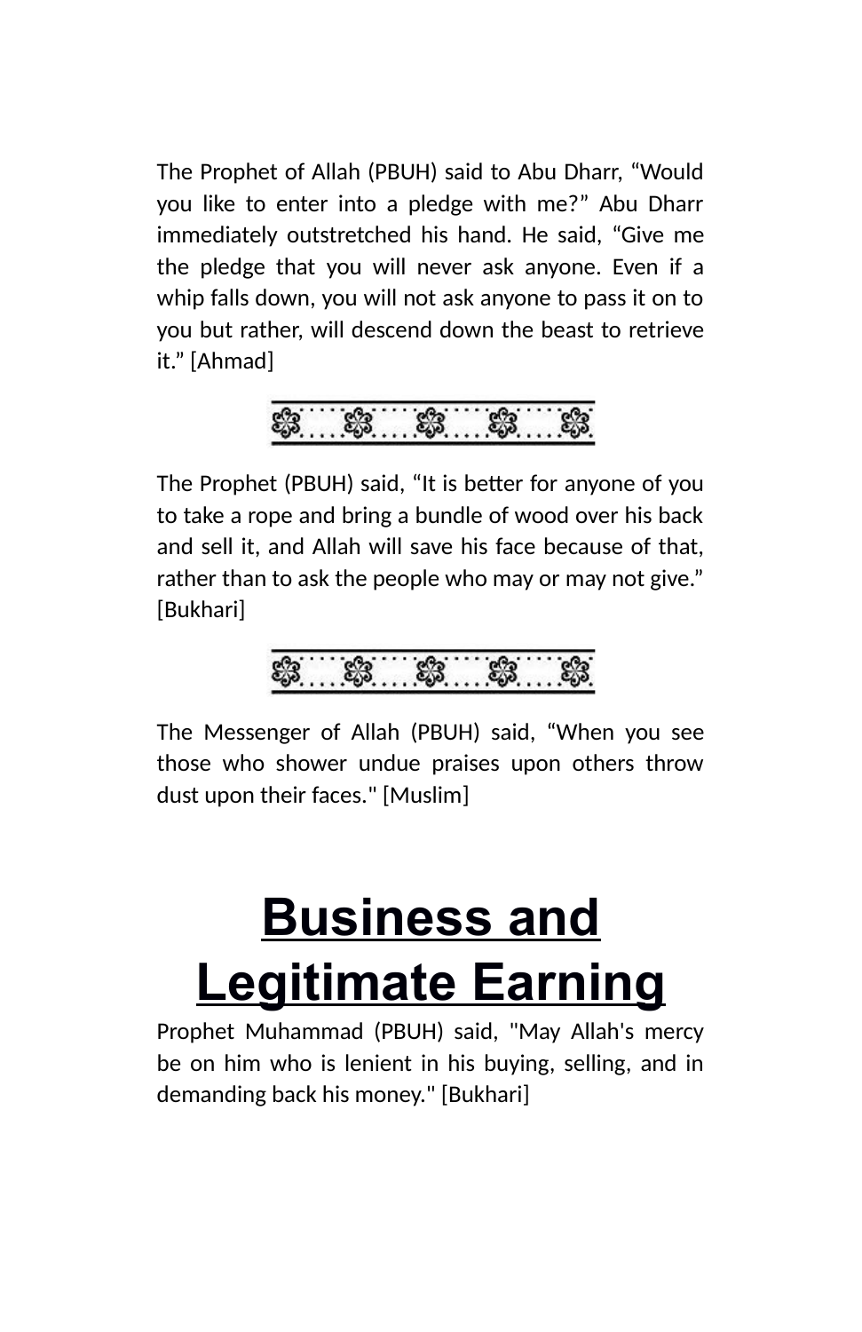The Prophet of Allah (PBUH) said to Abu Dharr, “Would you like to enter into a pledge with me?” Abu Dharr immediately outstretched his hand. He said, “Give me the pledge that you will never ask anyone. Even if a whip falls down, you will not ask anyone to pass it on to you but rather, will descend down the beast to retrieve it.” [Ahmad]

The Prophet (PBUH) said, “It is better for anyone of you to take a rope and bring a bundle of wood over his back and sell it, and Allah will save his face because of that, rather than to ask the people who may or may not give.” [Bukhari]

The Messenger of Allah (PBUH) said, “When you see those who shower undue praises upon others throw dust upon their faces." [Muslim]

# Business and Legitimate Earning

Prophet Muhammad (PBUH) said, "May Allah's mercy be on him who is lenient in his buying, selling, and in demanding back his money." [Bukhari]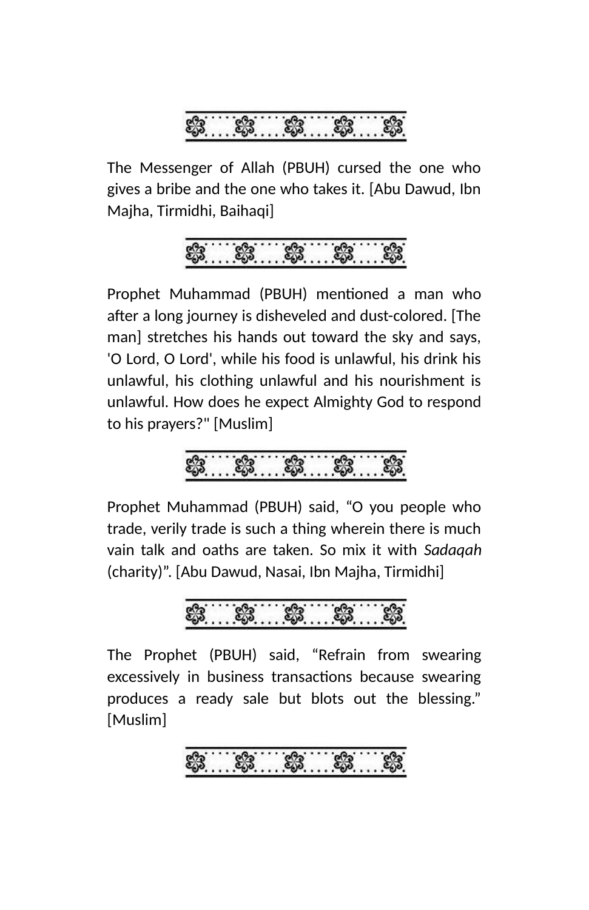The Messenger of Allah (PBUH) cursed the one who gives a bribe and the one who takes it. [Abu Dawud, Ibn Majha, Tirmidhi, Baihaqi]

Prophet Muhammad (PBUH) mentioned a man who after a long journey is disheveled and dust-colored. [The man] stretches his hands out toward the sky and says, 'O Lord, O Lord', while his food is unlawful, his drink his unlawful, his clothing unlawful and his nourishment is unlawful. How does he expect Almighty God to respond to his prayers?" [Muslim]

Prophet Muhammad (PBUH) said, "O you people who trade, verily trade is such a thing wherein there is much vain talk and oaths are taken. So mix it with *Sadaqah* (charity)". [Abu Dawud, Nasai, Ibn Majha, Tirmidhi]

The Prophet (PBUH) said, "Refrain from swearing excessively in business transactions because swearing produces a ready sale but blots out the blessing." [Muslim]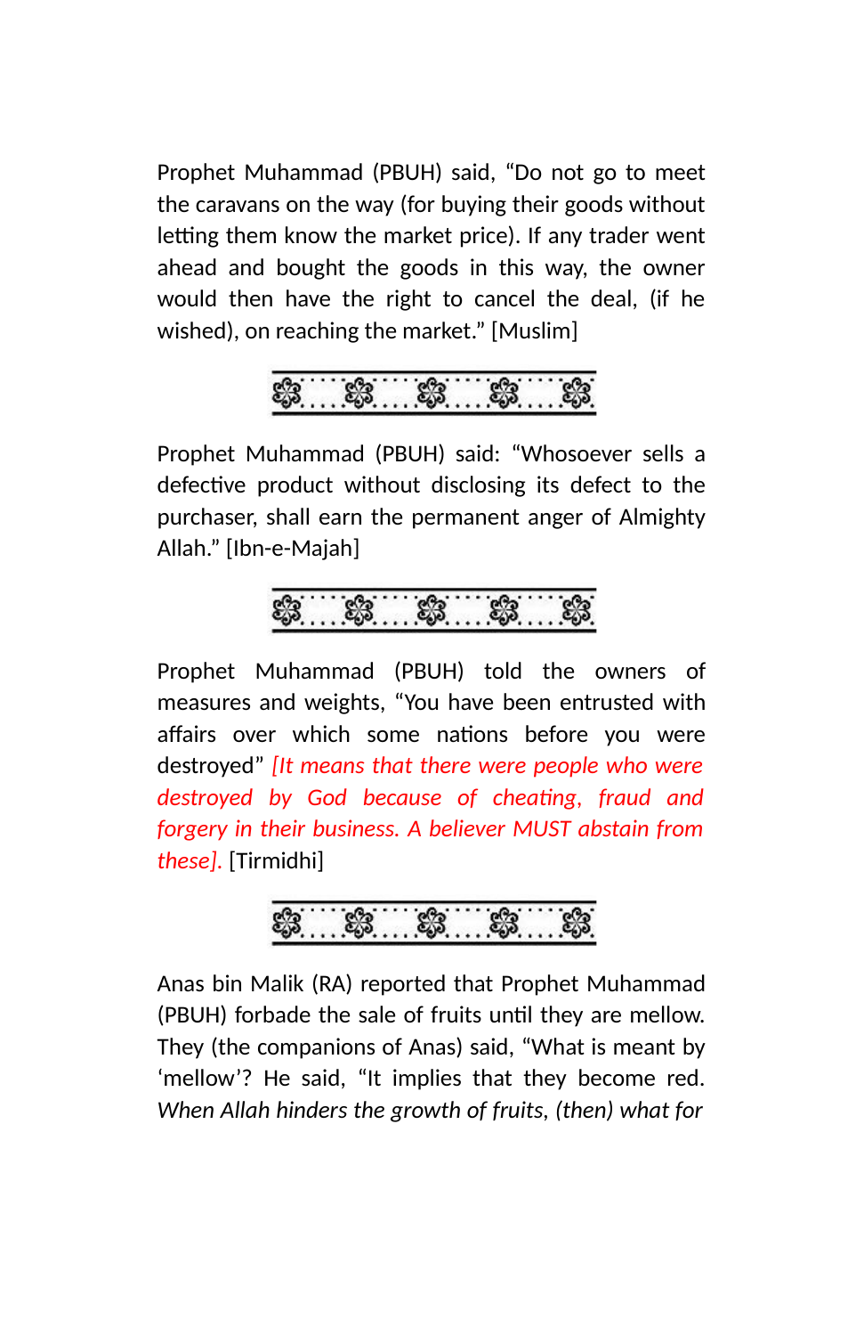Prophet Muhammad (PBUH) said, “Do not go to meet the caravans on the way (for buying their goods without letting them know the market price). If any trader went ahead and bought the goods in this way, the owner would then have the right to cancel the deal, (if he wished), on reaching the market.” [Muslim]

Prophet Muhammad (PBUH) said: “Whosoever sells a defective product without disclosing its defect to the purchaser, shall earn the permanent anger of Almighty Allah.” [Ibn-e-Majah]

Prophet Muhammad (PBUH) told the owners of measures and weights, “You have been entrusted with affairs over which some nations before you were destroyed” *[It means that there were people who were destroyed by God because of cheating, fraud and forgery in their business. A believer MUST abstain from these].* [Tirmidhi]

Anas bin Malik (RA) reported that Prophet Muhammad (PBUH) forbade the sale of fruits until they are mellow. They (the companions of Anas) said, “What is meant by ‘mellow’? He said, “It implies that they become red. *When Allah hinders the growth of fruits, (then) what for*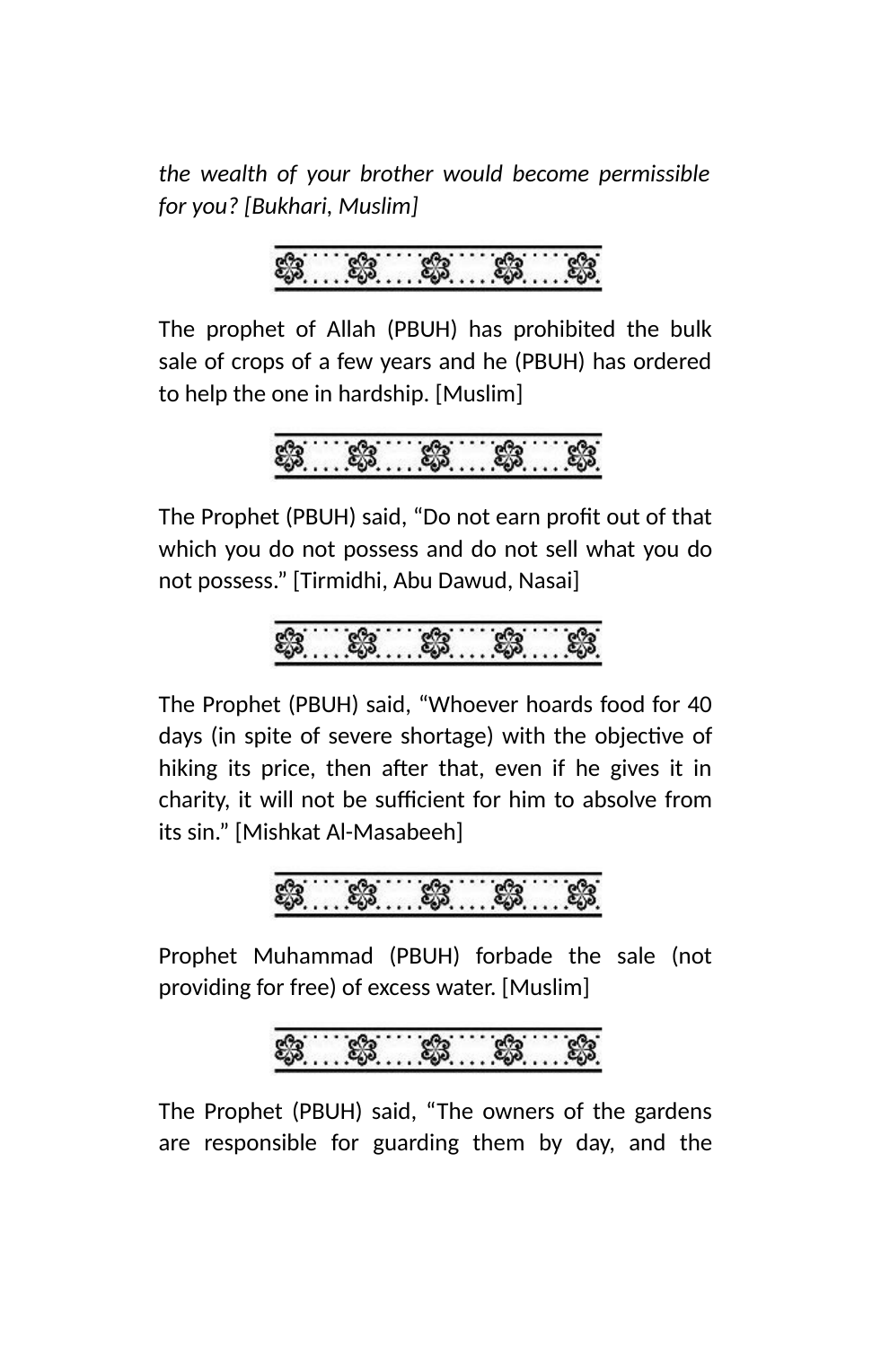*the wealth of your brother would become permissible for you? [Bukhari, Muslim]*

The prophet of Allah (PBUH) has prohibited the bulk sale of crops of a few years and he (PBUH) has ordered to help the one in hardship. [Muslim]

The Prophet (PBUH) said, "Do not earn profit out of that which you do not possess and do not sell what you do not possess." [Tirmidhi, Abu Dawud, Nasai]

The Prophet (PBUH) said, "Whoever hoards food for 40 days (in spite of severe shortage) with the objective of hiking its price, then after that, even if he gives it in charity, it will not be sufficient for him to absolve from its sin." [Mishkat Al-Masabeeh]

Prophet Muhammad (PBUH) forbade the sale (not providing for free) of excess water. [Muslim]

The Prophet (PBUH) said, "The owners of the gardens are responsible for guarding them by day, and the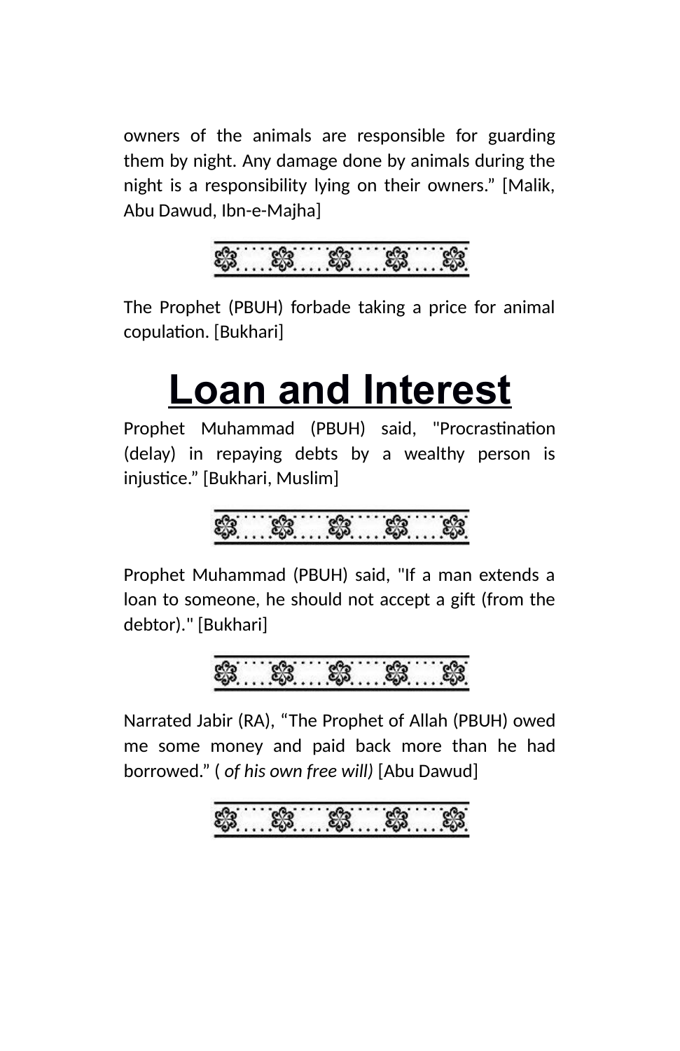owners of the animals are responsible for guarding them by night. Any damage done by animals during the night is a responsibility lying on their owners.” [Malik, Abu Dawud, Ibn-e-Majha]

The Prophet (PBUH) forbade taking a price for animal copulation. [Bukhari]

# Loan and Interest

Prophet Muhammad (PBUH) said, "Procrastination (delay) in repaying debts by a wealthy person is injustice.” [Bukhari, Muslim]

Prophet Muhammad (PBUH) said, "If a man extends a loan to someone, he should not accept a gift (from the debtor)." [Bukhari]

Narrated Jabir (RA), “The Prophet of Allah (PBUH) owed me some money and paid back more than he had borrowed.” ( *of his own free will)* [Abu Dawud]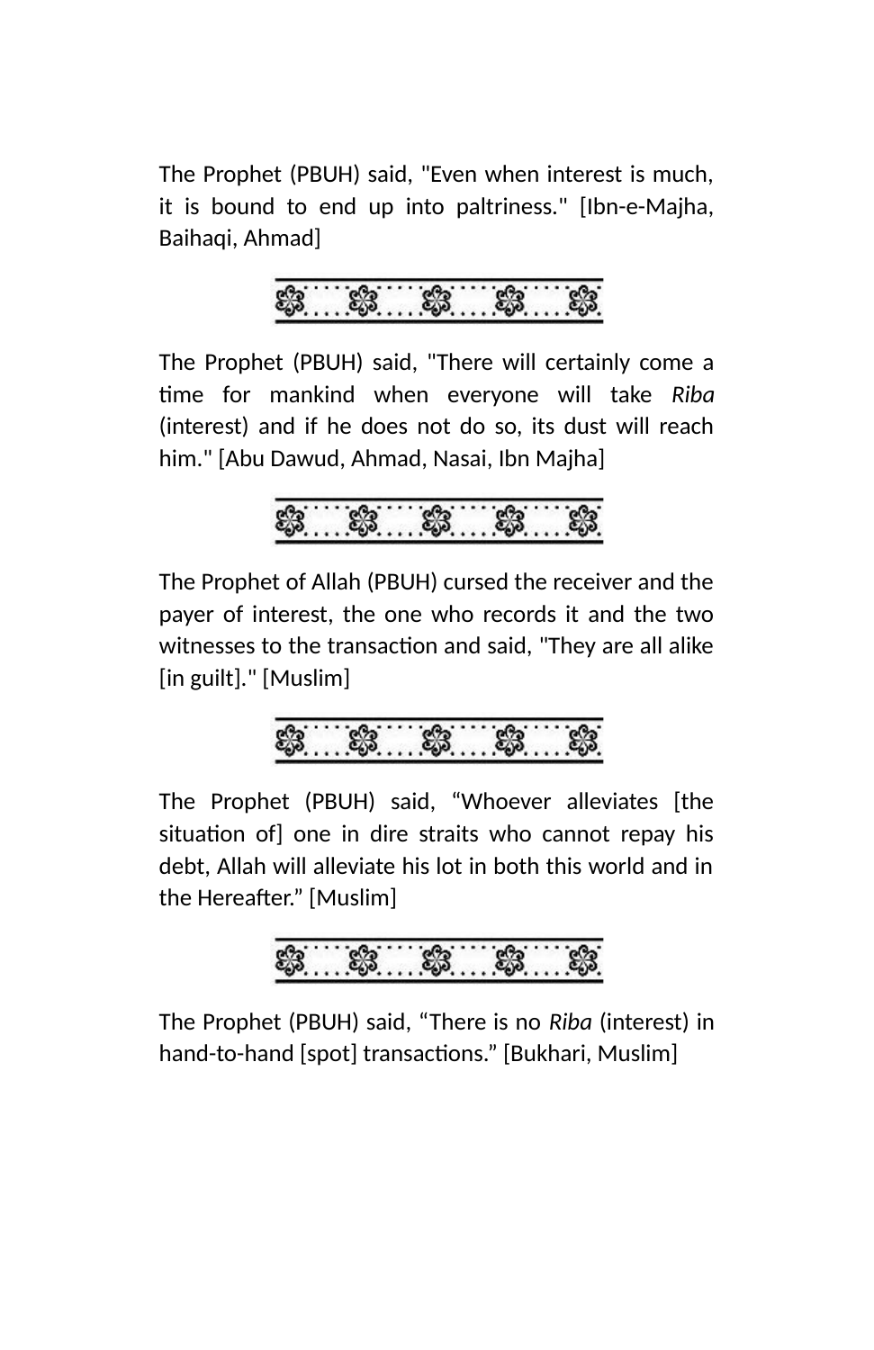The Prophet (PBUH) said, "Even when interest is much, it is bound to end up into paltriness." [Ibn-e-Majha, Baihaqi, Ahmad]

The Prophet (PBUH) said, "There will certainly come a time for mankind when everyone will take *Riba* (interest) and if he does not do so, its dust will reach him." [Abu Dawud, Ahmad, Nasai, Ibn Majha]

The Prophet of Allah (PBUH) cursed the receiver and the payer of interest, the one who records it and the two witnesses to the transaction and said, "They are all alike [in guilt]." [Muslim]

The Prophet (PBUH) said, "Whoever alleviates [the situation of] one in dire straits who cannot repay his debt, Allah will alleviate his lot in both this world and in the Hereafter." [Muslim]

The Prophet (PBUH) said, "There is no *Riba* (interest) in hand-to-hand [spot] transactions." [Bukhari, Muslim]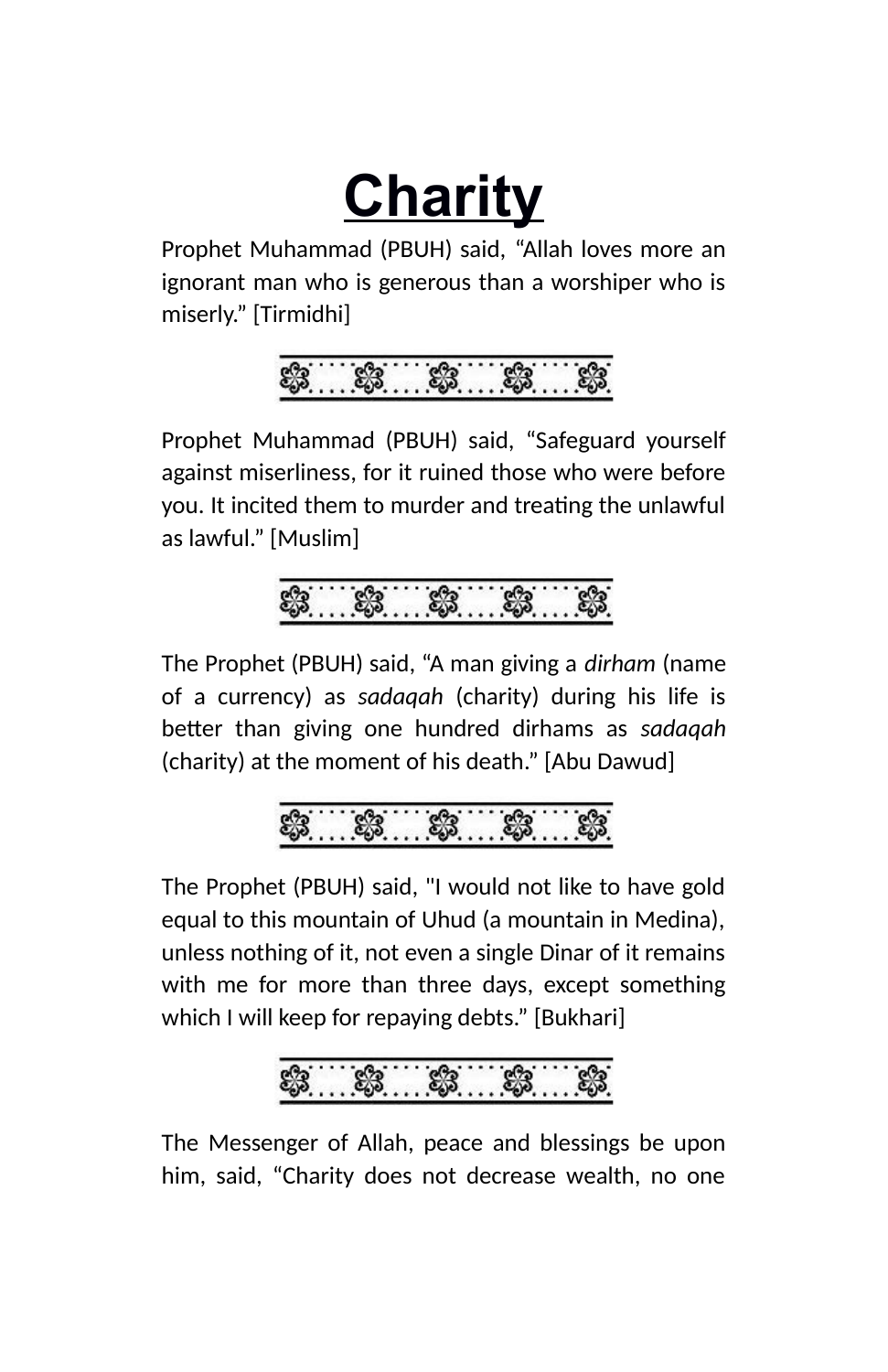# Charity

Prophet Muhammad (PBUH) said, “Allah loves more an ignorant man who is generous than a worshiper who is miserly.” [Tirmidhi]

Prophet Muhammad (PBUH) said, “Safeguard yourself against miserliness, for it ruined those who were before you. It incited them to murder and treating the unlawful as lawful.” [Muslim]

The Prophet (PBUH) said, “A man giving a *dirham* (name of a currency) as *sadaqah* (charity) during his life is better than giving one hundred dirhams as *sadaqah* (charity) at the moment of his death.” [Abu Dawud]

The Prophet (PBUH) said, "I would not like to have gold equal to this mountain of Uhud (a mountain in Medina), unless nothing of it, not even a single Dinar of it remains with me for more than three days, except something which I will keep for repaying debts.” [Bukhari]

The Messenger of Allah, peace and blessings be upon him, said, “Charity does not decrease wealth, no one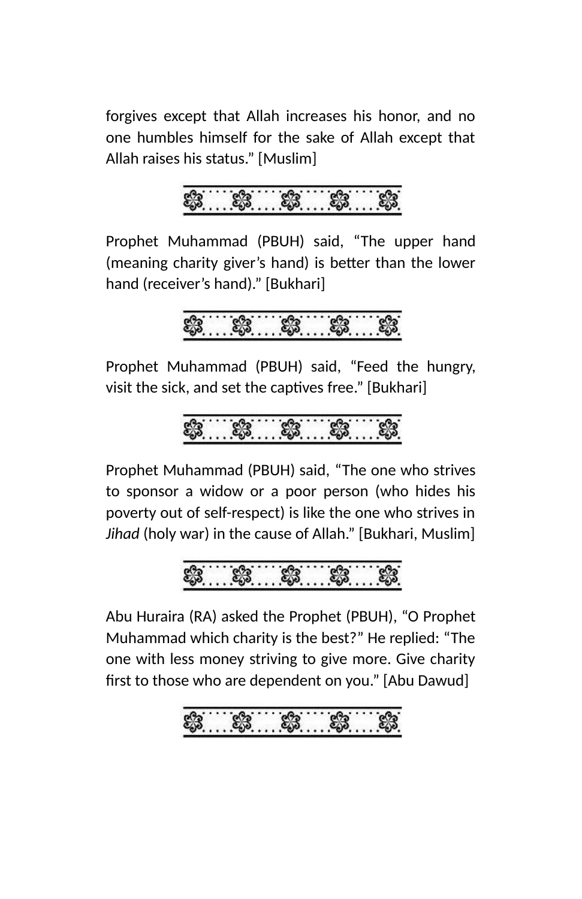forgives except that Allah increases his honor, and no one humbles himself for the sake of Allah except that Allah raises his status.” [Muslim]

Prophet Muhammad (PBUH) said, “The upper hand (meaning charity giver’s hand) is better than the lower hand (receiver’s hand).” [Bukhari]

Prophet Muhammad (PBUH) said, “Feed the hungry, visit the sick, and set the captives free.” [Bukhari]

Prophet Muhammad (PBUH) said, “The one who strives to sponsor a widow or a poor person (who hides his poverty out of self-respect) is like the one who strives in *Jihad* (holy war) in the cause of Allah.” [Bukhari, Muslim]

Abu Huraira (RA) asked the Prophet (PBUH), “O Prophet Muhammad which charity is the best?” He replied: “The one with less money striving to give more. Give charity first to those who are dependent on you.” [Abu Dawud]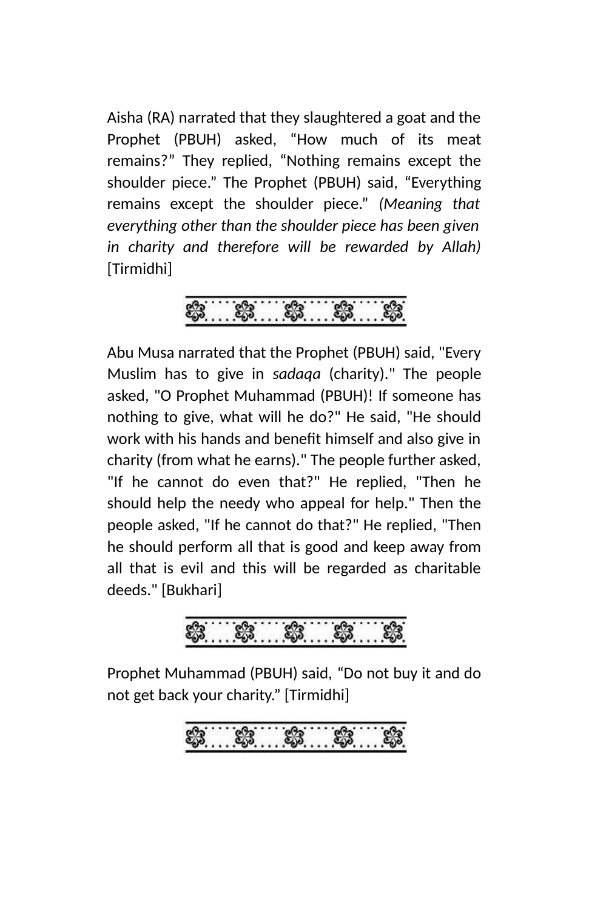Aisha (RA) narrated that they slaughtered a goat and the Prophet (PBUH) asked, “How much of its meat remains?” They replied, “Nothing remains except the shoulder piece.” The Prophet (PBUH) said, “Everything remains except the shoulder piece.” *(Meaning that everything other than the shoulder piece has been given in charity and therefore will be rewarded by Allah)* [Tirmidhi]

Abu Musa narrated that the Prophet (PBUH) said, "Every Muslim has to give in *sadaqa* (charity)." The people asked, "O Prophet Muhammad (PBUH)! If someone has nothing to give, what will he do?" He said, "He should work with his hands and benefit himself and also give in charity (from what he earns)." The people further asked, "If he cannot do even that?" He replied, "Then he should help the needy who appeal for help." Then the people asked, "If he cannot do that?" He replied, "Then he should perform all that is good and keep away from all that is evil and this will be regarded as charitable deeds." [Bukhari]

Prophet Muhammad (PBUH) said, “Do not buy it and do not get back your charity.” [Tirmidhi]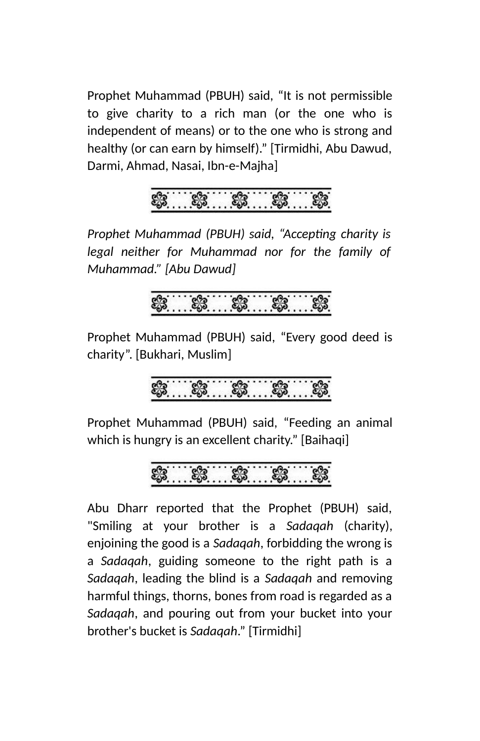Prophet Muhammad (PBUH) said, “It is not permissible to give charity to a rich man (or the one who is independent of means) or to the one who is strong and healthy (or can earn by himself).” [Tirmidhi, Abu Dawud, Darmi, Ahmad, Nasai, Ibn-e-Majha]

*Prophet Muhammad (PBUH) said, “Accepting charity is legal neither for Muhammad nor for the family of Muhammad.” [Abu Dawud]*

Prophet Muhammad (PBUH) said, “Every good deed is charity”. [Bukhari, Muslim]

Prophet Muhammad (PBUH) said, “Feeding an animal which is hungry is an excellent charity.” [Baihaqi]

Abu Dharr reported that the Prophet (PBUH) said, "Smiling at your brother is a *Sadaqah* (charity), enjoining the good is a *Sadaqah*, forbidding the wrong is a *Sadaqah*, guiding someone to the right path is a *Sadaqah*, leading the blind is a *Sadaqah* and removing harmful things, thorns, bones from road is regarded as a *Sadaqah*, and pouring out from your bucket into your brother's bucket is *Sadaqah*.” [Tirmidhi]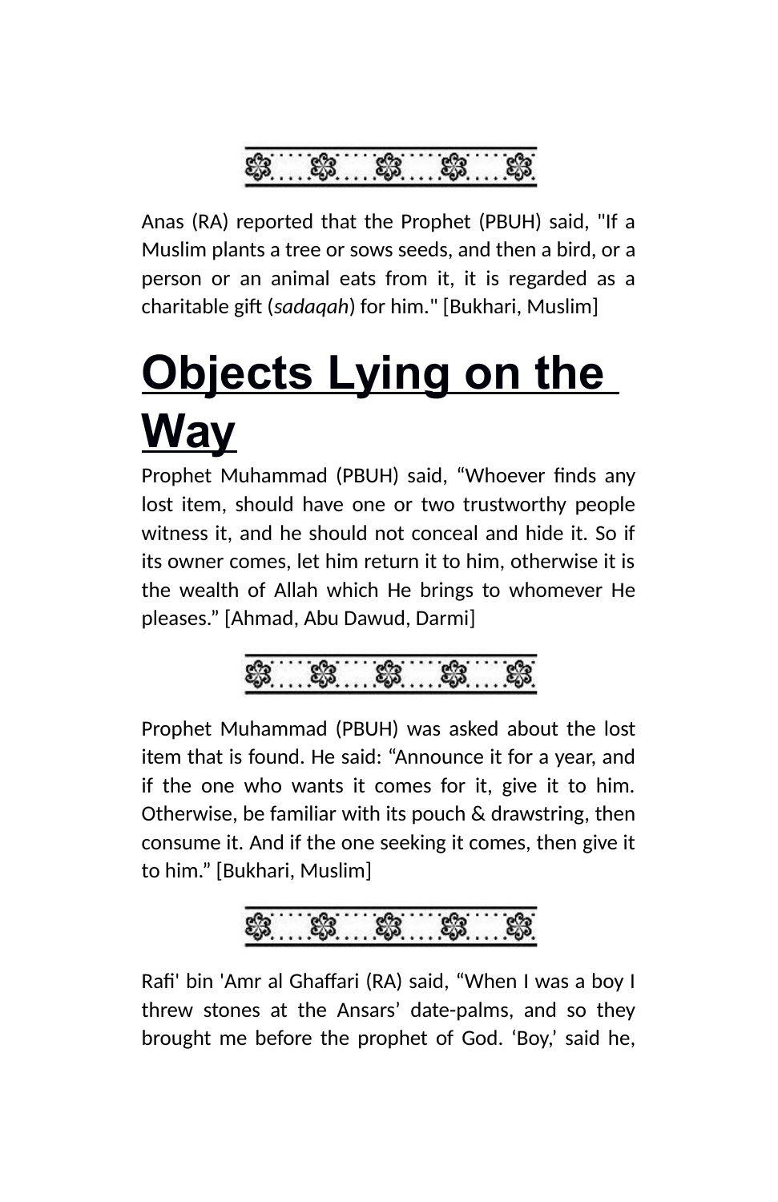Anas (RA) reported that the Prophet (PBUH) said, "If a Muslim plants a tree or sows seeds, and then a bird, or a person or an animal eats from it, it is regarded as a charitable gift (*sadaqah*) for him." [Bukhari, Muslim]

# Objects Lying on the Way

Prophet Muhammad (PBUH) said, "Whoever finds any lost item, should have one or two trustworthy people witness it, and he should not conceal and hide it. So if its owner comes, let him return it to him, otherwise it is the wealth of Allah which He brings to whomever He pleases." [Ahmad, Abu Dawud, Darmi]

Prophet Muhammad (PBUH) was asked about the lost item that is found. He said: "Announce it for a year, and if the one who wants it comes for it, give it to him. Otherwise, be familiar with its pouch & drawstring, then consume it. And if the one seeking it comes, then give it to him." [Bukhari, Muslim]

Rafi' bin 'Amr al Ghaffari (RA) said, "When I was a boy I threw stones at the Ansars' date-palms, and so they brought me before the prophet of God. 'Boy,' said he,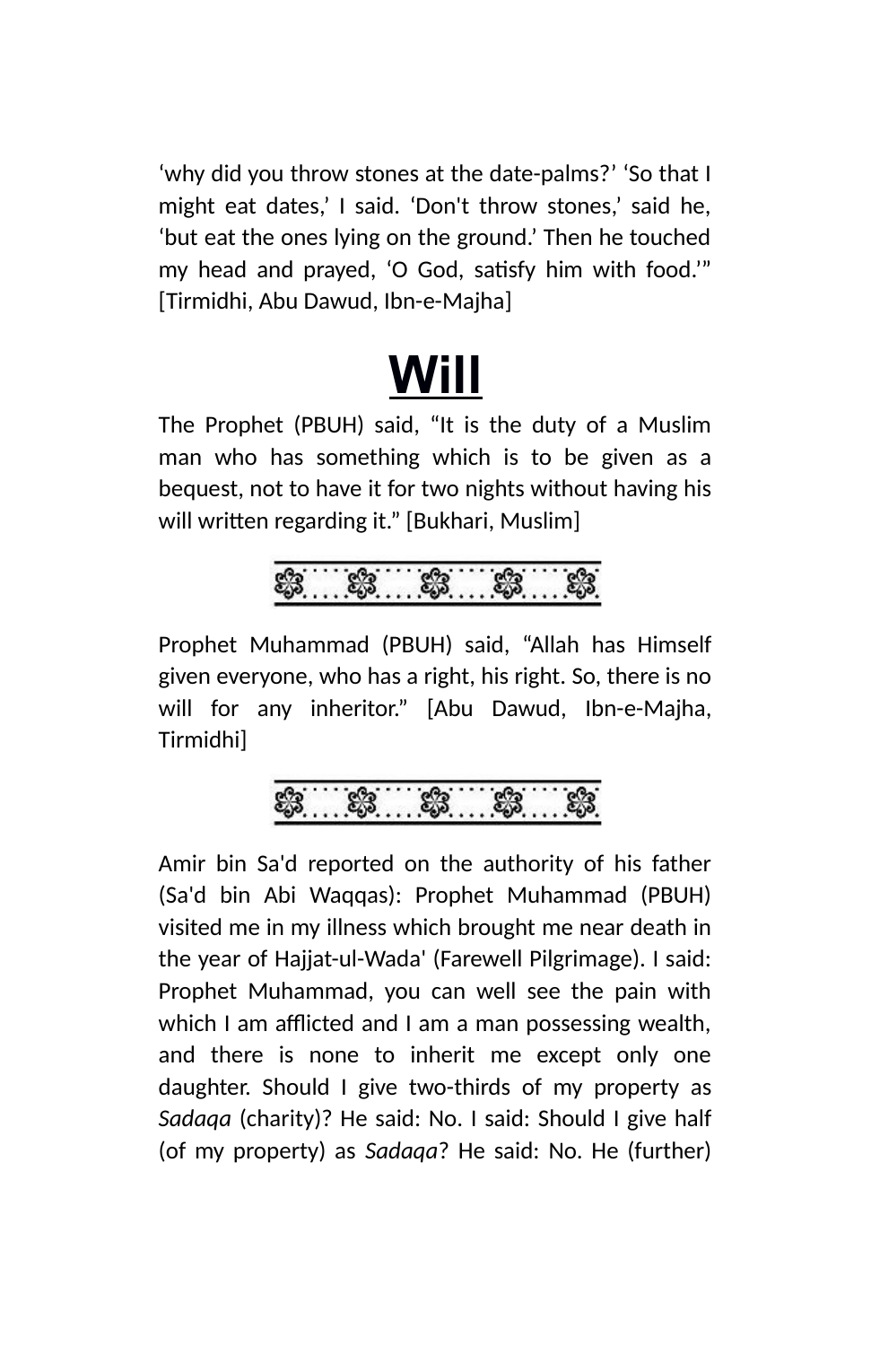'why did you throw stones at the date-palms?' 'So that I might eat dates,' I said. 'Don't throw stones,' said he, 'but eat the ones lying on the ground.' Then he touched my head and prayed, 'O God, satisfy him with food.'" [Tirmidhi, Abu Dawud, Ibn-e-Majha]

# Will

The Prophet (PBUH) said, "It is the duty of a Muslim man who has something which is to be given as a bequest, not to have it for two nights without having his will written regarding it." [Bukhari, Muslim]

Prophet Muhammad (PBUH) said, "Allah has Himself given everyone, who has a right, his right. So, there is no will for any inheritor." [Abu Dawud, Ibn-e-Majha, Tirmidhi]

Amir bin Sa'd reported on the authority of his father (Sa'd bin Abi Waqqas): Prophet Muhammad (PBUH) visited me in my illness which brought me near death in the year of Hajjat-ul-Wada' (Farewell Pilgrimage). I said: Prophet Muhammad, you can well see the pain with which I am afflicted and I am a man possessing wealth, and there is none to inherit me except only one daughter. Should I give two-thirds of my property as *Sadaqa* (charity)? He said: No. I said: Should I give half (of my property) as *Sadaqa*? He said: No. He (further)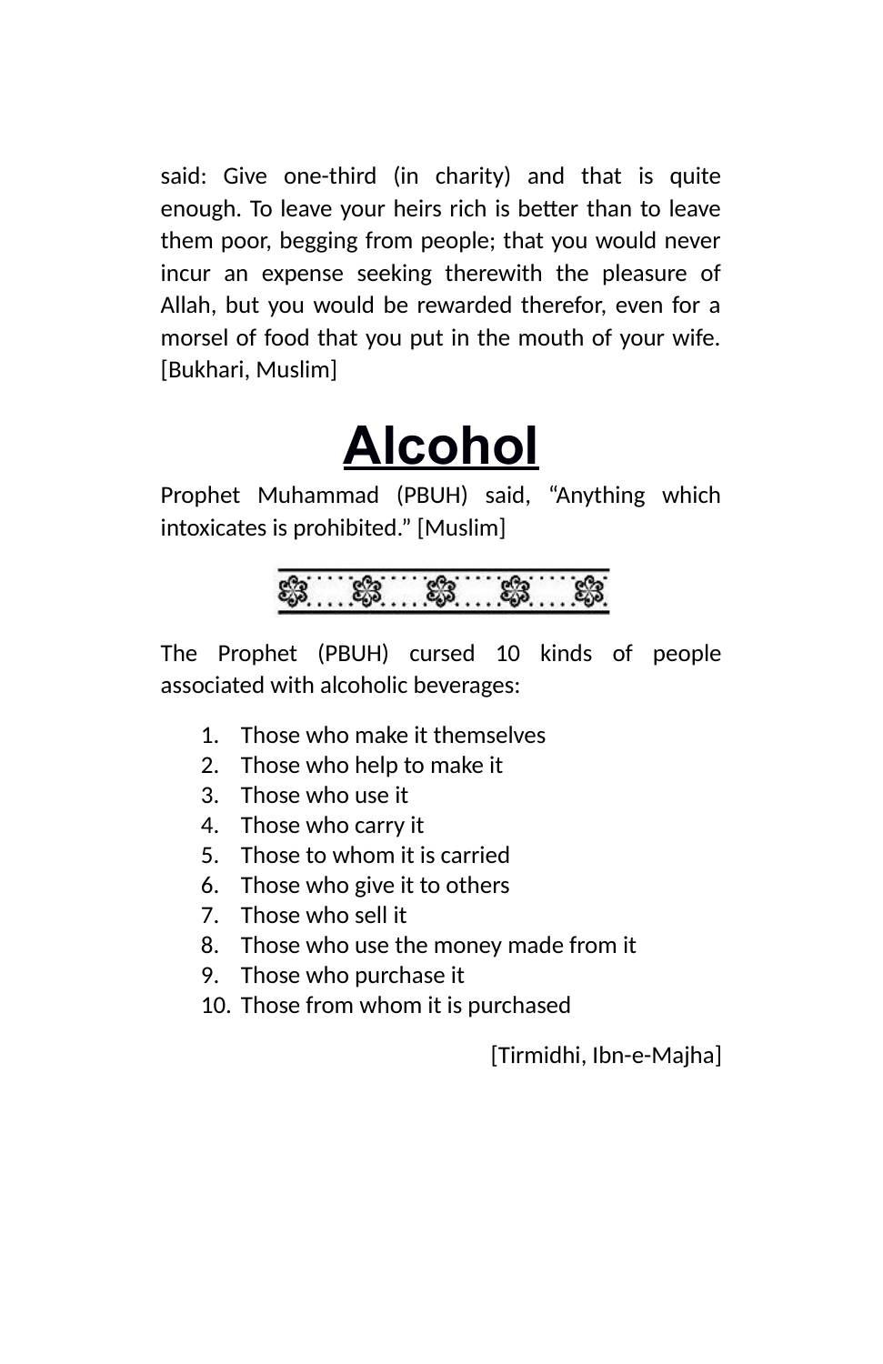said: Give one-third (in charity) and that is quite enough. To leave your heirs rich is better than to leave them poor, begging from people; that you would never incur an expense seeking therewith the pleasure of Allah, but you would be rewarded therefor, even for a morsel of food that you put in the mouth of your wife. [Bukhari, Muslim]

# Alcohol

Prophet Muhammad (PBUH) said, “Anything which intoxicates is prohibited.” [Muslim]

The Prophet (PBUH) cursed 10 kinds of people associated with alcoholic beverages:

1. Those who make it themselves
2. Those who help to make it
3. Those who use it
4. Those who carry it
5. Those to whom it is carried
6. Those who give it to others
7. Those who sell it
8. Those who use the money made from it
9. Those who purchase it
10. Those from whom it is purchased

[Tirmidhi, Ibn-e-Majha]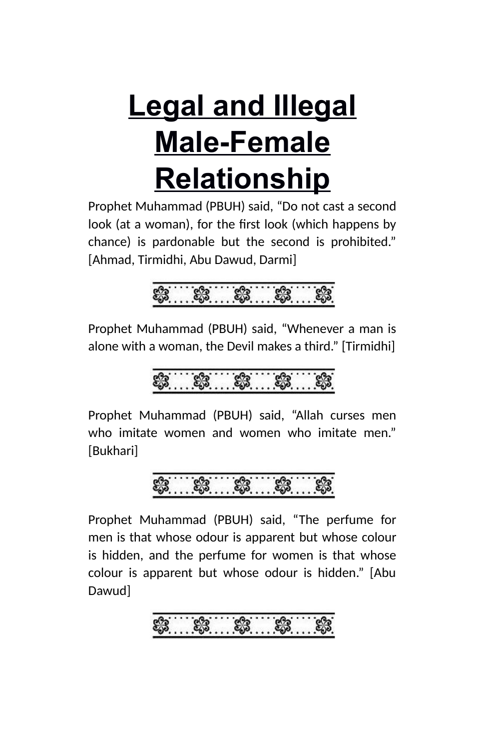# Legal and Illegal Male-Female Relationship

Prophet Muhammad (PBUH) said, “Do not cast a second look (at a woman), for the first look (which happens by chance) is pardonable but the second is prohibited.” [Ahmad, Tirmidhi, Abu Dawud, Darmi]

Prophet Muhammad (PBUH) said, “Whenever a man is alone with a woman, the Devil makes a third.” [Tirmidhi]

Prophet Muhammad (PBUH) said, “Allah curses men who imitate women and women who imitate men.” [Bukhari]

Prophet Muhammad (PBUH) said, “The perfume for men is that whose odour is apparent but whose colour is hidden, and the perfume for women is that whose colour is apparent but whose odour is hidden.” [Abu Dawud]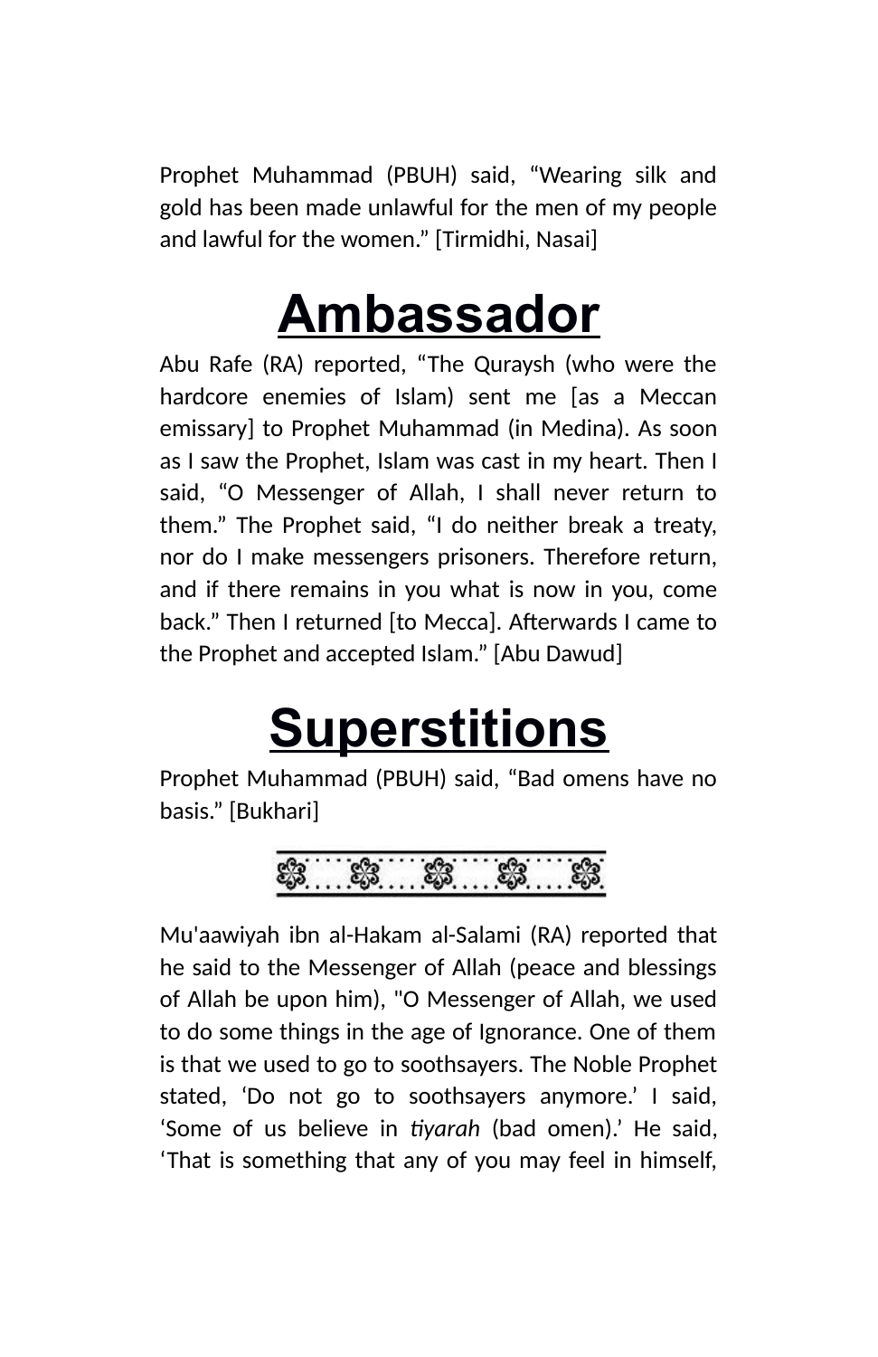Prophet Muhammad (PBUH) said, “Wearing silk and gold has been made unlawful for the men of my people and lawful for the women.” [Tirmidhi, Nasai]

# Ambassador

Abu Rafe (RA) reported, “The Quraysh (who were the hardcore enemies of Islam) sent me [as a Meccan emissary] to Prophet Muhammad (in Medina). As soon as I saw the Prophet, Islam was cast in my heart. Then I said, “O Messenger of Allah, I shall never return to them.” The Prophet said, “I do neither break a treaty, nor do I make messengers prisoners. Therefore return, and if there remains in you what is now in you, come back.” Then I returned [to Mecca]. Afterwards I came to the Prophet and accepted Islam.” [Abu Dawud]

# Superstitions

Prophet Muhammad (PBUH) said, “Bad omens have no basis.” [Bukhari]

Mu'aawiyah ibn al-Hakam al-Salami (RA) reported that he said to the Messenger of Allah (peace and blessings of Allah be upon him), "O Messenger of Allah, we used to do some things in the age of Ignorance. One of them is that we used to go to soothsayers. The Noble Prophet stated, ‘Do not go to soothsayers anymore.’ I said, ‘Some of us believe in *tiyarah* (bad omen).’ He said, ‘That is something that any of you may feel in himself,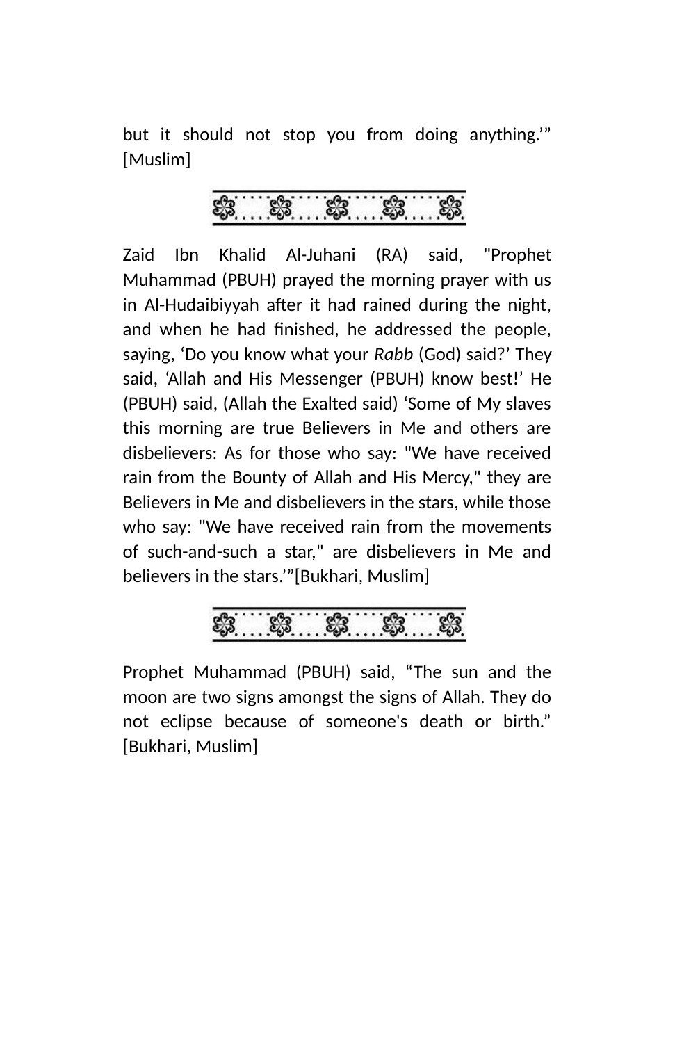but it should not stop you from doing anything.’” [Muslim]

Zaid Ibn Khalid Al-Juhani (RA) said, "Prophet Muhammad (PBUH) prayed the morning prayer with us in Al-Hudaibiyyah after it had rained during the night, and when he had finished, he addressed the people, saying, ‘Do you know what your *Rabb* (God) said?’ They said, ‘Allah and His Messenger (PBUH) know best!’ He (PBUH) said, (Allah the Exalted said) ‘Some of My slaves this morning are true Believers in Me and others are disbelievers: As for those who say: "We have received rain from the Bounty of Allah and His Mercy," they are Believers in Me and disbelievers in the stars, while those who say: "We have received rain from the movements of such-and-such a star," are disbelievers in Me and believers in the stars.’”[Bukhari, Muslim]

Prophet Muhammad (PBUH) said, “The sun and the moon are two signs amongst the signs of Allah. They do not eclipse because of someone's death or birth.” [Bukhari, Muslim]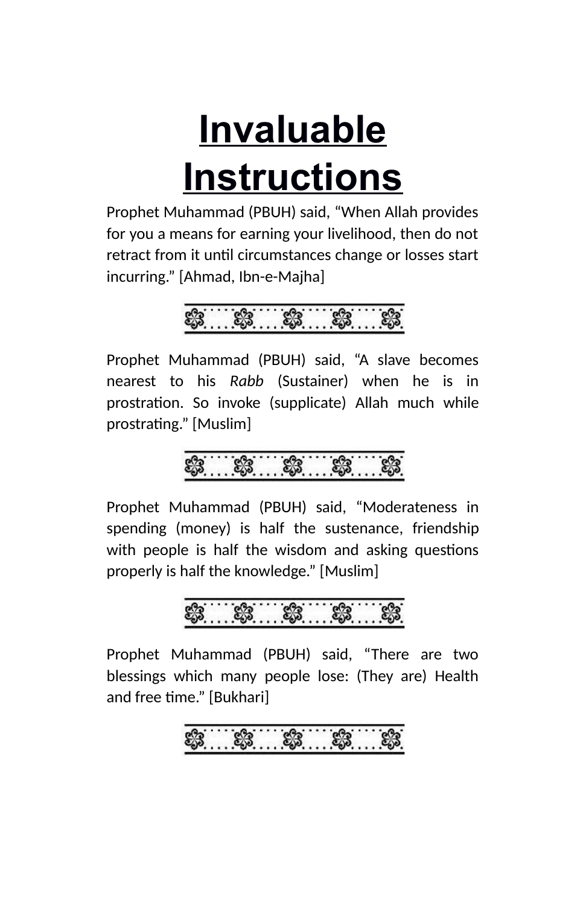# Invaluable Instructions

Prophet Muhammad (PBUH) said, "When Allah provides for you a means for earning your livelihood, then do not retract from it until circumstances change or losses start incurring." [Ahmad, Ibn-e-Majha]

Prophet Muhammad (PBUH) said, "A slave becomes nearest to his *Rabb* (Sustainer) when he is in prostration. So invoke (supplicate) Allah much while prostrating." [Muslim]

Prophet Muhammad (PBUH) said, "Moderateness in spending (money) is half the sustenance, friendship with people is half the wisdom and asking questions properly is half the knowledge." [Muslim]

Prophet Muhammad (PBUH) said, "There are two blessings which many people lose: (They are) Health and free time." [Bukhari]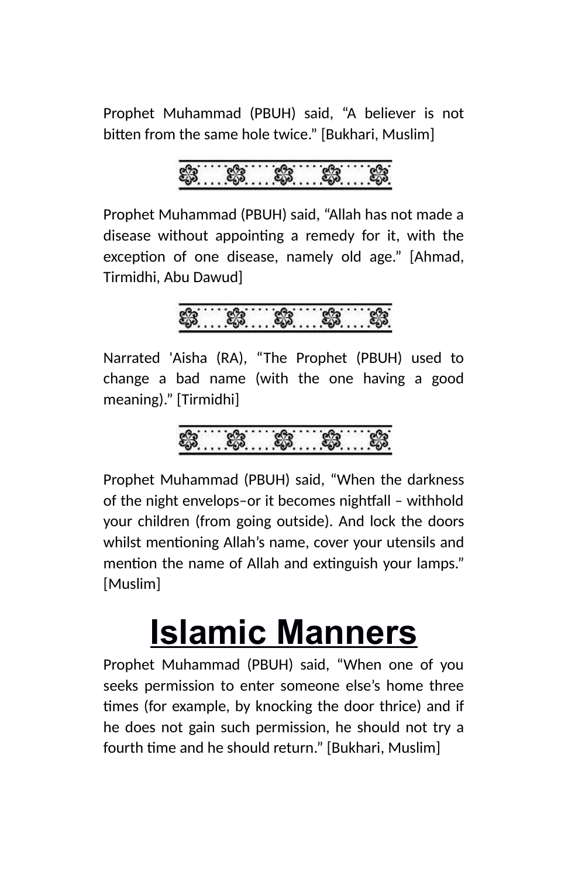Prophet Muhammad (PBUH) said, “A believer is not bitten from the same hole twice.” [Bukhari, Muslim]

Prophet Muhammad (PBUH) said, “Allah has not made a disease without appointing a remedy for it, with the exception of one disease, namely old age.” [Ahmad, Tirmidhi, Abu Dawud]

Narrated 'Aisha (RA), “The Prophet (PBUH) used to change a bad name (with the one having a good meaning).” [Tirmidhi]

Prophet Muhammad (PBUH) said, “When the darkness of the night envelops–or it becomes nightfall – withhold your children (from going outside). And lock the doors whilst mentioning Allah’s name, cover your utensils and mention the name of Allah and extinguish your lamps.” [Muslim]

# Islamic Manners

Prophet Muhammad (PBUH) said, “When one of you seeks permission to enter someone else’s home three times (for example, by knocking the door thrice) and if he does not gain such permission, he should not try a fourth time and he should return.” [Bukhari, Muslim]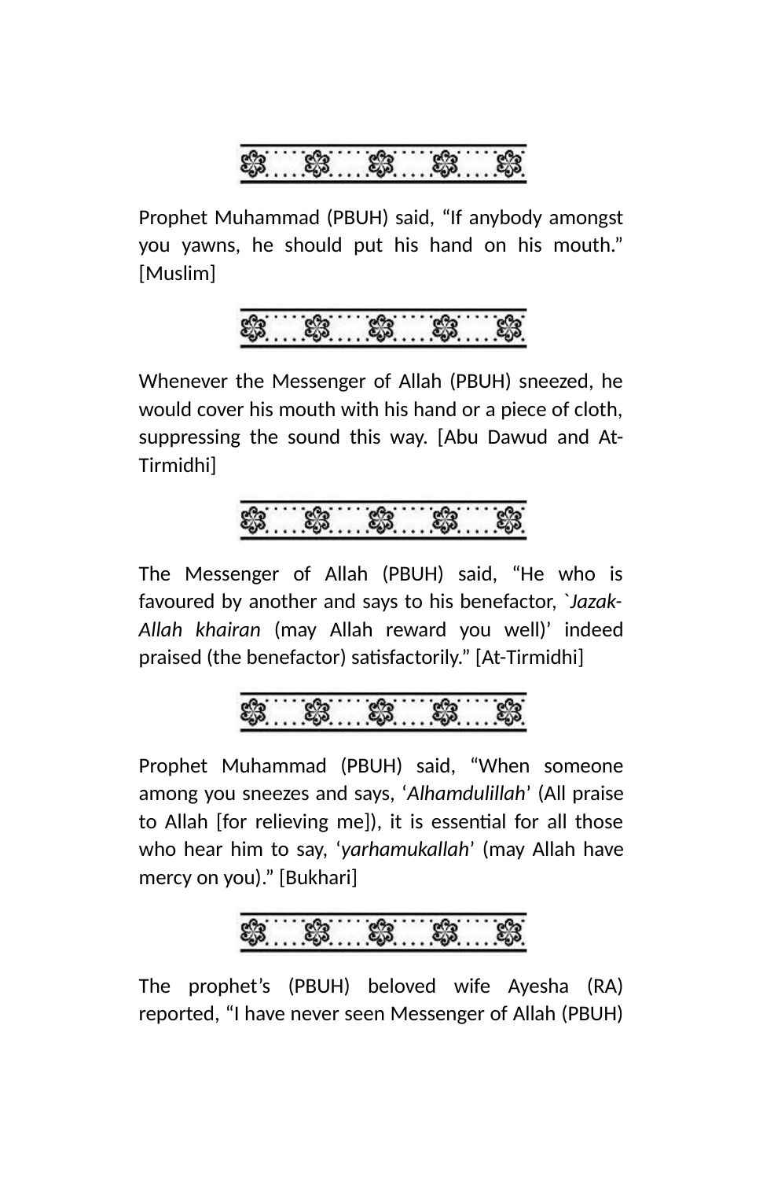Prophet Muhammad (PBUH) said, “If anybody amongst you yawns, he should put his hand on his mouth.” [Muslim]

Whenever the Messenger of Allah (PBUH) sneezed, he would cover his mouth with his hand or a piece of cloth, suppressing the sound this way. [Abu Dawud and At-Tirmidhi]

The Messenger of Allah (PBUH) said, “He who is favoured by another and says to his benefactor, `*Jazak-Allah khairan* (may Allah reward you well)’ indeed praised (the benefactor) satisfactorily.” [At-Tirmidhi]

Prophet Muhammad (PBUH) said, “When someone among you sneezes and says, ‘*Alhamdulillah*’ (All praise to Allah [for relieving me]), it is essential for all those who hear him to say, ‘*yarhamukallah*’ (may Allah have mercy on you).” [Bukhari]

The prophet’s (PBUH) beloved wife Ayesha (RA) reported, “I have never seen Messenger of Allah (PBUH)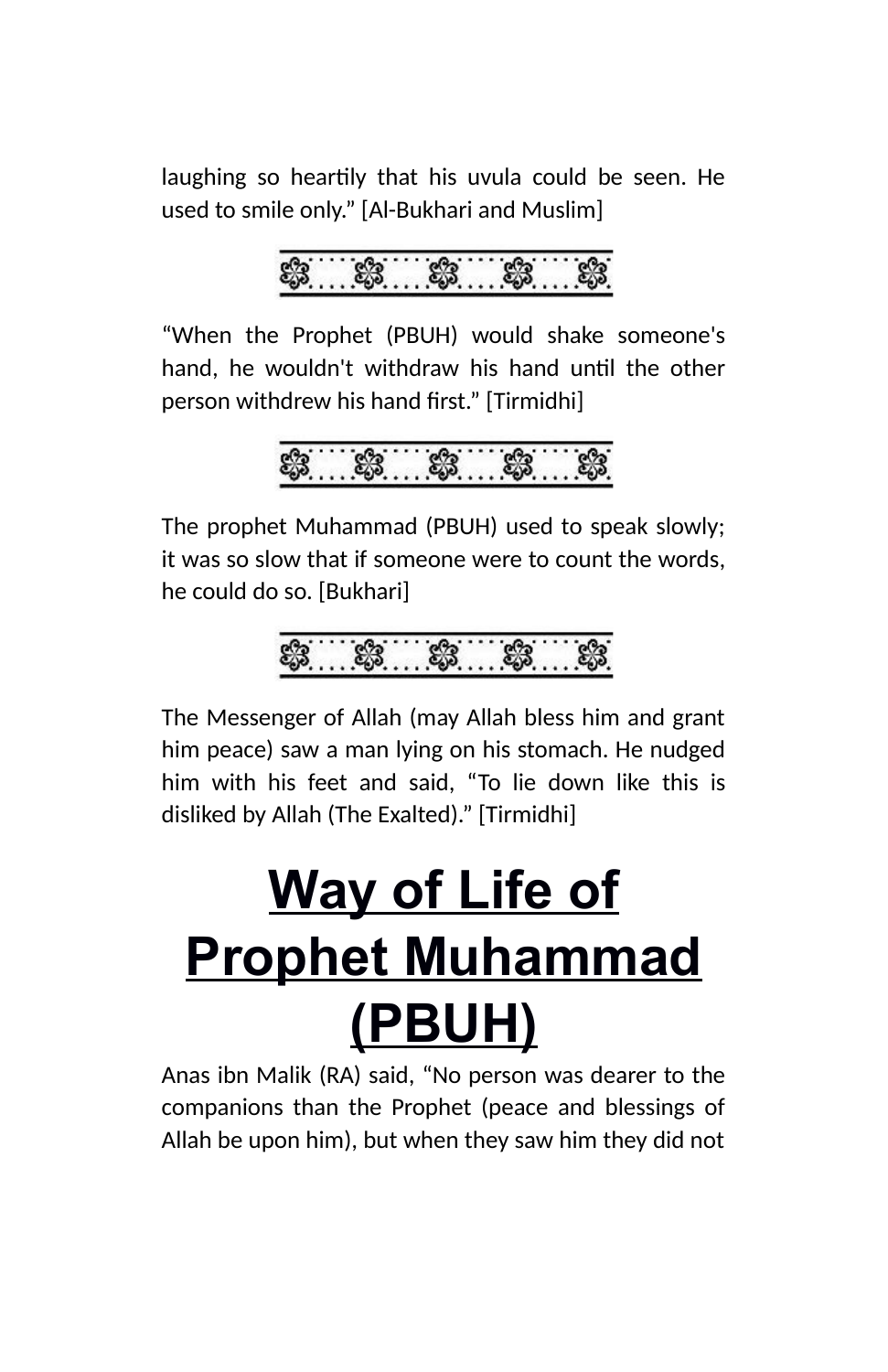laughing so heartily that his uvula could be seen. He used to smile only.” [Al-Bukhari and Muslim]

“When the Prophet (PBUH) would shake someone's hand, he wouldn't withdraw his hand until the other person withdrew his hand first.” [Tirmidhi]

The prophet Muhammad (PBUH) used to speak slowly; it was so slow that if someone were to count the words, he could do so. [Bukhari]

The Messenger of Allah (may Allah bless him and grant him peace) saw a man lying on his stomach. He nudged him with his feet and said, “To lie down like this is disliked by Allah (The Exalted).” [Tirmidhi]

# Way of Life of Prophet Muhammad (PBUH)

Anas ibn Malik (RA) said, “No person was dearer to the companions than the Prophet (peace and blessings of Allah be upon him), but when they saw him they did not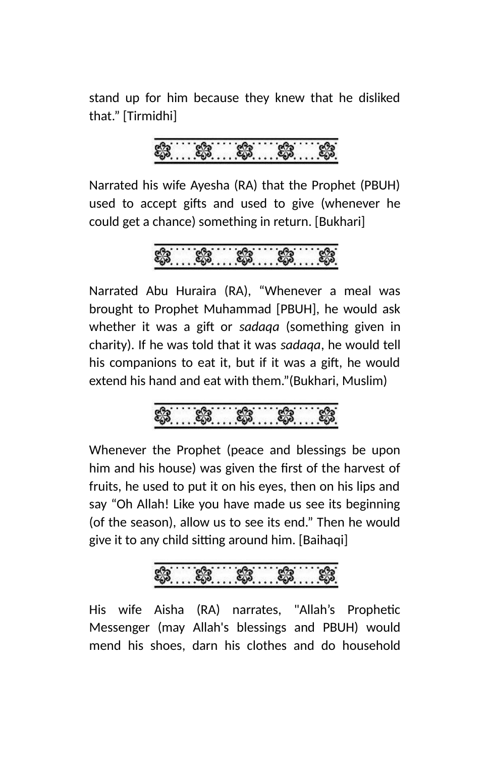stand up for him because they knew that he disliked that.” [Tirmidhi]

Narrated his wife Ayesha (RA) that the Prophet (PBUH) used to accept gifts and used to give (whenever he could get a chance) something in return. [Bukhari]

Narrated Abu Huraira (RA), “Whenever a meal was brought to Prophet Muhammad [PBUH], he would ask whether it was a gift or *sadaqa* (something given in charity). If he was told that it was *sadaqa*, he would tell his companions to eat it, but if it was a gift, he would extend his hand and eat with them.”(Bukhari, Muslim)

Whenever the Prophet (peace and blessings be upon him and his house) was given the first of the harvest of fruits, he used to put it on his eyes, then on his lips and say “Oh Allah! Like you have made us see its beginning (of the season), allow us to see its end.” Then he would give it to any child sitting around him. [Baihaqi]

His wife Aisha (RA) narrates, "Allah’s Prophetic Messenger (may Allah's blessings and PBUH) would mend his shoes, darn his clothes and do household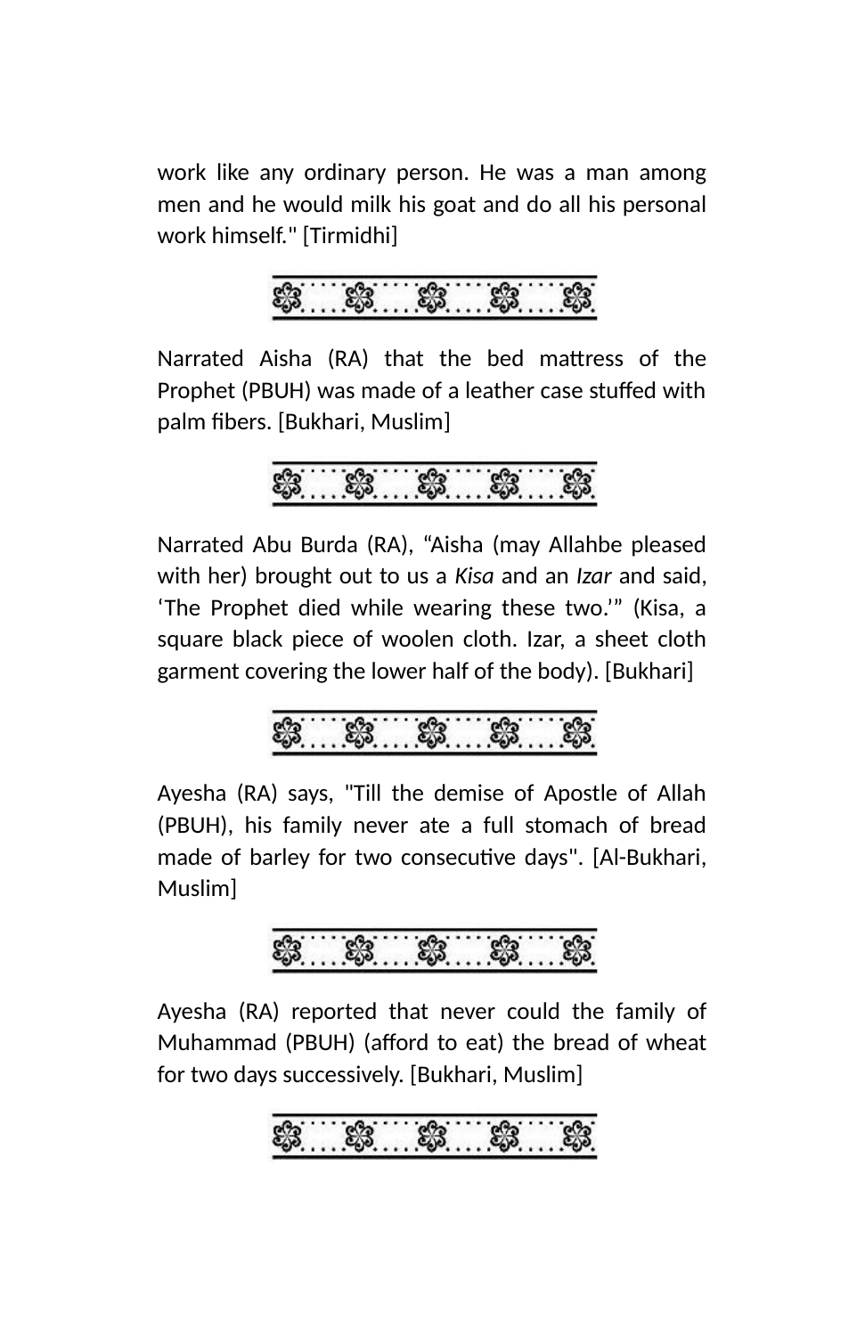work like any ordinary person. He was a man among men and he would milk his goat and do all his personal work himself." [Tirmidhi]

Narrated Aisha (RA) that the bed mattress of the Prophet (PBUH) was made of a leather case stuffed with palm fibers. [Bukhari, Muslim]

Narrated Abu Burda (RA), "Aisha (may Allahbe pleased with her) brought out to us a *Kisa* and an *Izar* and said, 'The Prophet died while wearing these two.'" (Kisa, a square black piece of woolen cloth. Izar, a sheet cloth garment covering the lower half of the body). [Bukhari]

Ayesha (RA) says, "Till the demise of Apostle of Allah (PBUH), his family never ate a full stomach of bread made of barley for two consecutive days". [Al-Bukhari, Muslim]

Ayesha (RA) reported that never could the family of Muhammad (PBUH) (afford to eat) the bread of wheat for two days successively. [Bukhari, Muslim]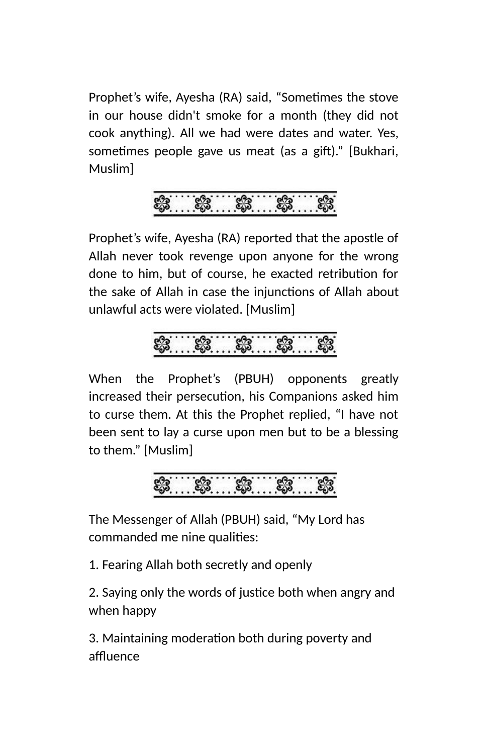Prophet’s wife, Ayesha (RA) said, “Sometimes the stove in our house didn't smoke for a month (they did not cook anything). All we had were dates and water. Yes, sometimes people gave us meat (as a gift).” [Bukhari, Muslim]

Prophet’s wife, Ayesha (RA) reported that the apostle of Allah never took revenge upon anyone for the wrong done to him, but of course, he exacted retribution for the sake of Allah in case the injunctions of Allah about unlawful acts were violated. [Muslim]

When the Prophet’s (PBUH) opponents greatly increased their persecution, his Companions asked him to curse them. At this the Prophet replied, “I have not been sent to lay a curse upon men but to be a blessing to them.” [Muslim]

The Messenger of Allah (PBUH) said, “My Lord has commanded me nine qualities:

1. Fearing Allah both secretly and openly

2. Saying only the words of justice both when angry and when happy

3. Maintaining moderation both during poverty and affluence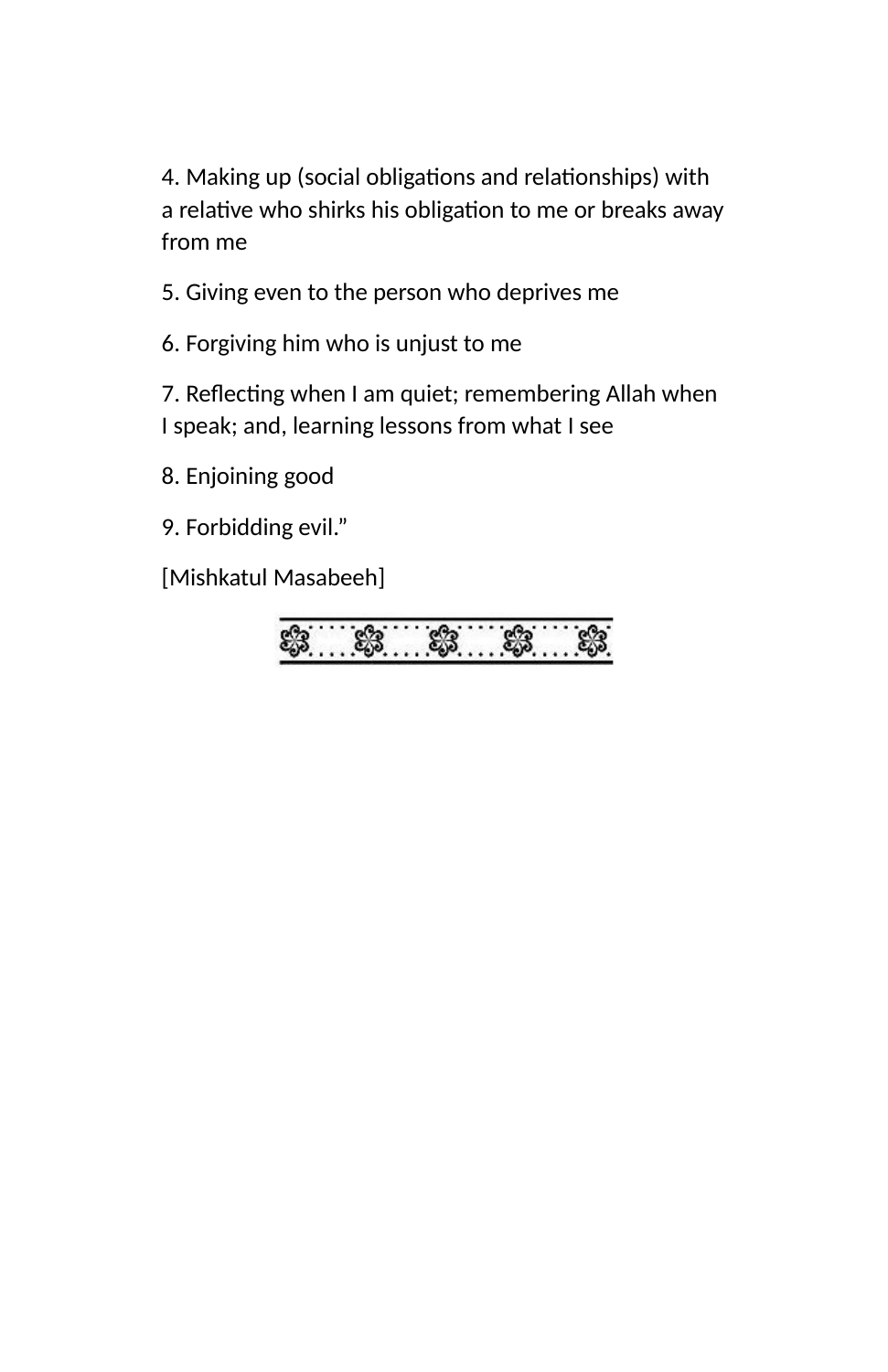4. Making up (social obligations and relationships) with a relative who shirks his obligation to me or breaks away from me

5. Giving even to the person who deprives me

6. Forgiving him who is unjust to me

7. Reflecting when I am quiet; remembering Allah when I speak; and, learning lessons from what I see

8. Enjoining good

9. Forbidding evil."

[Mishkatul Masabeeh]